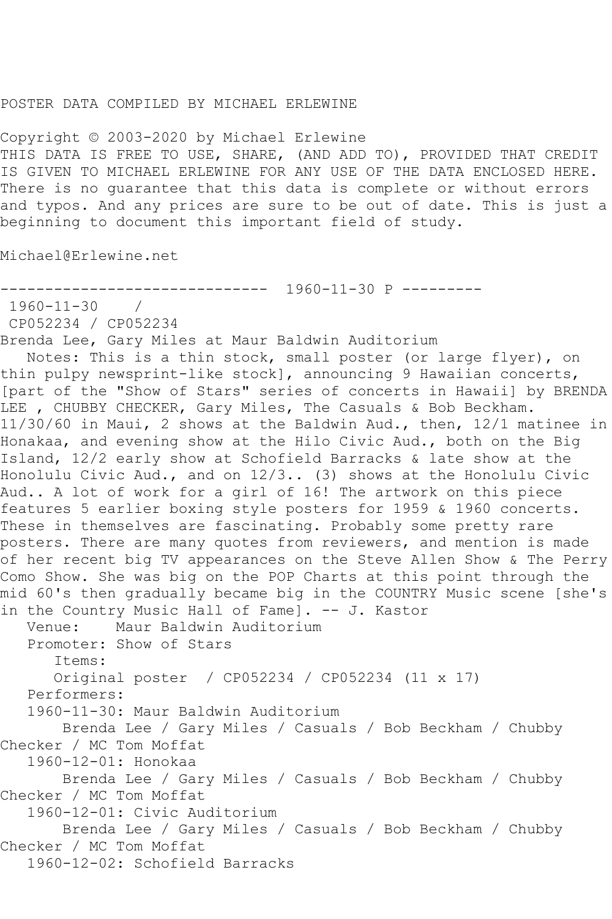POSTER DATA COMPILED BY MICHAEL ERLEWINE

Copyright © 2003-2020 by Michael Erlewine
THIS DATA IS FREE TO USE, SHARE, (AND ADD TO), PROVIDED THAT CREDIT IS GIVEN TO MICHAEL ERLEWINE FOR ANY USE OF THE DATA ENCLOSED HERE. There is no guarantee that this data is complete or without errors and typos. And any prices are sure to be out of date. This is just a beginning to document this important field of study.

Michael@Erlewine.net

------------------------------ 1960-11-30 P ---------

1960-11-30 /
CP052234 / CP052234
Brenda Lee, Gary Miles at Maur Baldwin Auditorium

Notes: This is a thin stock, small poster (or large flyer), on thin pulpy newsprint-like stock], announcing 9 Hawaiian concerts, [part of the "Show of Stars" series of concerts in Hawaii] by BRENDA LEE , CHUBBY CHECKER, Gary Miles, The Casuals & Bob Beckham. 11/30/60 in Maui, 2 shows at the Baldwin Aud., then, 12/1 matinee in Honakaa, and evening show at the Hilo Civic Aud., both on the Big Island, 12/2 early show at Schofield Barracks & late show at the Honolulu Civic Aud., and on 12/3.. (3) shows at the Honolulu Civic Aud.. A lot of work for a girl of 16! The artwork on this piece features 5 earlier boxing style posters for 1959 & 1960 concerts. These in themselves are fascinating. Probably some pretty rare posters. There are many quotes from reviewers, and mention is made of her recent big TV appearances on the Steve Allen Show & The Perry Como Show. She was big on the POP Charts at this point through the mid 60's then gradually became big in the COUNTRY Music scene [she's in the Country Music Hall of Fame]. -- J. Kastor

Venue: Maur Baldwin Auditorium
Promoter: Show of Stars
Items:
Original poster / CP052234 / CP052234 (11 x 17)
Performers:
1960-11-30: Maur Baldwin Auditorium
Brenda Lee / Gary Miles / Casuals / Bob Beckham / Chubby Checker / MC Tom Moffat
1960-12-01: Honokaa
Brenda Lee / Gary Miles / Casuals / Bob Beckham / Chubby Checker / MC Tom Moffat
1960-12-01: Civic Auditorium
Brenda Lee / Gary Miles / Casuals / Bob Beckham / Chubby Checker / MC Tom Moffat
1960-12-02: Schofield Barracks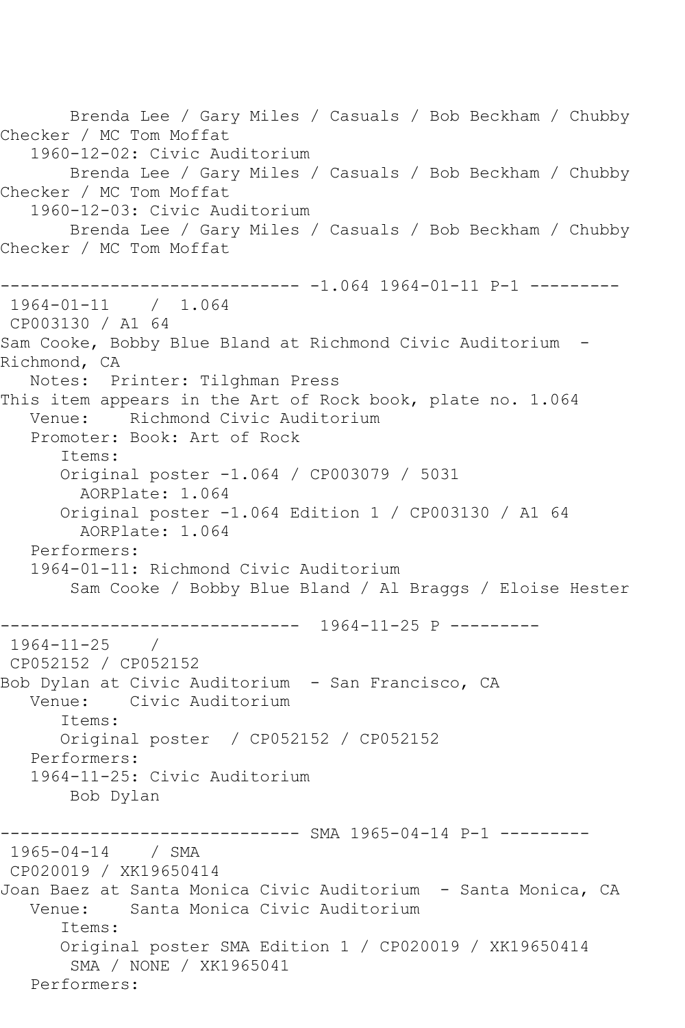Brenda Lee / Gary Miles / Casuals / Bob Beckham / Chubby Checker / MC Tom Moffat
   1960-12-02: Civic Auditorium
       Brenda Lee / Gary Miles / Casuals / Bob Beckham / Chubby Checker / MC Tom Moffat
   1960-12-03: Civic Auditorium
       Brenda Lee / Gary Miles / Casuals / Bob Beckham / Chubby Checker / MC Tom Moffat

------------------------------ -1.064 1964-01-11 P-1 ---------
1964-01-11    /  1.064
CP003130 / A1 64
Sam Cooke, Bobby Blue Bland at Richmond Civic Auditorium  - Richmond, CA
   Notes:  Printer: Tilghman Press
This item appears in the Art of Rock book, plate no. 1.064
   Venue:    Richmond Civic Auditorium
   Promoter: Book: Art of Rock
      Items:
      Original poster -1.064 / CP003079 / 5031
        AORPlate: 1.064
      Original poster -1.064 Edition 1 / CP003130 / A1 64
        AORPlate: 1.064
   Performers:
   1964-01-11: Richmond Civic Auditorium
       Sam Cooke / Bobby Blue Bland / Al Braggs / Eloise Hester

------------------------------  1964-11-25 P ---------
1964-11-25    /
CP052152 / CP052152
Bob Dylan at Civic Auditorium  - San Francisco, CA
   Venue:    Civic Auditorium
      Items:
      Original poster  / CP052152 / CP052152
   Performers:
   1964-11-25: Civic Auditorium
       Bob Dylan

------------------------------ SMA 1965-04-14 P-1 ---------
1965-04-14    / SMA
CP020019 / XK19650414
Joan Baez at Santa Monica Civic Auditorium  - Santa Monica, CA
   Venue:    Santa Monica Civic Auditorium
      Items:
      Original poster SMA Edition 1 / CP020019 / XK19650414
       SMA / NONE / XK1965041
   Performers: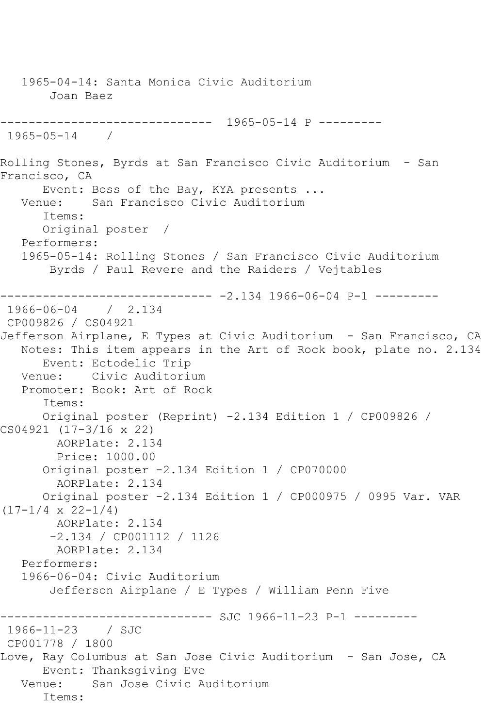```
   1965-04-14: Santa Monica Civic Auditorium
       Joan Baez

------------------------------  1965-05-14 P ---------
 1965-05-14    /

Rolling Stones, Byrds at San Francisco Civic Auditorium  - San
Francisco, CA
      Event: Boss of the Bay, KYA presents ...
   Venue:    San Francisco Civic Auditorium
      Items:
      Original poster  /
   Performers:
   1965-05-14: Rolling Stones / San Francisco Civic Auditorium
       Byrds / Paul Revere and the Raiders / Vejtables

------------------------------ -2.134 1966-06-04 P-1 ---------
 1966-06-04    /  2.134
 CP009826 / CS04921
Jefferson Airplane, E Types at Civic Auditorium  - San Francisco, CA
   Notes: This item appears in the Art of Rock book, plate no. 2.134
      Event: Ectodelic Trip
   Venue:    Civic Auditorium
   Promoter: Book: Art of Rock
      Items:
      Original poster (Reprint) -2.134 Edition 1 / CP009826 /
CS04921 (17-3/16 x 22)
        AORPlate: 2.134
        Price: 1000.00
      Original poster -2.134 Edition 1 / CP070000
        AORPlate: 2.134
      Original poster -2.134 Edition 1 / CP000975 / 0995 Var. VAR
(17-1/4 x 22-1/4)
        AORPlate: 2.134
       -2.134 / CP001112 / 1126
        AORPlate: 2.134
   Performers:
   1966-06-04: Civic Auditorium
       Jefferson Airplane / E Types / William Penn Five

------------------------------ SJC 1966-11-23 P-1 ---------
 1966-11-23    / SJC
 CP001778 / 1800
Love, Ray Columbus at San Jose Civic Auditorium  - San Jose, CA
      Event: Thanksgiving Eve
   Venue:    San Jose Civic Auditorium
      Items:
```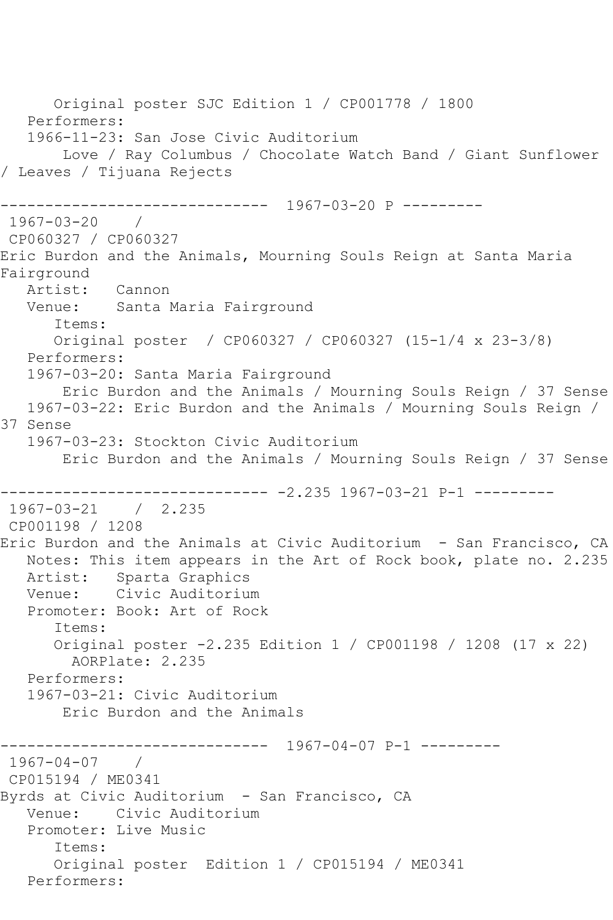Original poster SJC Edition 1 / CP001778 / 1800

Performers:

1966-11-23: San Jose Civic Auditorium

Love / Ray Columbus / Chocolate Watch Band / Giant Sunflower / Leaves / Tijuana Rejects

------------------------------ 1967-03-20 P ---------

1967-03-20 /

CP060327 / CP060327

Eric Burdon and the Animals, Mourning Souls Reign at Santa Maria Fairground

Artist: Cannon

Venue: Santa Maria Fairground

Items:

Original poster / CP060327 / CP060327 (15-1/4 x 23-3/8)

Performers:

1967-03-20: Santa Maria Fairground

Eric Burdon and the Animals / Mourning Souls Reign / 37 Sense

1967-03-22: Eric Burdon and the Animals / Mourning Souls Reign / 37 Sense

1967-03-23: Stockton Civic Auditorium

Eric Burdon and the Animals / Mourning Souls Reign / 37 Sense

------------------------------ -2.235 1967-03-21 P-1 ---------

1967-03-21 / 2.235

CP001198 / 1208

Eric Burdon and the Animals at Civic Auditorium - San Francisco, CA

Notes: This item appears in the Art of Rock book, plate no. 2.235

Artist: Sparta Graphics

Venue: Civic Auditorium

Promoter: Book: Art of Rock

Items:

Original poster -2.235 Edition 1 / CP001198 / 1208 (17 x 22)

AORPlate: 2.235

Performers:

1967-03-21: Civic Auditorium

Eric Burdon and the Animals

------------------------------ 1967-04-07 P-1 ---------

1967-04-07 /

CP015194 / ME0341

Byrds at Civic Auditorium - San Francisco, CA

Venue: Civic Auditorium

Promoter: Live Music

Items:

Original poster Edition 1 / CP015194 / ME0341

Performers: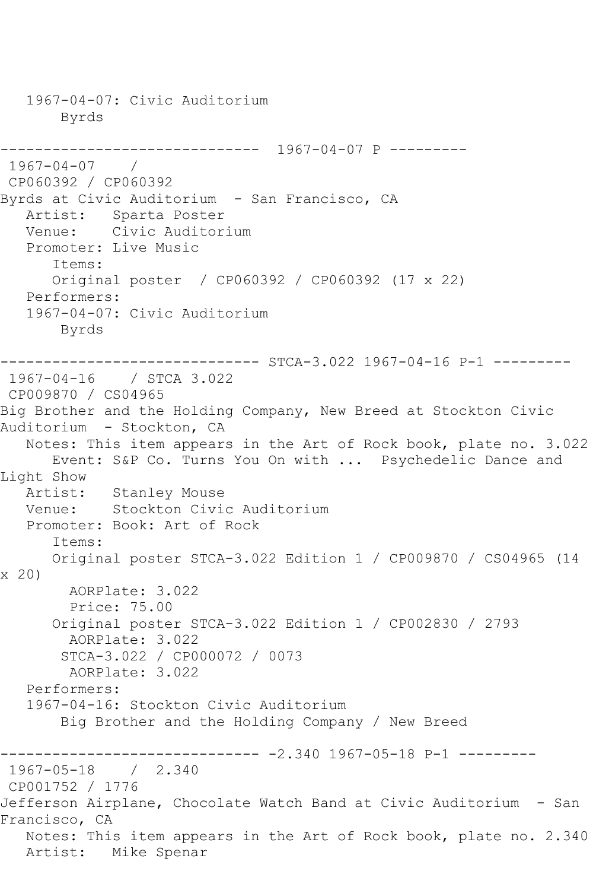```
   1967-04-07: Civic Auditorium
       Byrds

------------------------------  1967-04-07 P ---------
 1967-04-07    /
 CP060392 / CP060392
Byrds at Civic Auditorium  - San Francisco, CA
   Artist:   Sparta Poster
   Venue:    Civic Auditorium
   Promoter: Live Music
      Items:
      Original poster  / CP060392 / CP060392 (17 x 22)
   Performers:
   1967-04-07: Civic Auditorium
       Byrds

------------------------------ STCA-3.022 1967-04-16 P-1 ---------
 1967-04-16    / STCA 3.022
 CP009870 / CS04965
Big Brother and the Holding Company, New Breed at Stockton Civic
Auditorium  - Stockton, CA
   Notes: This item appears in the Art of Rock book, plate no. 3.022
      Event: S&P Co. Turns You On with ...  Psychedelic Dance and
Light Show
   Artist:   Stanley Mouse
   Venue:    Stockton Civic Auditorium
   Promoter: Book: Art of Rock
      Items:
      Original poster STCA-3.022 Edition 1 / CP009870 / CS04965 (14
x 20)
        AORPlate: 3.022
        Price: 75.00
      Original poster STCA-3.022 Edition 1 / CP002830 / 2793
        AORPlate: 3.022
       STCA-3.022 / CP000072 / 0073
        AORPlate: 3.022
   Performers:
   1967-04-16: Stockton Civic Auditorium
       Big Brother and the Holding Company / New Breed

------------------------------ -2.340 1967-05-18 P-1 ---------
 1967-05-18    /  2.340
 CP001752 / 1776
Jefferson Airplane, Chocolate Watch Band at Civic Auditorium  - San
Francisco, CA
   Notes: This item appears in the Art of Rock book, plate no. 2.340
   Artist:   Mike Spenar
```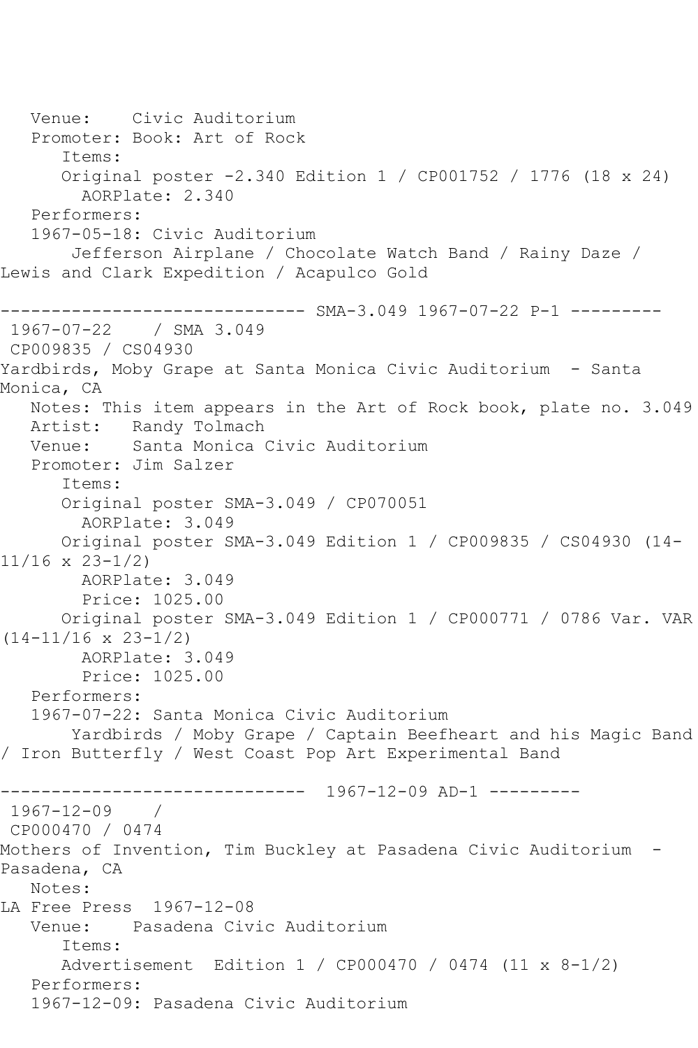Venue: Civic Auditorium
Promoter: Book: Art of Rock
Items:
Original poster -2.340 Edition 1 / CP001752 / 1776 (18 x 24)
AORPlate: 2.340
Performers:
1967-05-18: Civic Auditorium
Jefferson Airplane / Chocolate Watch Band / Rainy Daze / Lewis and Clark Expedition / Acapulco Gold

------------------------------ SMA-3.049 1967-07-22 P-1 ---------

1967-07-22 / SMA 3.049
CP009835 / CS04930
Yardbirds, Moby Grape at Santa Monica Civic Auditorium - Santa Monica, CA
Notes: This item appears in the Art of Rock book, plate no. 3.049
Artist: Randy Tolmach
Venue: Santa Monica Civic Auditorium
Promoter: Jim Salzer
Items:
Original poster SMA-3.049 / CP070051
AORPlate: 3.049
Original poster SMA-3.049 Edition 1 / CP009835 / CS04930 (14-11/16 x 23-1/2)
AORPlate: 3.049
Price: 1025.00
Original poster SMA-3.049 Edition 1 / CP000771 / 0786 Var. VAR (14-11/16 x 23-1/2)
AORPlate: 3.049
Price: 1025.00
Performers:
1967-07-22: Santa Monica Civic Auditorium
Yardbirds / Moby Grape / Captain Beefheart and his Magic Band / Iron Butterfly / West Coast Pop Art Experimental Band

------------------------------ 1967-12-09 AD-1 ---------

1967-12-09 /
CP000470 / 0474
Mothers of Invention, Tim Buckley at Pasadena Civic Auditorium - Pasadena, CA
Notes:
LA Free Press 1967-12-08
Venue: Pasadena Civic Auditorium
Items:
Advertisement Edition 1 / CP000470 / 0474 (11 x 8-1/2)
Performers:
1967-12-09: Pasadena Civic Auditorium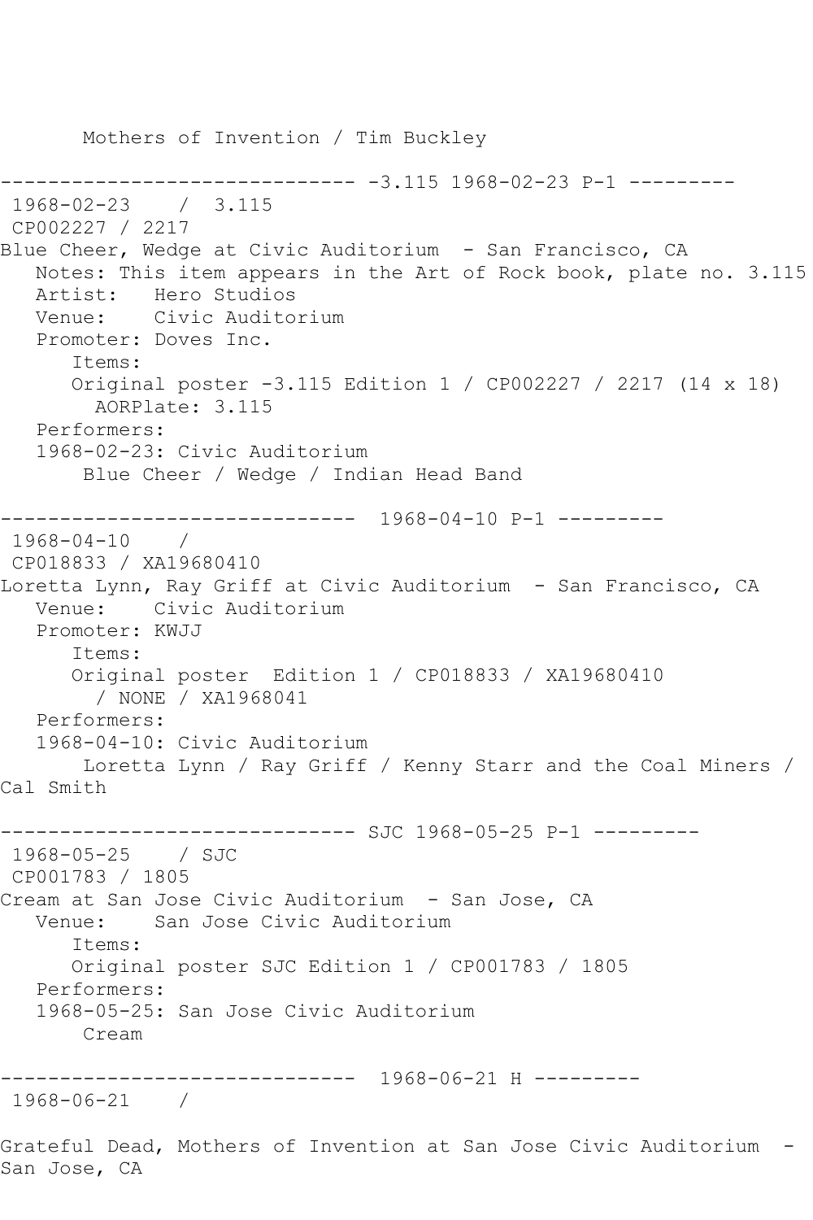Mothers of Invention / Tim Buckley

------------------------------ -3.115 1968-02-23 P-1 ---------

1968-02-23 / 3.115

CP002227 / 2217

Blue Cheer, Wedge at Civic Auditorium - San Francisco, CA

Notes: This item appears in the Art of Rock book, plate no. 3.115

Artist: Hero Studios

Venue: Civic Auditorium

Promoter: Doves Inc.

Items:

Original poster -3.115 Edition 1 / CP002227 / 2217 (14 x 18)

AORPlate: 3.115

Performers:

1968-02-23: Civic Auditorium

Blue Cheer / Wedge / Indian Head Band

------------------------------ 1968-04-10 P-1 ---------

1968-04-10 /

CP018833 / XA19680410

Loretta Lynn, Ray Griff at Civic Auditorium - San Francisco, CA

Venue: Civic Auditorium

Promoter: KWJJ

Items:

Original poster Edition 1 / CP018833 / XA19680410 / NONE / XA1968041

Performers:

1968-04-10: Civic Auditorium

Loretta Lynn / Ray Griff / Kenny Starr and the Coal Miners / Cal Smith

------------------------------ SJC 1968-05-25 P-1 ---------

1968-05-25 / SJC

CP001783 / 1805

Cream at San Jose Civic Auditorium - San Jose, CA

Venue: San Jose Civic Auditorium

Items:

Original poster SJC Edition 1 / CP001783 / 1805

Performers:

1968-05-25: San Jose Civic Auditorium

Cream

------------------------------ 1968-06-21 H ---------

1968-06-21 /

Grateful Dead, Mothers of Invention at San Jose Civic Auditorium - San Jose, CA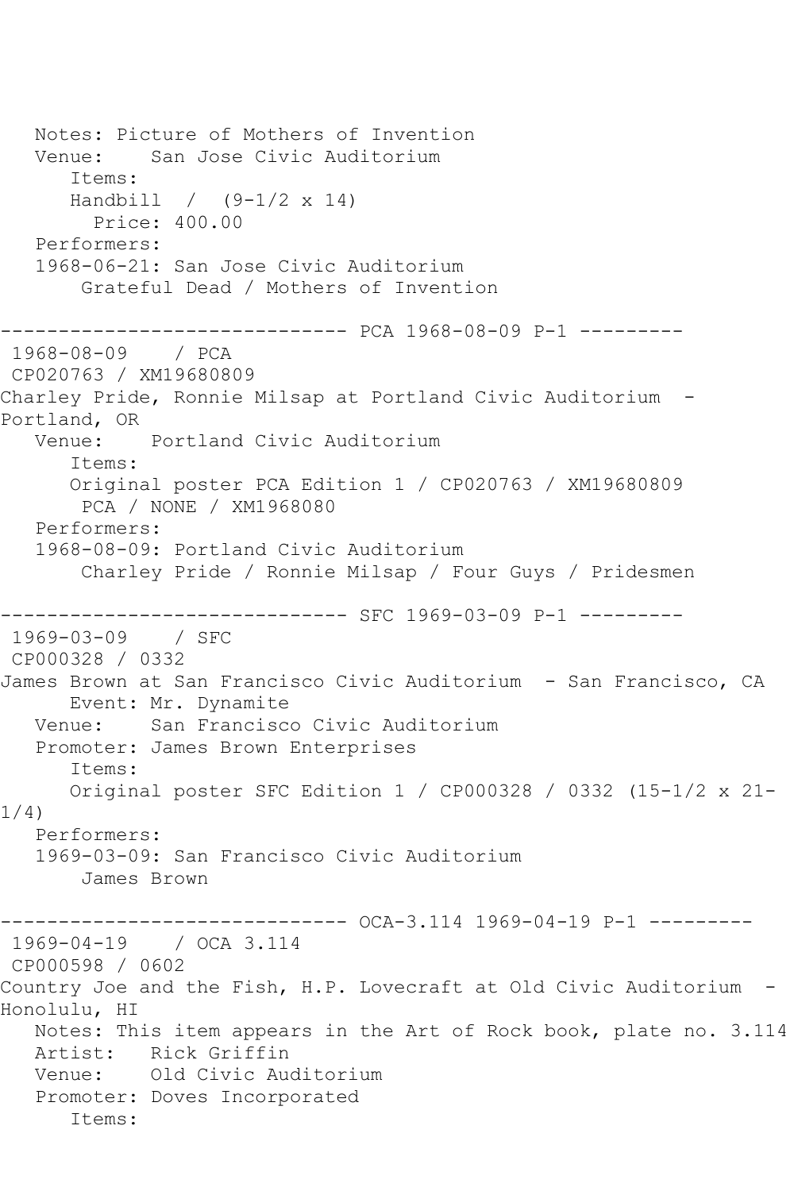```
   Notes: Picture of Mothers of Invention
   Venue:    San Jose Civic Auditorium
      Items:
      Handbill  /  (9-1/2 x 14)
        Price: 400.00
   Performers:
   1968-06-21: San Jose Civic Auditorium
       Grateful Dead / Mothers of Invention

------------------------------ PCA 1968-08-09 P-1 ---------
 1968-08-09    / PCA
 CP020763 / XM19680809
Charley Pride, Ronnie Milsap at Portland Civic Auditorium  -
Portland, OR
   Venue:    Portland Civic Auditorium
      Items:
      Original poster PCA Edition 1 / CP020763 / XM19680809
       PCA / NONE / XM1968080
   Performers:
   1968-08-09: Portland Civic Auditorium
       Charley Pride / Ronnie Milsap / Four Guys / Pridesmen

------------------------------ SFC 1969-03-09 P-1 ---------
 1969-03-09    / SFC
 CP000328 / 0332
James Brown at San Francisco Civic Auditorium  - San Francisco, CA
      Event: Mr. Dynamite
   Venue:    San Francisco Civic Auditorium
   Promoter: James Brown Enterprises
      Items:
      Original poster SFC Edition 1 / CP000328 / 0332 (15-1/2 x 21-
1/4)
   Performers:
   1969-03-09: San Francisco Civic Auditorium
       James Brown

------------------------------ OCA-3.114 1969-04-19 P-1 ---------
 1969-04-19    / OCA 3.114
 CP000598 / 0602
Country Joe and the Fish, H.P. Lovecraft at Old Civic Auditorium  -
Honolulu, HI
   Notes: This item appears in the Art of Rock book, plate no. 3.114
   Artist:   Rick Griffin
   Venue:    Old Civic Auditorium
   Promoter: Doves Incorporated
      Items:
```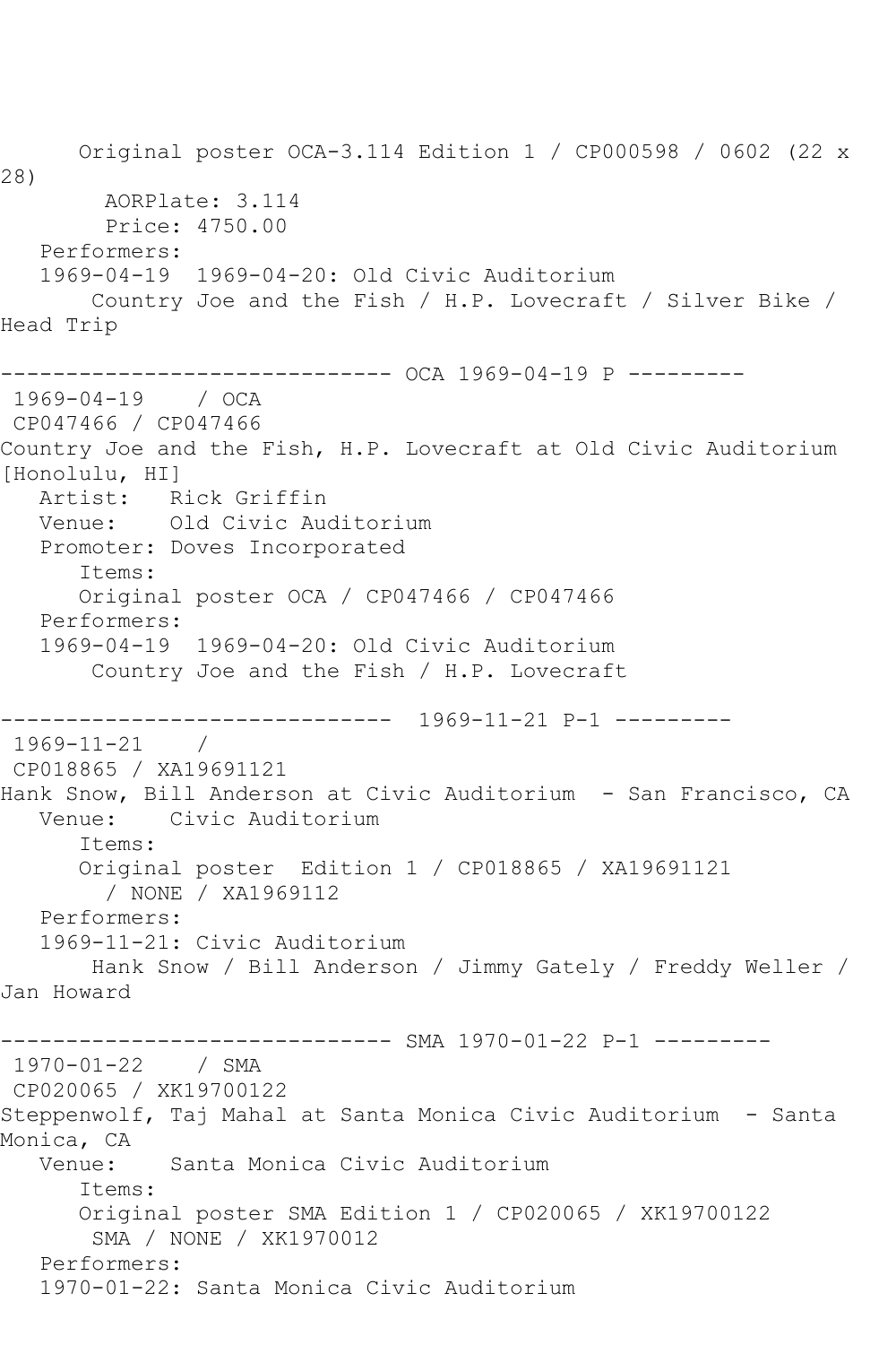```
      Original poster OCA-3.114 Edition 1 / CP000598 / 0602 (22 x 
28)
        AORPlate: 3.114 
        Price: 4750.00
   Performers:
   1969-04-19  1969-04-20: Old Civic Auditorium
       Country Joe and the Fish / H.P. Lovecraft / Silver Bike / 
Head Trip

------------------------------ OCA 1969-04-19 P ---------
 1969-04-19    / OCA 
 CP047466 / CP047466
Country Joe and the Fish, H.P. Lovecraft at Old Civic Auditorium 
[Honolulu, HI]
   Artist:   Rick Griffin
   Venue:    Old Civic Auditorium
   Promoter: Doves Incorporated
      Items:
      Original poster OCA / CP047466 / CP047466
   Performers:
   1969-04-19  1969-04-20: Old Civic Auditorium
       Country Joe and the Fish / H.P. Lovecraft

------------------------------  1969-11-21 P-1 ---------
 1969-11-21    / 
 CP018865 / XA19691121
Hank Snow, Bill Anderson at Civic Auditorium  - San Francisco, CA
   Venue:    Civic Auditorium
      Items:
      Original poster  Edition 1 / CP018865 / XA19691121
        / NONE / XA1969112
   Performers:
   1969-11-21: Civic Auditorium
       Hank Snow / Bill Anderson / Jimmy Gately / Freddy Weller / 
Jan Howard

------------------------------ SMA 1970-01-22 P-1 ---------
 1970-01-22    / SMA 
 CP020065 / XK19700122
Steppenwolf, Taj Mahal at Santa Monica Civic Auditorium  - Santa 
Monica, CA
   Venue:    Santa Monica Civic Auditorium
      Items:
      Original poster SMA Edition 1 / CP020065 / XK19700122
       SMA / NONE / XK1970012
   Performers:
   1970-01-22: Santa Monica Civic Auditorium
```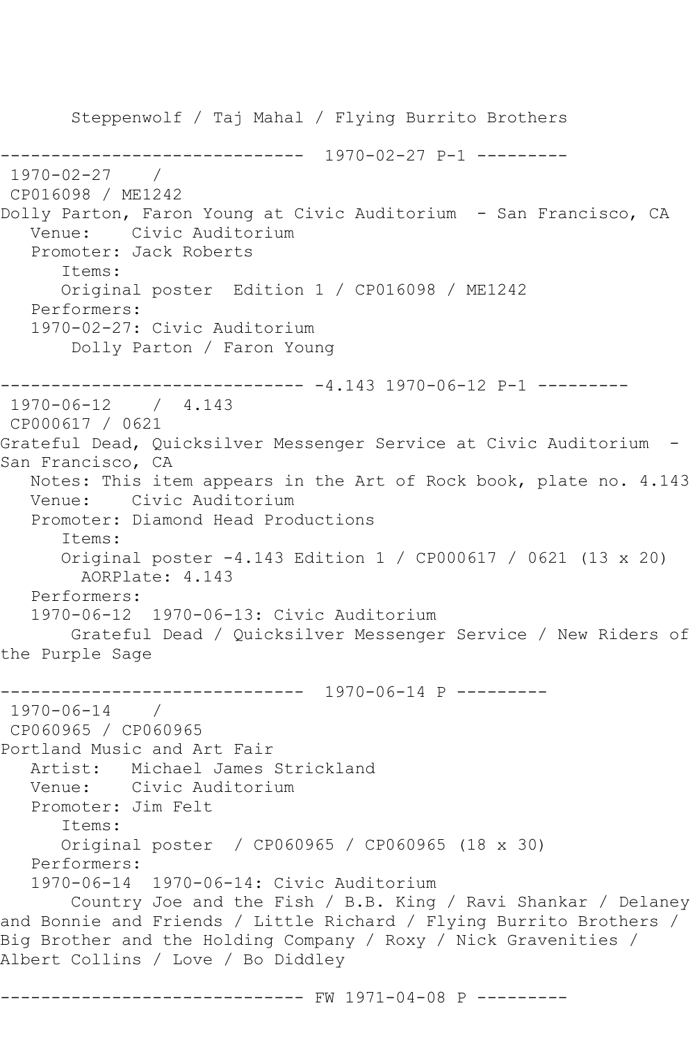Steppenwolf / Taj Mahal / Flying Burrito Brothers

------------------------------  1970-02-27 P-1 ---------
 1970-02-27    / 
 CP016098 / ME1242
Dolly Parton, Faron Young at Civic Auditorium  - San Francisco, CA
   Venue:    Civic Auditorium
   Promoter: Jack Roberts
      Items:
      Original poster  Edition 1 / CP016098 / ME1242
   Performers:
   1970-02-27: Civic Auditorium
       Dolly Parton / Faron Young

------------------------------ -4.143 1970-06-12 P-1 ---------
 1970-06-12    /  4.143
 CP000617 / 0621
Grateful Dead, Quicksilver Messenger Service at Civic Auditorium  - San Francisco, CA
   Notes: This item appears in the Art of Rock book, plate no. 4.143
   Venue:    Civic Auditorium
   Promoter: Diamond Head Productions
      Items:
      Original poster -4.143 Edition 1 / CP000617 / 0621 (13 x 20)
        AORPlate: 4.143 
   Performers:
   1970-06-12  1970-06-13: Civic Auditorium
       Grateful Dead / Quicksilver Messenger Service / New Riders of the Purple Sage

------------------------------  1970-06-14 P ---------
 1970-06-14    / 
 CP060965 / CP060965
Portland Music and Art Fair
   Artist:   Michael James Strickland
   Venue:    Civic Auditorium
   Promoter: Jim Felt
      Items:
      Original poster  / CP060965 / CP060965 (18 x 30)
   Performers:
   1970-06-14  1970-06-14: Civic Auditorium
       Country Joe and the Fish / B.B. King / Ravi Shankar / Delaney and Bonnie and Friends / Little Richard / Flying Burrito Brothers / Big Brother and the Holding Company / Roxy / Nick Gravenities / Albert Collins / Love / Bo Diddley

------------------------------ FW 1971-04-08 P ---------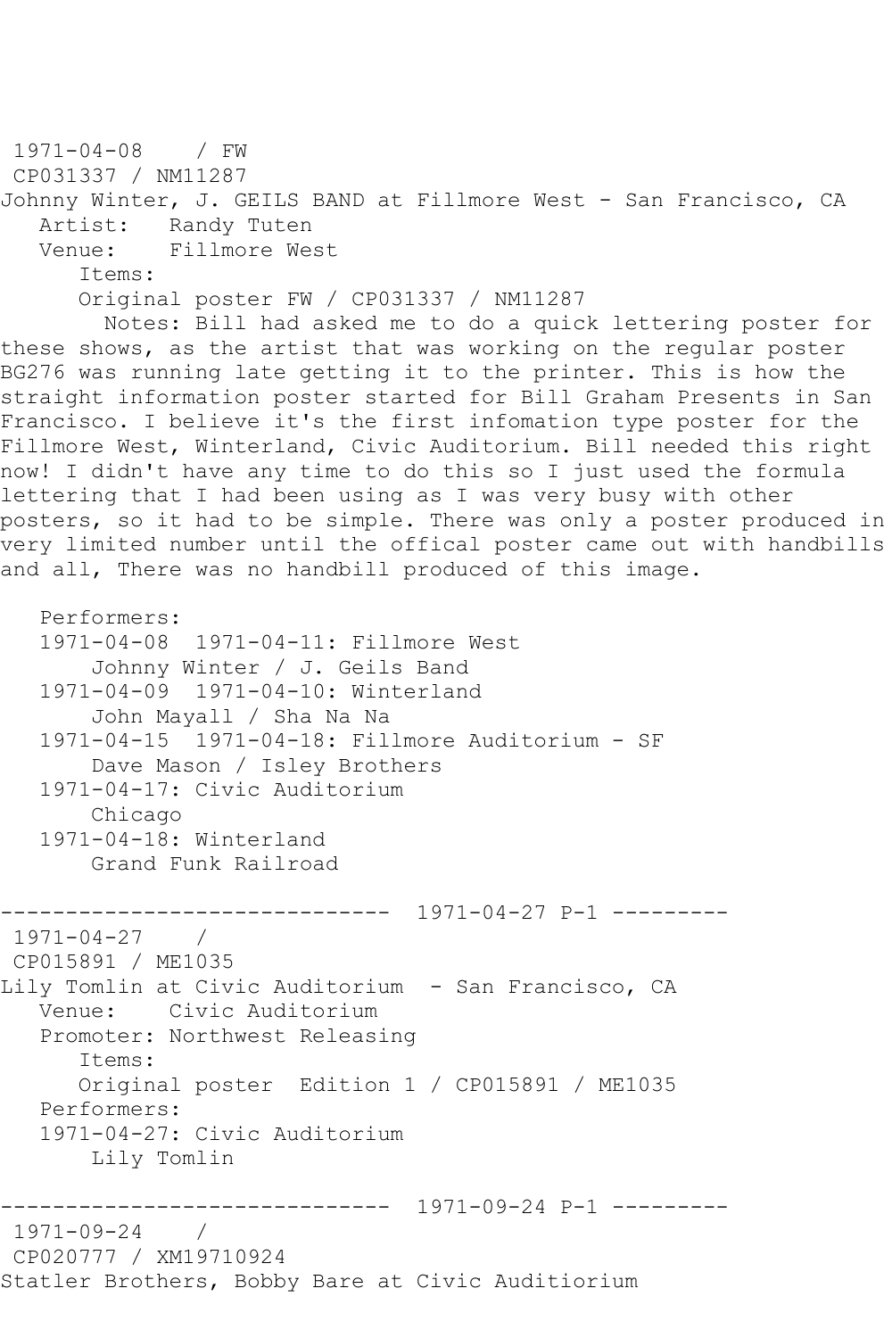1971-04-08 / FW
CP031337 / NM11287
Johnny Winter, J. GEILS BAND at Fillmore West - San Francisco, CA
Artist: Randy Tuten
Venue: Fillmore West
Items:
Original poster FW / CP031337 / NM11287
Notes: Bill had asked me to do a quick lettering poster for these shows, as the artist that was working on the regular poster BG276 was running late getting it to the printer. This is how the straight information poster started for Bill Graham Presents in San Francisco. I believe it's the first infomation type poster for the Fillmore West, Winterland, Civic Auditorium. Bill needed this right now! I didn't have any time to do this so I just used the formula lettering that I had been using as I was very busy with other posters, so it had to be simple. There was only a poster produced in very limited number until the offical poster came out with handbills and all, There was no handbill produced of this image.

Performers:
1971-04-08 1971-04-11: Fillmore West
Johnny Winter / J. Geils Band
1971-04-09 1971-04-10: Winterland
John Mayall / Sha Na Na
1971-04-15 1971-04-18: Fillmore Auditorium - SF
Dave Mason / Isley Brothers
1971-04-17: Civic Auditorium
Chicago
1971-04-18: Winterland
Grand Funk Railroad

------------------------------ 1971-04-27 P-1 ---------
1971-04-27 /
CP015891 / ME1035
Lily Tomlin at Civic Auditorium - San Francisco, CA
Venue: Civic Auditorium
Promoter: Northwest Releasing
Items:
Original poster Edition 1 / CP015891 / ME1035
Performers:
1971-04-27: Civic Auditorium
Lily Tomlin

------------------------------ 1971-09-24 P-1 ---------
1971-09-24 /
CP020777 / XM19710924
Statler Brothers, Bobby Bare at Civic Auditiorium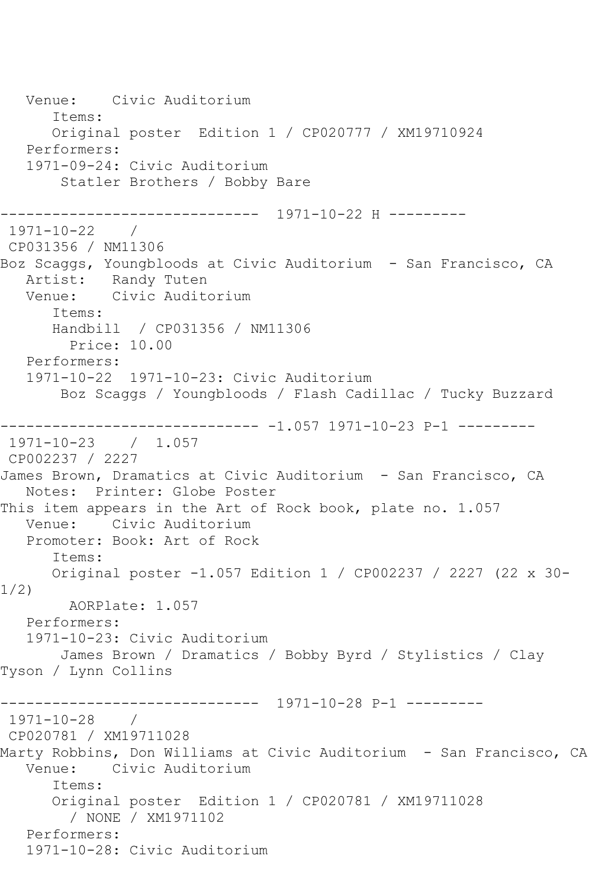```
   Venue:    Civic Auditorium
      Items:
      Original poster  Edition 1 / CP020777 / XM19710924
   Performers:
   1971-09-24: Civic Auditorium
       Statler Brothers / Bobby Bare

------------------------------  1971-10-22 H ---------
 1971-10-22    /
 CP031356 / NM11306
Boz Scaggs, Youngbloods at Civic Auditorium  - San Francisco, CA
   Artist:   Randy Tuten
   Venue:    Civic Auditorium
      Items:
      Handbill  / CP031356 / NM11306
        Price: 10.00
   Performers:
   1971-10-22  1971-10-23: Civic Auditorium
       Boz Scaggs / Youngbloods / Flash Cadillac / Tucky Buzzard

------------------------------ -1.057 1971-10-23 P-1 ---------
 1971-10-23    /  1.057
 CP002237 / 2227
James Brown, Dramatics at Civic Auditorium  - San Francisco, CA
   Notes:  Printer: Globe Poster
This item appears in the Art of Rock book, plate no. 1.057
   Venue:    Civic Auditorium
   Promoter: Book: Art of Rock
      Items:
      Original poster -1.057 Edition 1 / CP002237 / 2227 (22 x 30-
1/2)
        AORPlate: 1.057
   Performers:
   1971-10-23: Civic Auditorium
       James Brown / Dramatics / Bobby Byrd / Stylistics / Clay
Tyson / Lynn Collins

------------------------------  1971-10-28 P-1 ---------
 1971-10-28    /
 CP020781 / XM19711028
Marty Robbins, Don Williams at Civic Auditorium  - San Francisco, CA
   Venue:    Civic Auditorium
      Items:
      Original poster  Edition 1 / CP020781 / XM19711028
        / NONE / XM1971102
   Performers:
   1971-10-28: Civic Auditorium
```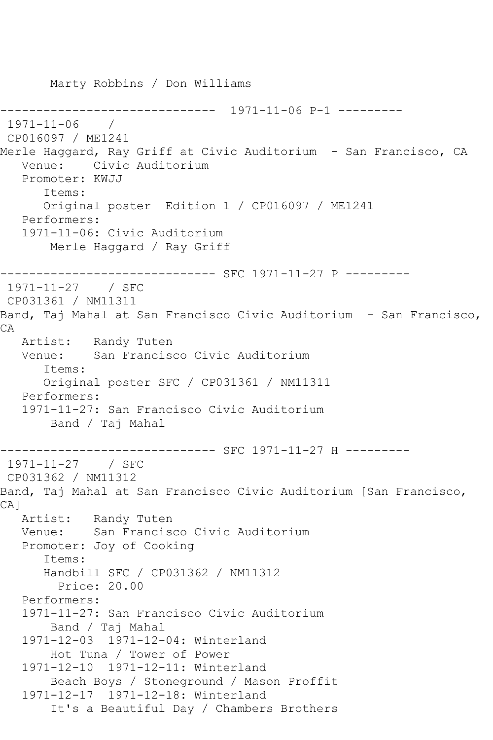Marty Robbins / Don Williams

------------------------------ 1971-11-06 P-1 ---------

1971-11-06 /

CP016097 / ME1241

Merle Haggard, Ray Griff at Civic Auditorium - San Francisco, CA

Venue: Civic Auditorium

Promoter: KWJJ

Items:

Original poster Edition 1 / CP016097 / ME1241

Performers:

1971-11-06: Civic Auditorium

Merle Haggard / Ray Griff

------------------------------ SFC 1971-11-27 P ---------

1971-11-27 / SFC

CP031361 / NM11311

Band, Taj Mahal at San Francisco Civic Auditorium - San Francisco, CA

Artist: Randy Tuten

Venue: San Francisco Civic Auditorium

Items:

Original poster SFC / CP031361 / NM11311

Performers:

1971-11-27: San Francisco Civic Auditorium

Band / Taj Mahal

------------------------------ SFC 1971-11-27 H ---------

1971-11-27 / SFC

CP031362 / NM11312

Band, Taj Mahal at San Francisco Civic Auditorium [San Francisco, CA]

Artist: Randy Tuten

Venue: San Francisco Civic Auditorium

Promoter: Joy of Cooking

Items:

Handbill SFC / CP031362 / NM11312

Price: 20.00

Performers:

1971-11-27: San Francisco Civic Auditorium

Band / Taj Mahal

1971-12-03 1971-12-04: Winterland

Hot Tuna / Tower of Power

1971-12-10 1971-12-11: Winterland

Beach Boys / Stoneground / Mason Proffit

1971-12-17 1971-12-18: Winterland

It's a Beautiful Day / Chambers Brothers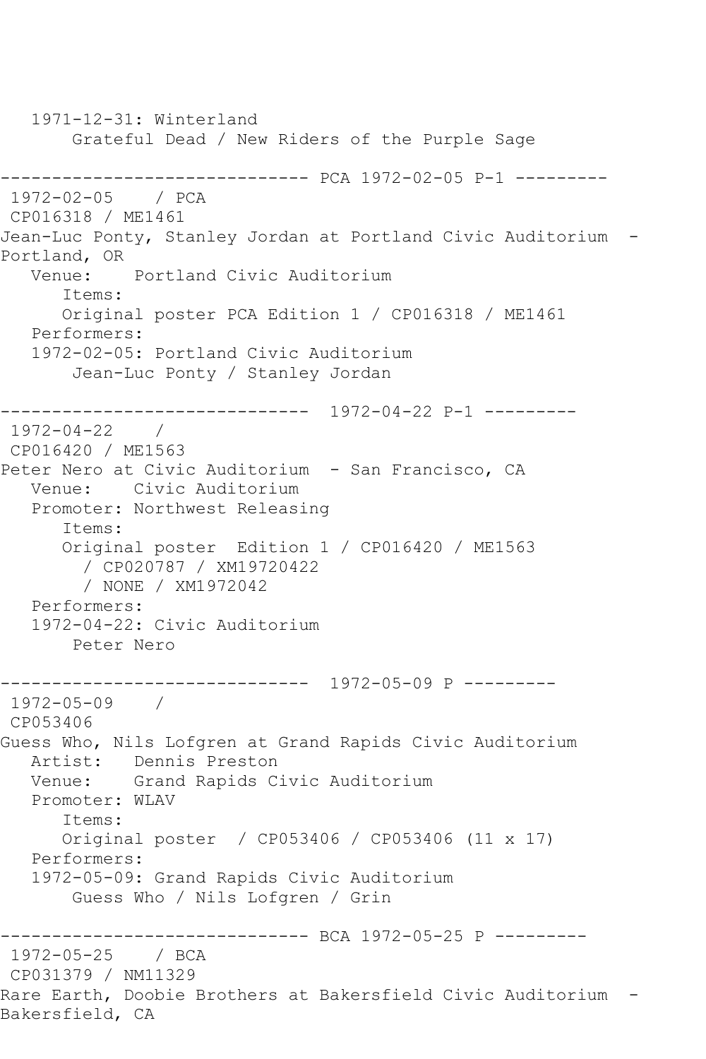```
   1971-12-31: Winterland
       Grateful Dead / New Riders of the Purple Sage

------------------------------ PCA 1972-02-05 P-1 ---------
 1972-02-05    / PCA
 CP016318 / ME1461
Jean-Luc Ponty, Stanley Jordan at Portland Civic Auditorium  - 
Portland, OR
   Venue:    Portland Civic Auditorium
      Items:
      Original poster PCA Edition 1 / CP016318 / ME1461
   Performers:
   1972-02-05: Portland Civic Auditorium
       Jean-Luc Ponty / Stanley Jordan

------------------------------  1972-04-22 P-1 ---------
 1972-04-22    / 
 CP016420 / ME1563
Peter Nero at Civic Auditorium  - San Francisco, CA
   Venue:    Civic Auditorium
   Promoter: Northwest Releasing
      Items:
      Original poster  Edition 1 / CP016420 / ME1563
        / CP020787 / XM19720422
        / NONE / XM1972042
   Performers:
   1972-04-22: Civic Auditorium
       Peter Nero

------------------------------  1972-05-09 P ---------
 1972-05-09    / 
 CP053406
Guess Who, Nils Lofgren at Grand Rapids Civic Auditorium
   Artist:   Dennis Preston
   Venue:    Grand Rapids Civic Auditorium
   Promoter: WLAV
      Items:
      Original poster  / CP053406 / CP053406 (11 x 17)
   Performers:
   1972-05-09: Grand Rapids Civic Auditorium
       Guess Who / Nils Lofgren / Grin

------------------------------ BCA 1972-05-25 P ---------
 1972-05-25    / BCA
 CP031379 / NM11329
Rare Earth, Doobie Brothers at Bakersfield Civic Auditorium  - 
Bakersfield, CA
```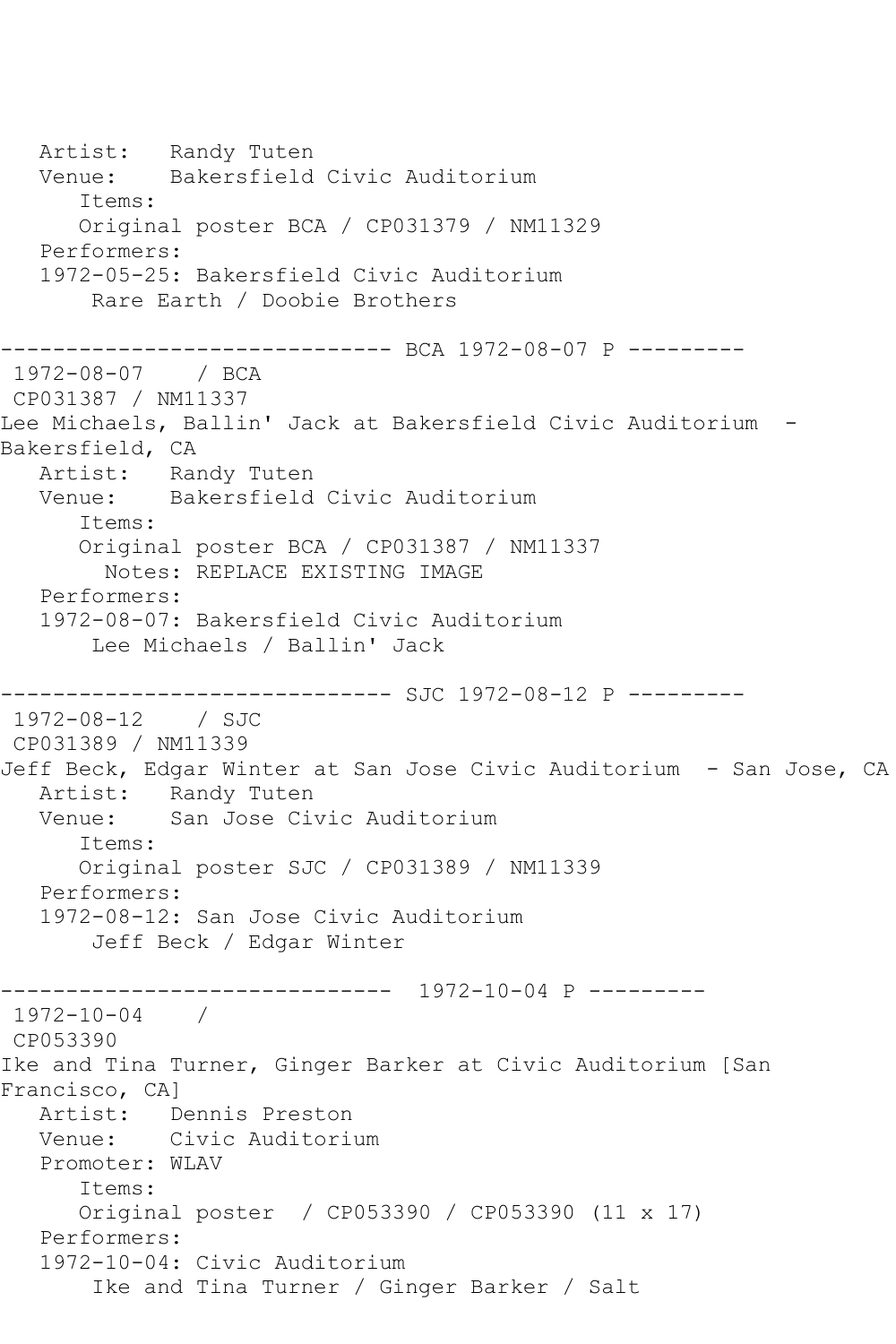```
   Artist:   Randy Tuten
   Venue:    Bakersfield Civic Auditorium
      Items:
      Original poster BCA / CP031379 / NM11329
   Performers:
   1972-05-25: Bakersfield Civic Auditorium
       Rare Earth / Doobie Brothers

------------------------------ BCA 1972-08-07 P ---------
 1972-08-07    / BCA
 CP031387 / NM11337
Lee Michaels, Ballin' Jack at Bakersfield Civic Auditorium  - 
Bakersfield, CA
   Artist:   Randy Tuten
   Venue:    Bakersfield Civic Auditorium
      Items:
      Original poster BCA / CP031387 / NM11337
        Notes: REPLACE EXISTING IMAGE
   Performers:
   1972-08-07: Bakersfield Civic Auditorium
       Lee Michaels / Ballin' Jack

------------------------------ SJC 1972-08-12 P ---------
 1972-08-12    / SJC
 CP031389 / NM11339
Jeff Beck, Edgar Winter at San Jose Civic Auditorium  - San Jose, CA
   Artist:   Randy Tuten
   Venue:    San Jose Civic Auditorium
      Items:
      Original poster SJC / CP031389 / NM11339
   Performers:
   1972-08-12: San Jose Civic Auditorium
       Jeff Beck / Edgar Winter

------------------------------  1972-10-04 P ---------
 1972-10-04    /
 CP053390
Ike and Tina Turner, Ginger Barker at Civic Auditorium [San 
Francisco, CA]
   Artist:   Dennis Preston
   Venue:    Civic Auditorium
   Promoter: WLAV
      Items:
      Original poster  / CP053390 / CP053390 (11 x 17)
   Performers:
   1972-10-04: Civic Auditorium
       Ike and Tina Turner / Ginger Barker / Salt
```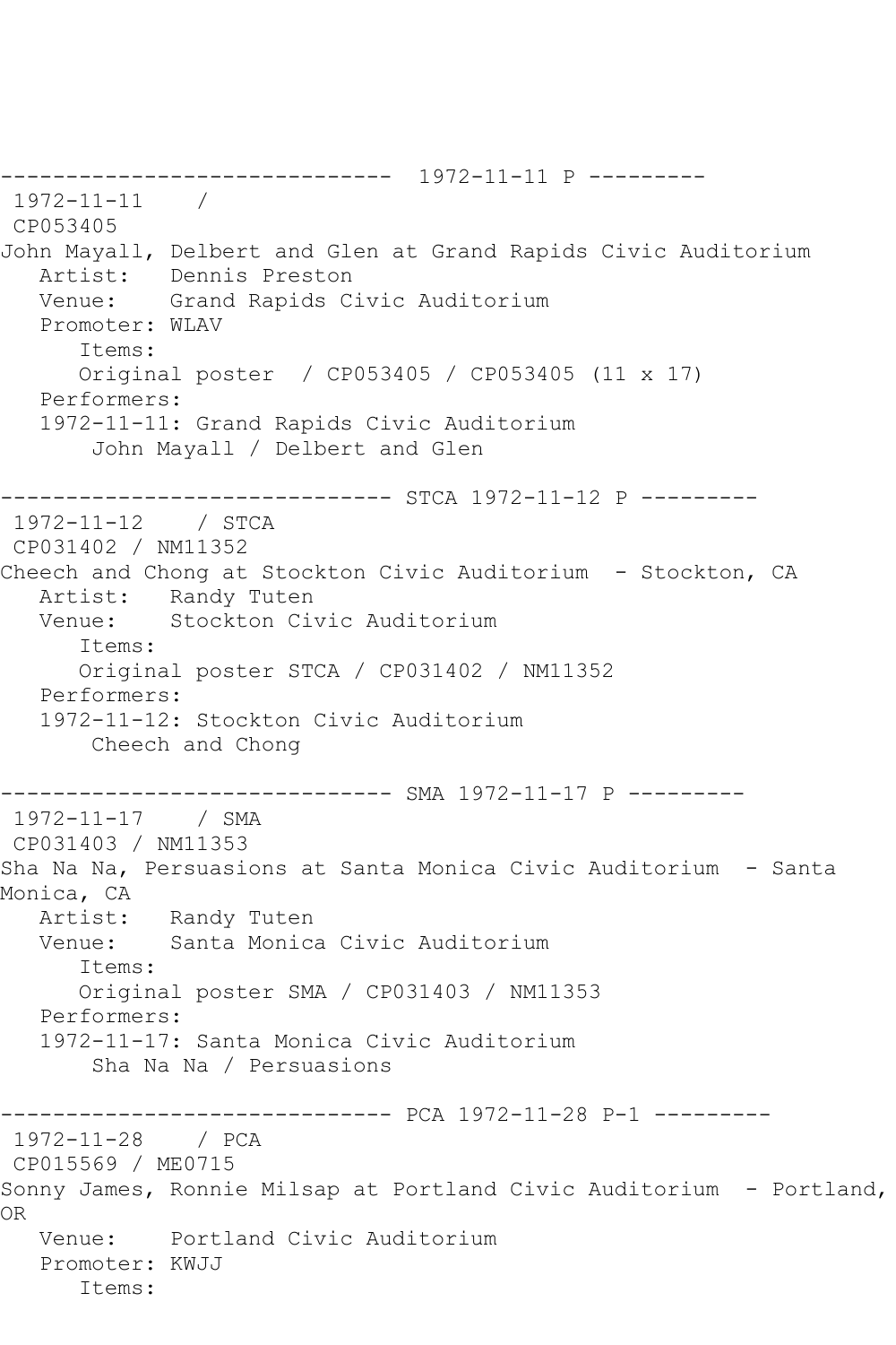------------------------------  1972-11-11 P ---------
 1972-11-11    /
 CP053405
John Mayall, Delbert and Glen at Grand Rapids Civic Auditorium
   Artist:   Dennis Preston
   Venue:    Grand Rapids Civic Auditorium
   Promoter: WLAV
      Items:
      Original poster  / CP053405 / CP053405 (11 x 17)
   Performers:
   1972-11-11: Grand Rapids Civic Auditorium
       John Mayall / Delbert and Glen

------------------------------ STCA 1972-11-12 P ---------
 1972-11-12    / STCA
 CP031402 / NM11352
Cheech and Chong at Stockton Civic Auditorium  - Stockton, CA
   Artist:   Randy Tuten
   Venue:    Stockton Civic Auditorium
      Items:
      Original poster STCA / CP031402 / NM11352
   Performers:
   1972-11-12: Stockton Civic Auditorium
       Cheech and Chong

------------------------------ SMA 1972-11-17 P ---------
 1972-11-17    / SMA
 CP031403 / NM11353
Sha Na Na, Persuasions at Santa Monica Civic Auditorium  - Santa Monica, CA
   Artist:   Randy Tuten
   Venue:    Santa Monica Civic Auditorium
      Items:
      Original poster SMA / CP031403 / NM11353
   Performers:
   1972-11-17: Santa Monica Civic Auditorium
       Sha Na Na / Persuasions

------------------------------ PCA 1972-11-28 P-1 ---------
 1972-11-28    / PCA
 CP015569 / ME0715
Sonny James, Ronnie Milsap at Portland Civic Auditorium  - Portland, OR
   Venue:    Portland Civic Auditorium
   Promoter: KWJJ
      Items: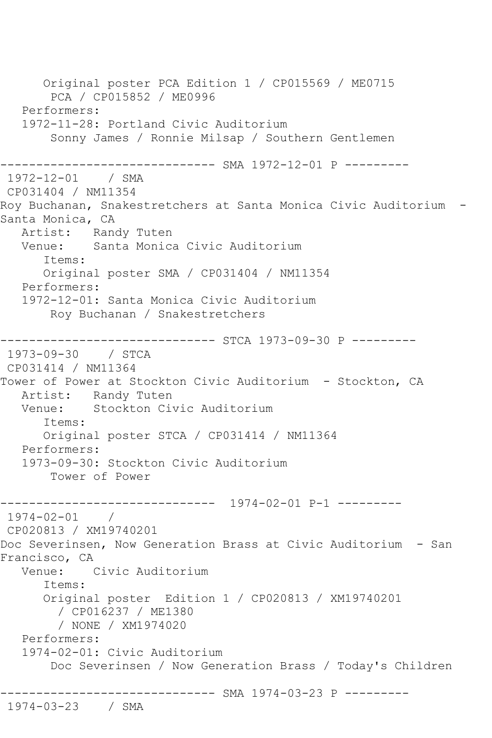Original poster PCA Edition 1 / CP015569 / ME0715
PCA / CP015852 / ME0996

Performers:

1972-11-28: Portland Civic Auditorium
Sonny James / Ronnie Milsap / Southern Gentlemen

------------------------------ SMA 1972-12-01 P ---------

1972-12-01 / SMA
CP031404 / NM11354

Roy Buchanan, Snakestretchers at Santa Monica Civic Auditorium - Santa Monica, CA

Artist: Randy Tuten
Venue: Santa Monica Civic Auditorium

Items:
Original poster SMA / CP031404 / NM11354

Performers:
1972-12-01: Santa Monica Civic Auditorium
Roy Buchanan / Snakestretchers

------------------------------ STCA 1973-09-30 P ---------

1973-09-30 / STCA
CP031414 / NM11364

Tower of Power at Stockton Civic Auditorium - Stockton, CA

Artist: Randy Tuten
Venue: Stockton Civic Auditorium

Items:
Original poster STCA / CP031414 / NM11364

Performers:
1973-09-30: Stockton Civic Auditorium
Tower of Power

------------------------------ 1974-02-01 P-1 ---------

1974-02-01 /
CP020813 / XM19740201

Doc Severinsen, Now Generation Brass at Civic Auditorium - San Francisco, CA

Venue: Civic Auditorium

Items:
Original poster Edition 1 / CP020813 / XM19740201
/ CP016237 / ME1380
/ NONE / XM1974020

Performers:
1974-02-01: Civic Auditorium
Doc Severinsen / Now Generation Brass / Today's Children

------------------------------ SMA 1974-03-23 P ---------

1974-03-23 / SMA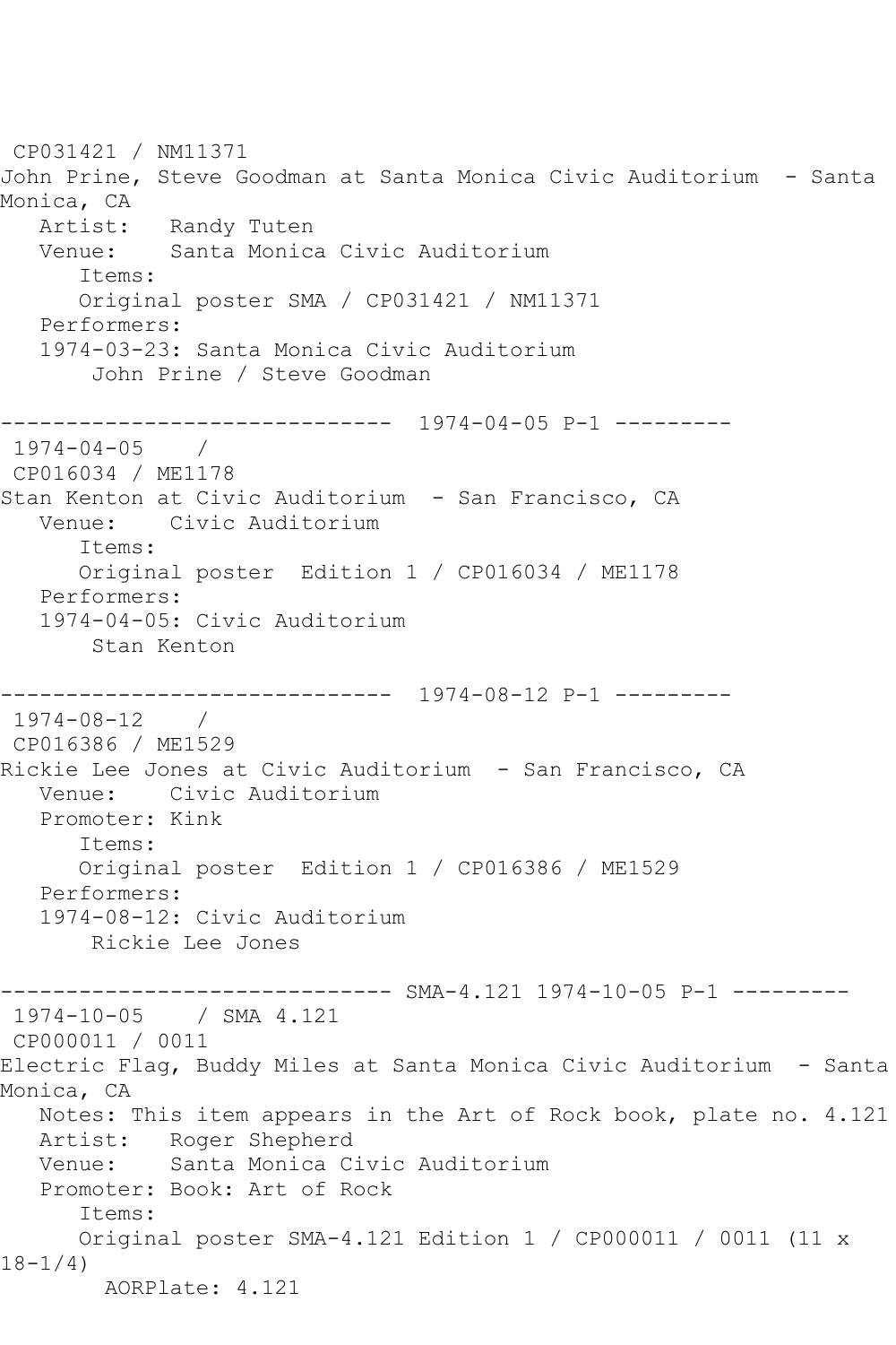CP031421 / NM11371
John Prine, Steve Goodman at Santa Monica Civic Auditorium - Santa Monica, CA
   Artist:   Randy Tuten
   Venue:    Santa Monica Civic Auditorium
      Items:
      Original poster SMA / CP031421 / NM11371
   Performers:
   1974-03-23: Santa Monica Civic Auditorium
       John Prine / Steve Goodman

------------------------------ 1974-04-05 P-1 ---------
1974-04-05    /
CP016034 / ME1178
Stan Kenton at Civic Auditorium - San Francisco, CA
   Venue:    Civic Auditorium
      Items:
      Original poster Edition 1 / CP016034 / ME1178
   Performers:
   1974-04-05: Civic Auditorium
       Stan Kenton

------------------------------ 1974-08-12 P-1 ---------
1974-08-12    /
CP016386 / ME1529
Rickie Lee Jones at Civic Auditorium - San Francisco, CA
   Venue:    Civic Auditorium
   Promoter: Kink
      Items:
      Original poster Edition 1 / CP016386 / ME1529
   Performers:
   1974-08-12: Civic Auditorium
       Rickie Lee Jones

------------------------------ SMA-4.121 1974-10-05 P-1 ---------
1974-10-05    / SMA 4.121
CP000011 / 0011
Electric Flag, Buddy Miles at Santa Monica Civic Auditorium - Santa Monica, CA
   Notes: This item appears in the Art of Rock book, plate no. 4.121
   Artist:   Roger Shepherd
   Venue:    Santa Monica Civic Auditorium
   Promoter: Book: Art of Rock
      Items:
      Original poster SMA-4.121 Edition 1 / CP000011 / 0011 (11 x 18-1/4)
        AORPlate: 4.121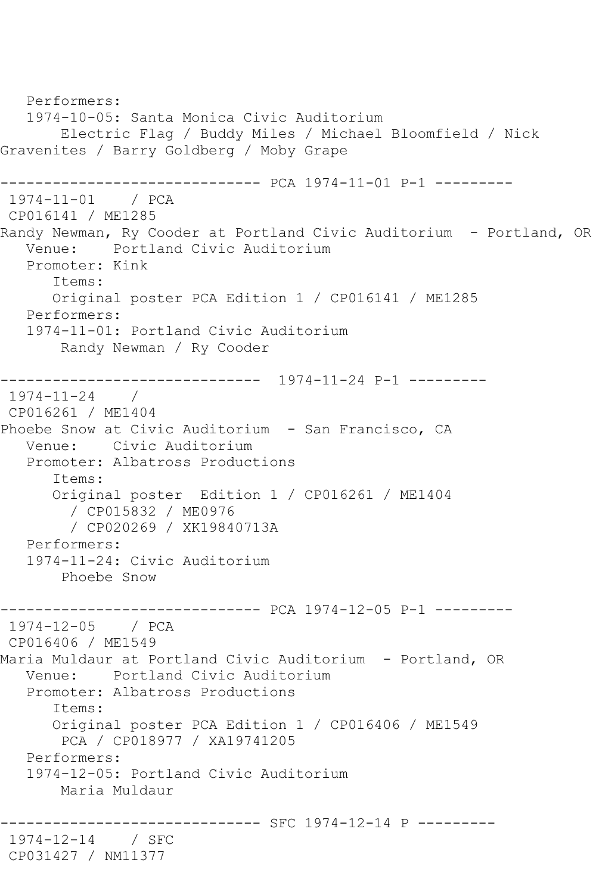```
   Performers:
   1974-10-05: Santa Monica Civic Auditorium
       Electric Flag / Buddy Miles / Michael Bloomfield / Nick
Gravenites / Barry Goldberg / Moby Grape

------------------------------ PCA 1974-11-01 P-1 ---------
 1974-11-01    / PCA
 CP016141 / ME1285
Randy Newman, Ry Cooder at Portland Civic Auditorium  - Portland, OR
   Venue:    Portland Civic Auditorium
   Promoter: Kink
      Items:
      Original poster PCA Edition 1 / CP016141 / ME1285
   Performers:
   1974-11-01: Portland Civic Auditorium
       Randy Newman / Ry Cooder

------------------------------  1974-11-24 P-1 ---------
 1974-11-24    /
 CP016261 / ME1404
Phoebe Snow at Civic Auditorium  - San Francisco, CA
   Venue:    Civic Auditorium
   Promoter: Albatross Productions
      Items:
      Original poster  Edition 1 / CP016261 / ME1404
        / CP015832 / ME0976
        / CP020269 / XK19840713A
   Performers:
   1974-11-24: Civic Auditorium
       Phoebe Snow

------------------------------ PCA 1974-12-05 P-1 ---------
 1974-12-05    / PCA
 CP016406 / ME1549
Maria Muldaur at Portland Civic Auditorium  - Portland, OR
   Venue:    Portland Civic Auditorium
   Promoter: Albatross Productions
      Items:
      Original poster PCA Edition 1 / CP016406 / ME1549
       PCA / CP018977 / XA19741205
   Performers:
   1974-12-05: Portland Civic Auditorium
       Maria Muldaur

------------------------------ SFC 1974-12-14 P ---------
 1974-12-14    / SFC
 CP031427 / NM11377
```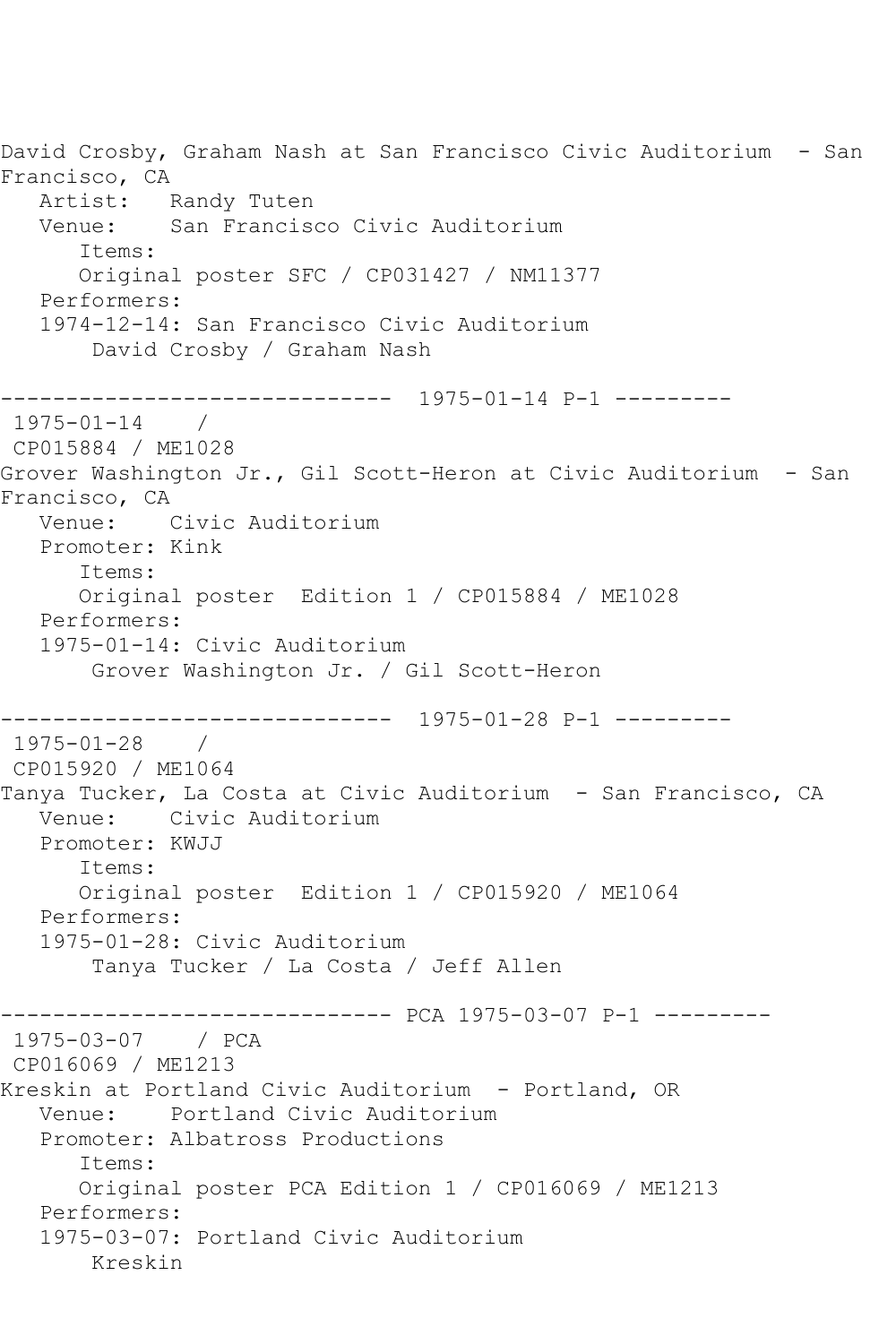David Crosby, Graham Nash at San Francisco Civic Auditorium - San Francisco, CA
Artist: Randy Tuten
Venue: San Francisco Civic Auditorium
Items:
Original poster SFC / CP031427 / NM11377
Performers:
1974-12-14: San Francisco Civic Auditorium
David Crosby / Graham Nash

------------------------------ 1975-01-14 P-1 ---------
1975-01-14 /
CP015884 / ME1028
Grover Washington Jr., Gil Scott-Heron at Civic Auditorium - San Francisco, CA
Venue: Civic Auditorium
Promoter: Kink
Items:
Original poster Edition 1 / CP015884 / ME1028
Performers:
1975-01-14: Civic Auditorium
Grover Washington Jr. / Gil Scott-Heron

------------------------------ 1975-01-28 P-1 ---------
1975-01-28 /
CP015920 / ME1064
Tanya Tucker, La Costa at Civic Auditorium - San Francisco, CA
Venue: Civic Auditorium
Promoter: KWJJ
Items:
Original poster Edition 1 / CP015920 / ME1064
Performers:
1975-01-28: Civic Auditorium
Tanya Tucker / La Costa / Jeff Allen

------------------------------ PCA 1975-03-07 P-1 ---------
1975-03-07 / PCA
CP016069 / ME1213
Kreskin at Portland Civic Auditorium - Portland, OR
Venue: Portland Civic Auditorium
Promoter: Albatross Productions
Items:
Original poster PCA Edition 1 / CP016069 / ME1213
Performers:
1975-03-07: Portland Civic Auditorium
Kreskin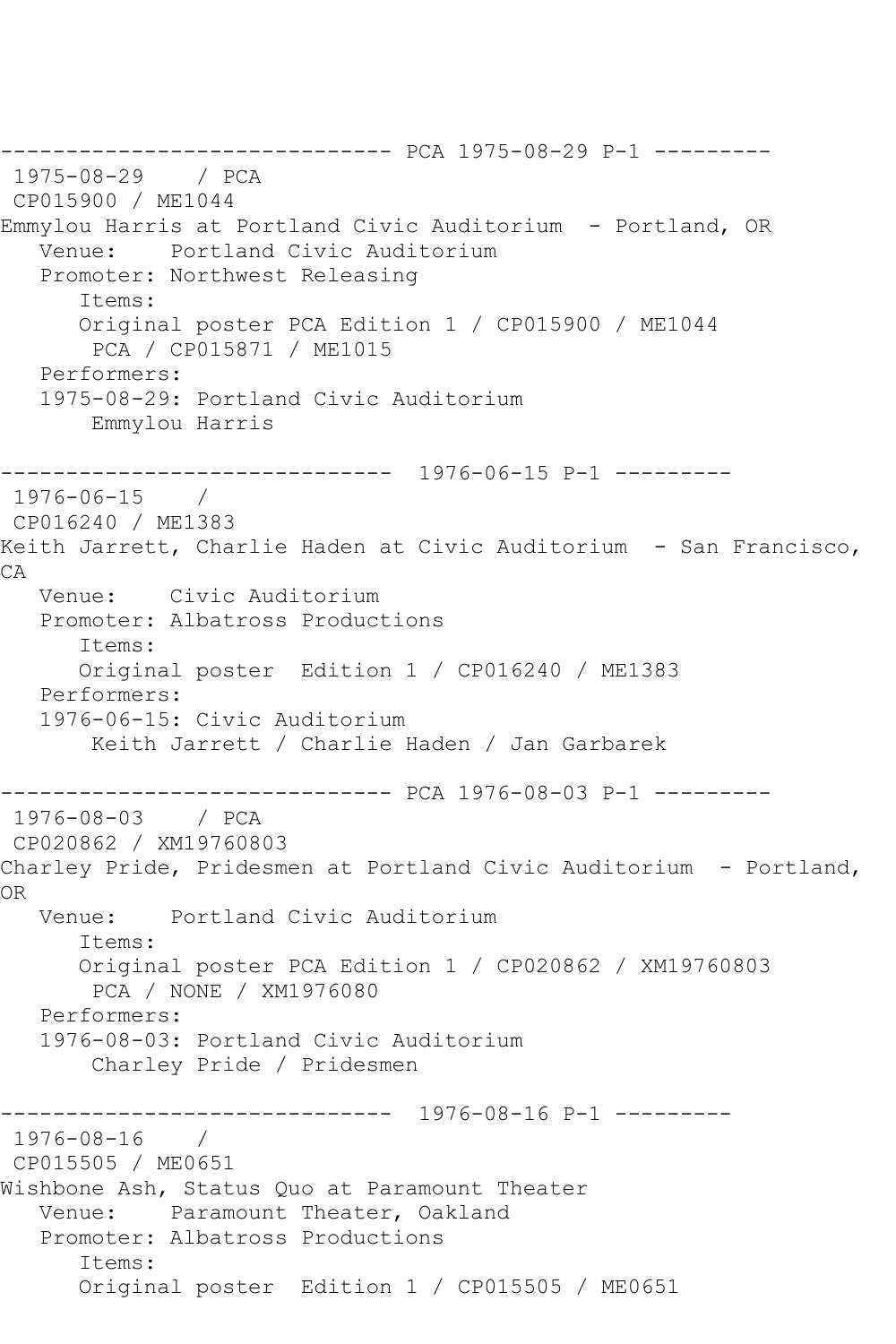```
------------------------------ PCA 1975-08-29 P-1 ---------
 1975-08-29    / PCA
 CP015900 / ME1044
Emmylou Harris at Portland Civic Auditorium  - Portland, OR
   Venue:    Portland Civic Auditorium
   Promoter: Northwest Releasing
      Items:
      Original poster PCA Edition 1 / CP015900 / ME1044
       PCA / CP015871 / ME1015
   Performers:
   1975-08-29: Portland Civic Auditorium
       Emmylou Harris

------------------------------  1976-06-15 P-1 ---------
 1976-06-15    /
 CP016240 / ME1383
Keith Jarrett, Charlie Haden at Civic Auditorium  - San Francisco,
CA
   Venue:    Civic Auditorium
   Promoter: Albatross Productions
      Items:
      Original poster  Edition 1 / CP016240 / ME1383
   Performers:
   1976-06-15: Civic Auditorium
       Keith Jarrett / Charlie Haden / Jan Garbarek

------------------------------ PCA 1976-08-03 P-1 ---------
 1976-08-03    / PCA
 CP020862 / XM19760803
Charley Pride, Pridesmen at Portland Civic Auditorium  - Portland,
OR
   Venue:    Portland Civic Auditorium
      Items:
      Original poster PCA Edition 1 / CP020862 / XM19760803
       PCA / NONE / XM1976080
   Performers:
   1976-08-03: Portland Civic Auditorium
       Charley Pride / Pridesmen

------------------------------  1976-08-16 P-1 ---------
 1976-08-16    /
 CP015505 / ME0651
Wishbone Ash, Status Quo at Paramount Theater
   Venue:    Paramount Theater, Oakland
   Promoter: Albatross Productions
      Items:
      Original poster  Edition 1 / CP015505 / ME0651
```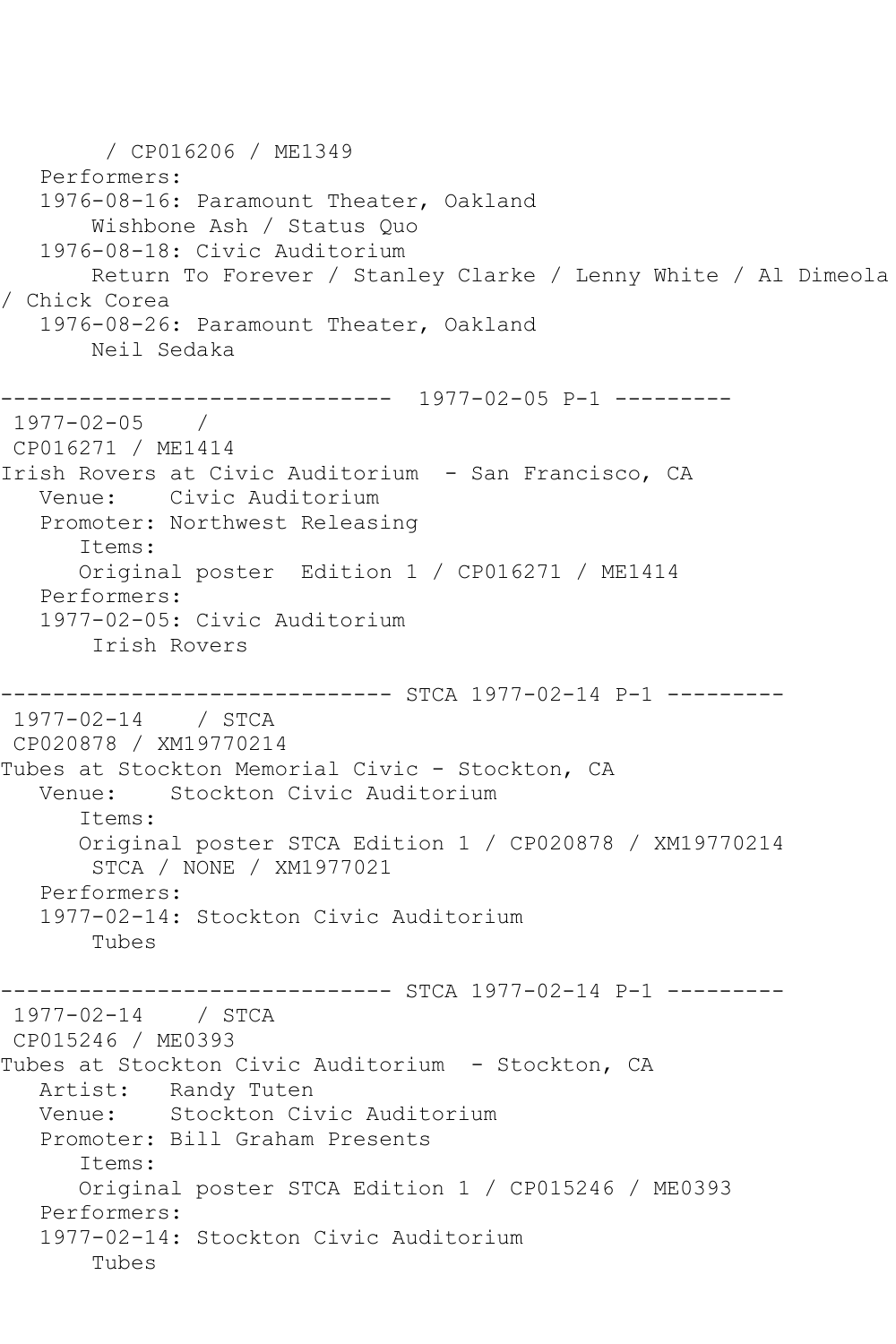```
        / CP016206 / ME1349
   Performers:
   1976-08-16: Paramount Theater, Oakland
       Wishbone Ash / Status Quo
   1976-08-18: Civic Auditorium
       Return To Forever / Stanley Clarke / Lenny White / Al Dimeola
/ Chick Corea
   1976-08-26: Paramount Theater, Oakland
       Neil Sedaka

------------------------------  1977-02-05 P-1 ---------
 1977-02-05    /
 CP016271 / ME1414
Irish Rovers at Civic Auditorium  - San Francisco, CA
   Venue:    Civic Auditorium
   Promoter: Northwest Releasing
      Items:
      Original poster  Edition 1 / CP016271 / ME1414
   Performers:
   1977-02-05: Civic Auditorium
       Irish Rovers

------------------------------ STCA 1977-02-14 P-1 ---------
 1977-02-14    / STCA
 CP020878 / XM19770214
Tubes at Stockton Memorial Civic - Stockton, CA
   Venue:    Stockton Civic Auditorium
      Items:
      Original poster STCA Edition 1 / CP020878 / XM19770214
       STCA / NONE / XM1977021
   Performers:
   1977-02-14: Stockton Civic Auditorium
       Tubes

------------------------------ STCA 1977-02-14 P-1 ---------
 1977-02-14    / STCA
 CP015246 / ME0393
Tubes at Stockton Civic Auditorium  - Stockton, CA
   Artist:   Randy Tuten
   Venue:    Stockton Civic Auditorium
   Promoter: Bill Graham Presents
      Items:
      Original poster STCA Edition 1 / CP015246 / ME0393
   Performers:
   1977-02-14: Stockton Civic Auditorium
       Tubes
```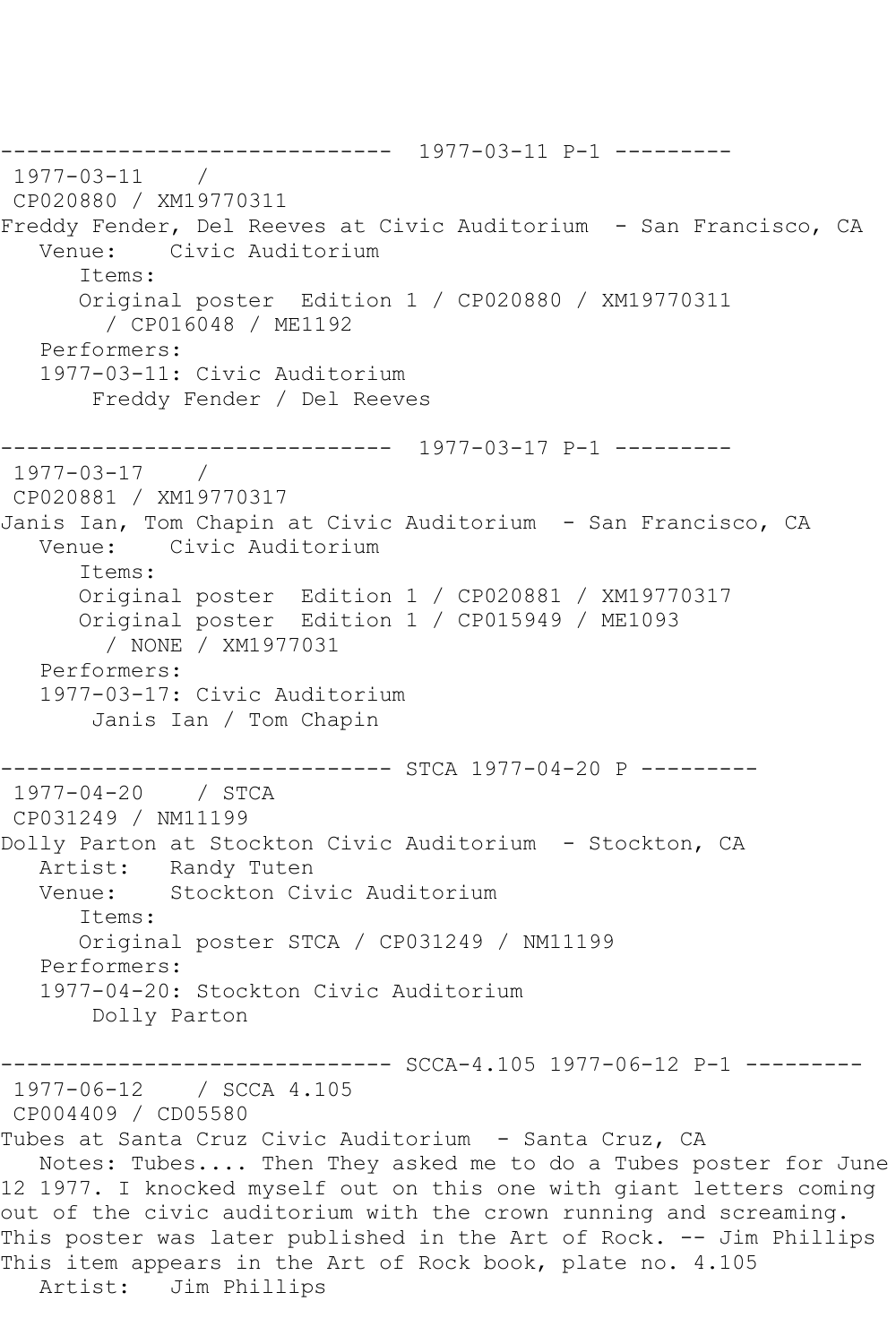------------------------------ 1977-03-11 P-1 ---------

1977-03-11 /

CP020880 / XM19770311

Freddy Fender, Del Reeves at Civic Auditorium - San Francisco, CA

Venue: Civic Auditorium

Items:

Original poster Edition 1 / CP020880 / XM19770311 / CP016048 / ME1192

Performers:

1977-03-11: Civic Auditorium

Freddy Fender / Del Reeves

------------------------------ 1977-03-17 P-1 ---------

1977-03-17 /

CP020881 / XM19770317

Janis Ian, Tom Chapin at Civic Auditorium - San Francisco, CA

Venue: Civic Auditorium

Items:

Original poster Edition 1 / CP020881 / XM19770317

Original poster Edition 1 / CP015949 / ME1093 / NONE / XM1977031

Performers:

1977-03-17: Civic Auditorium

Janis Ian / Tom Chapin

------------------------------ STCA 1977-04-20 P ---------

1977-04-20 / STCA

CP031249 / NM11199

Dolly Parton at Stockton Civic Auditorium - Stockton, CA

Artist: Randy Tuten

Venue: Stockton Civic Auditorium

Items:

Original poster STCA / CP031249 / NM11199

Performers:

1977-04-20: Stockton Civic Auditorium

Dolly Parton

------------------------------ SCCA-4.105 1977-06-12 P-1 ---------

1977-06-12 / SCCA 4.105

CP004409 / CD05580

Tubes at Santa Cruz Civic Auditorium - Santa Cruz, CA

Notes: Tubes.... Then They asked me to do a Tubes poster for June 12 1977. I knocked myself out on this one with giant letters coming out of the civic auditorium with the crown running and screaming. This poster was later published in the Art of Rock. -- Jim Phillips

This item appears in the Art of Rock book, plate no. 4.105

Artist: Jim Phillips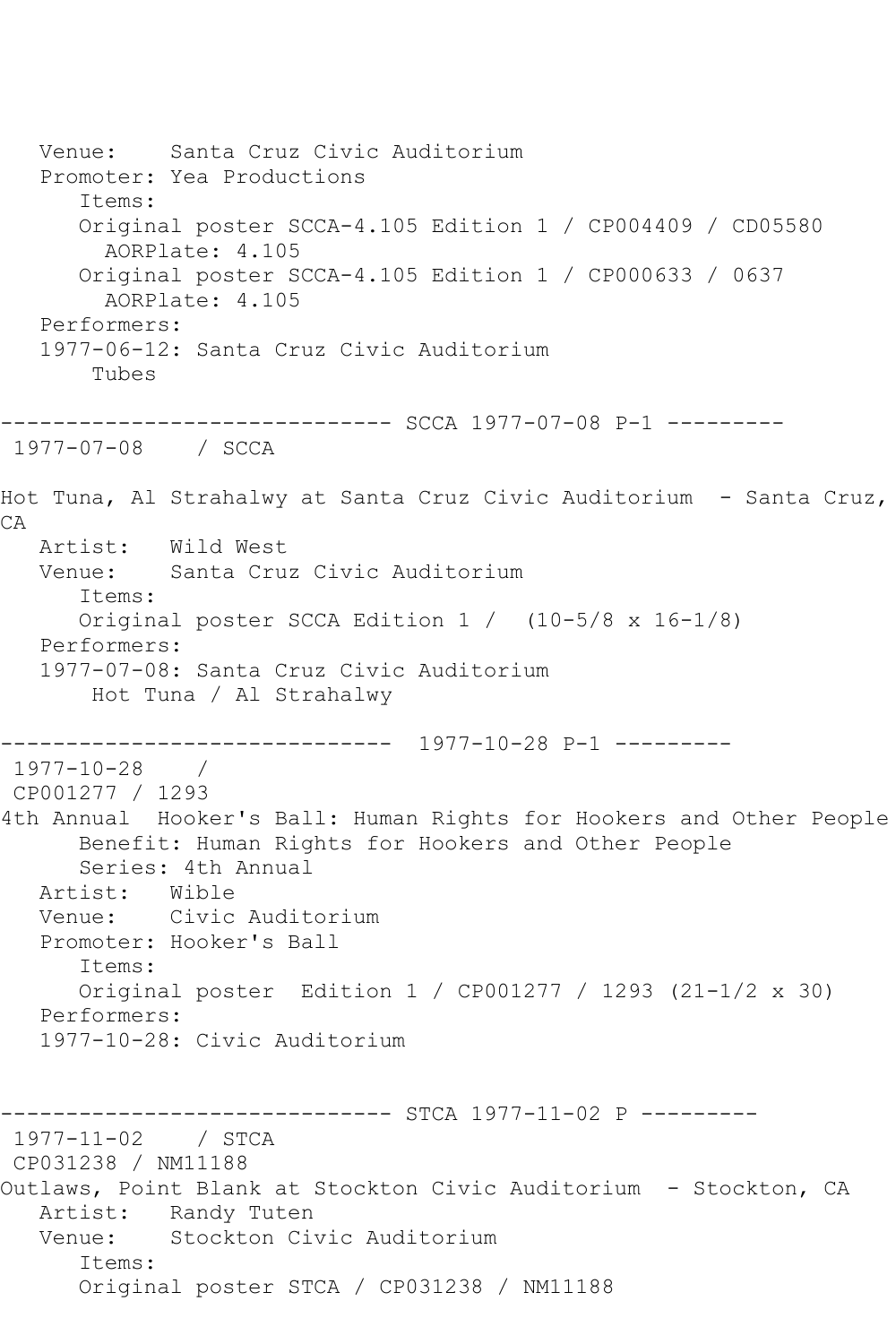```
   Venue:    Santa Cruz Civic Auditorium
   Promoter: Yea Productions
      Items:
      Original poster SCCA-4.105 Edition 1 / CP004409 / CD05580
        AORPlate: 4.105
      Original poster SCCA-4.105 Edition 1 / CP000633 / 0637
        AORPlate: 4.105
   Performers:
   1977-06-12: Santa Cruz Civic Auditorium
       Tubes

------------------------------ SCCA 1977-07-08 P-1 ---------
 1977-07-08    / SCCA

Hot Tuna, Al Strahalwy at Santa Cruz Civic Auditorium  - Santa Cruz,
CA
   Artist:   Wild West
   Venue:    Santa Cruz Civic Auditorium
      Items:
      Original poster SCCA Edition 1 /  (10-5/8 x 16-1/8)
   Performers:
   1977-07-08: Santa Cruz Civic Auditorium
       Hot Tuna / Al Strahalwy

------------------------------  1977-10-28 P-1 ---------
 1977-10-28    /
 CP001277 / 1293
4th Annual  Hooker's Ball: Human Rights for Hookers and Other People
      Benefit: Human Rights for Hookers and Other People
      Series: 4th Annual
   Artist:   Wible
   Venue:    Civic Auditorium
   Promoter: Hooker's Ball
      Items:
      Original poster  Edition 1 / CP001277 / 1293 (21-1/2 x 30)
   Performers:
   1977-10-28: Civic Auditorium


------------------------------ STCA 1977-11-02 P ---------
 1977-11-02    / STCA
 CP031238 / NM11188
Outlaws, Point Blank at Stockton Civic Auditorium  - Stockton, CA
   Artist:   Randy Tuten
   Venue:    Stockton Civic Auditorium
      Items:
      Original poster STCA / CP031238 / NM11188
```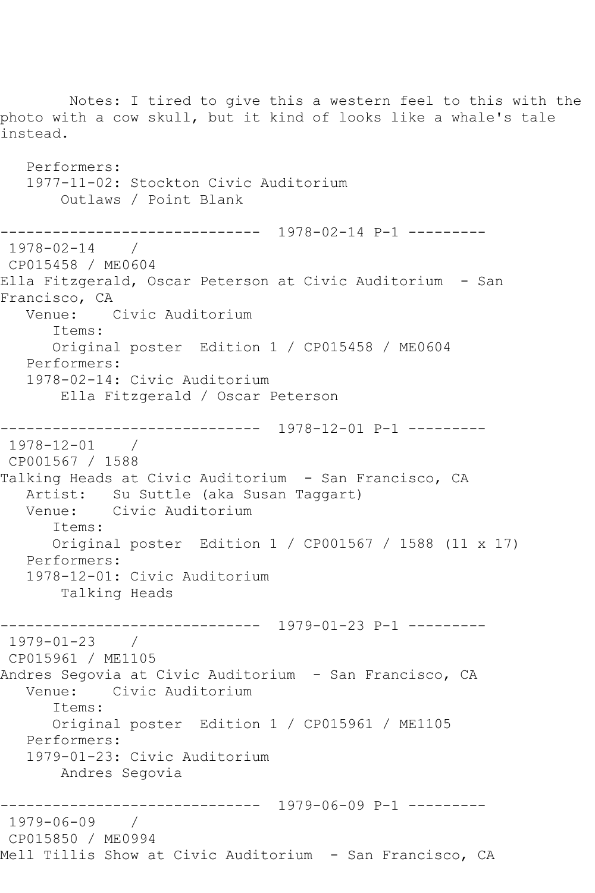Notes: I tired to give this a western feel to this with the photo with a cow skull, but it kind of looks like a whale's tale instead.

Performers:
1977-11-02: Stockton Civic Auditorium
Outlaws / Point Blank

------------------------------ 1978-02-14 P-1 ---------

1978-02-14 /
CP015458 / ME0604
Ella Fitzgerald, Oscar Peterson at Civic Auditorium - San Francisco, CA
Venue: Civic Auditorium
Items:
Original poster Edition 1 / CP015458 / ME0604
Performers:
1978-02-14: Civic Auditorium
Ella Fitzgerald / Oscar Peterson

------------------------------ 1978-12-01 P-1 ---------

1978-12-01 /
CP001567 / 1588
Talking Heads at Civic Auditorium - San Francisco, CA
Artist: Su Suttle (aka Susan Taggart)
Venue: Civic Auditorium
Items:
Original poster Edition 1 / CP001567 / 1588 (11 x 17)
Performers:
1978-12-01: Civic Auditorium
Talking Heads

------------------------------ 1979-01-23 P-1 ---------

1979-01-23 /
CP015961 / ME1105
Andres Segovia at Civic Auditorium - San Francisco, CA
Venue: Civic Auditorium
Items:
Original poster Edition 1 / CP015961 / ME1105
Performers:
1979-01-23: Civic Auditorium
Andres Segovia

------------------------------ 1979-06-09 P-1 ---------

1979-06-09 /
CP015850 / ME0994
Mell Tillis Show at Civic Auditorium - San Francisco, CA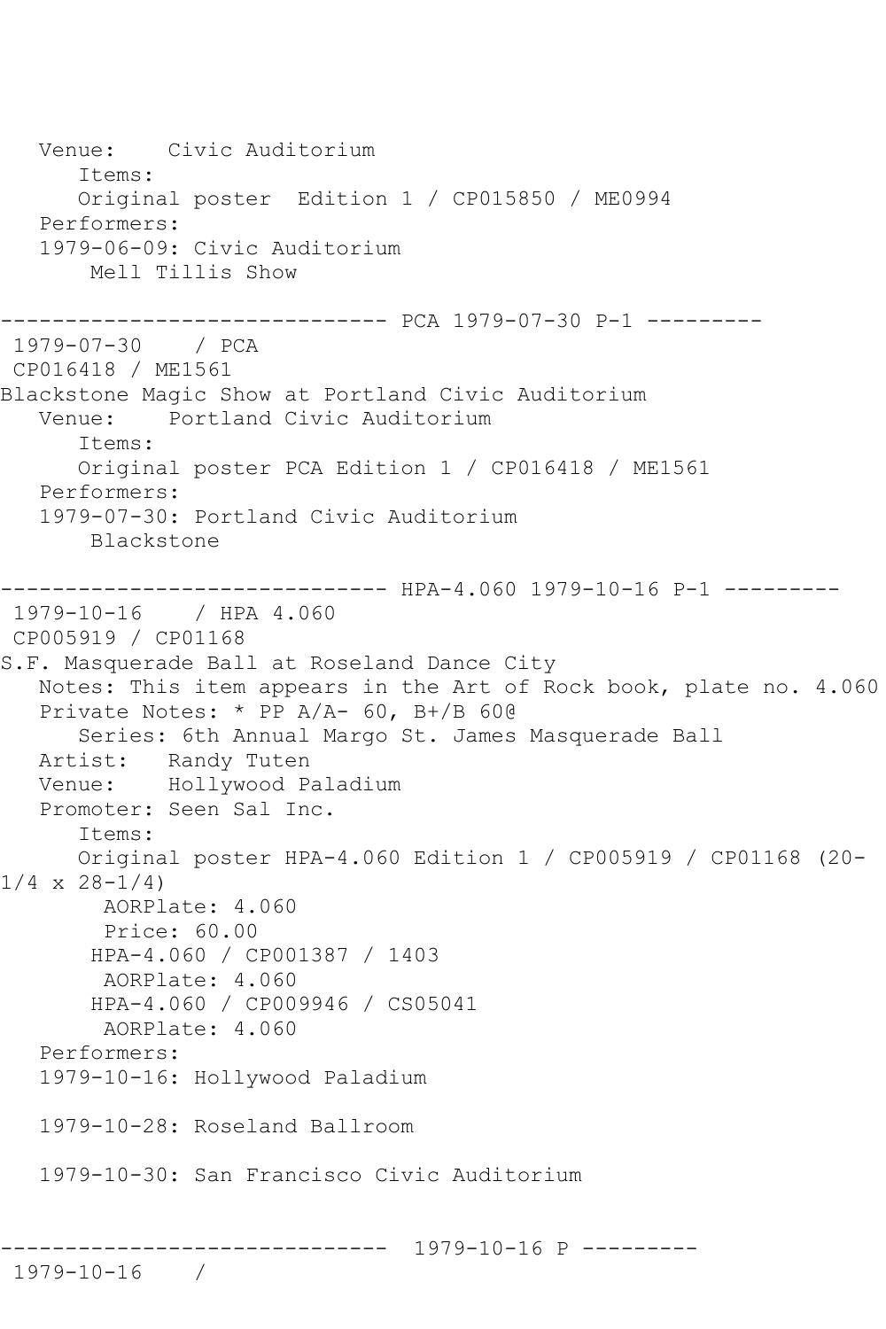```
   Venue:    Civic Auditorium
      Items:
      Original poster  Edition 1 / CP015850 / ME0994
   Performers:
   1979-06-09: Civic Auditorium
       Mell Tillis Show

------------------------------ PCA 1979-07-30 P-1 ---------
 1979-07-30    / PCA
 CP016418 / ME1561
Blackstone Magic Show at Portland Civic Auditorium
   Venue:    Portland Civic Auditorium
      Items:
      Original poster PCA Edition 1 / CP016418 / ME1561
   Performers:
   1979-07-30: Portland Civic Auditorium
       Blackstone

------------------------------ HPA-4.060 1979-10-16 P-1 ---------
 1979-10-16    / HPA 4.060
 CP005919 / CP01168
S.F. Masquerade Ball at Roseland Dance City
   Notes: This item appears in the Art of Rock book, plate no. 4.060
   Private Notes: * PP A/A- 60, B+/B 60@
      Series: 6th Annual Margo St. James Masquerade Ball
   Artist:   Randy Tuten
   Venue:    Hollywood Paladium
   Promoter: Seen Sal Inc.
      Items:
      Original poster HPA-4.060 Edition 1 / CP005919 / CP01168 (20-
1/4 x 28-1/4)
        AORPlate: 4.060
        Price: 60.00
       HPA-4.060 / CP001387 / 1403
        AORPlate: 4.060
       HPA-4.060 / CP009946 / CS05041
        AORPlate: 4.060
   Performers:
   1979-10-16: Hollywood Paladium

   1979-10-28: Roseland Ballroom

   1979-10-30: San Francisco Civic Auditorium


------------------------------  1979-10-16 P ---------
 1979-10-16    /
```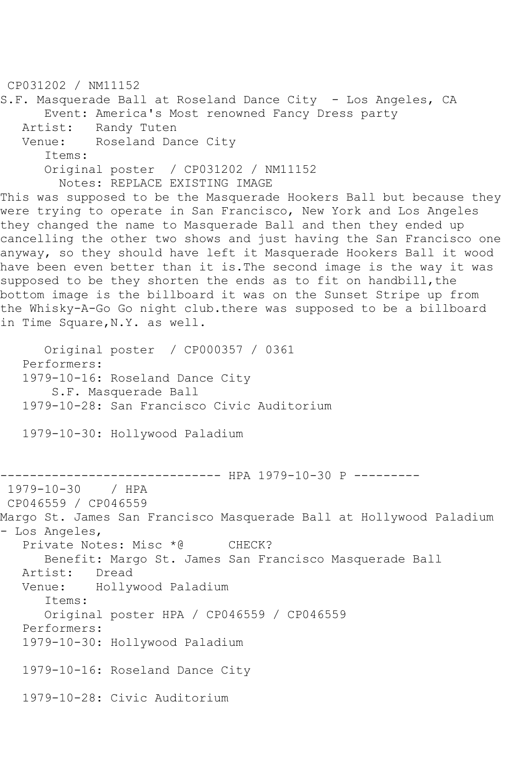CP031202 / NM11152
S.F. Masquerade Ball at Roseland Dance City  - Los Angeles, CA
Event: America's Most renowned Fancy Dress party
Artist: Randy Tuten
Venue: Roseland Dance City
Items:
Original poster / CP031202 / NM11152
Notes: REPLACE EXISTING IMAGE
This was supposed to be the Masquerade Hookers Ball but because they were trying to operate in San Francisco, New York and Los Angeles they changed the name to Masquerade Ball and then they ended up cancelling the other two shows and just having the San Francisco one anyway, so they should have left it Masquerade Hookers Ball it wood have been even better than it is.The second image is the way it was supposed to be they shorten the ends as to fit on handbill,the bottom image is the billboard it was on the Sunset Stripe up from the Whisky-A-Go Go night club.there was supposed to be a billboard in Time Square,N.Y. as well.

Original poster / CP000357 / 0361
Performers:
1979-10-16: Roseland Dance City
S.F. Masquerade Ball
1979-10-28: San Francisco Civic Auditorium

1979-10-30: Hollywood Paladium

------------------------------ HPA 1979-10-30 P ---------
1979-10-30 / HPA
CP046559 / CP046559
Margo St. James San Francisco Masquerade Ball at Hollywood Paladium - Los Angeles,
Private Notes: Misc *@ CHECK?
Benefit: Margo St. James San Francisco Masquerade Ball
Artist: Dread
Venue: Hollywood Paladium
Items:
Original poster HPA / CP046559 / CP046559
Performers:
1979-10-30: Hollywood Paladium

1979-10-16: Roseland Dance City

1979-10-28: Civic Auditorium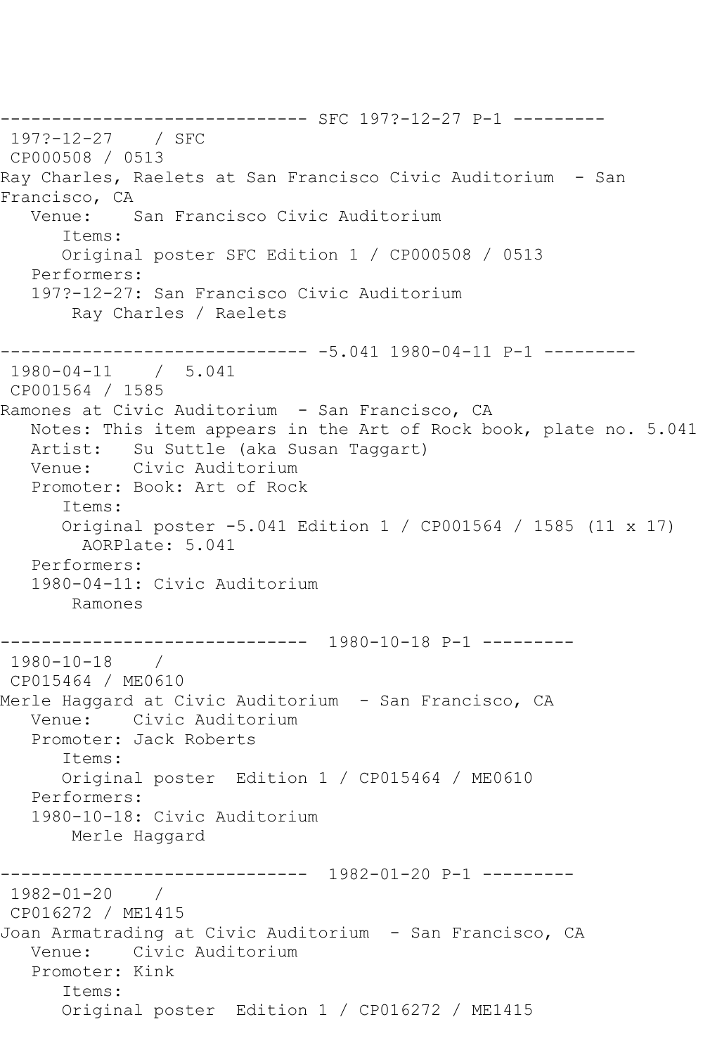```
------------------------------ SFC 197?-12-27 P-1 ---------
 197?-12-27    / SFC
 CP000508 / 0513
Ray Charles, Raelets at San Francisco Civic Auditorium  - San 
Francisco, CA
   Venue:    San Francisco Civic Auditorium
      Items:
      Original poster SFC Edition 1 / CP000508 / 0513
   Performers:
   197?-12-27: San Francisco Civic Auditorium
       Ray Charles / Raelets

------------------------------ -5.041 1980-04-11 P-1 ---------
 1980-04-11    /  5.041
 CP001564 / 1585
Ramones at Civic Auditorium  - San Francisco, CA
   Notes: This item appears in the Art of Rock book, plate no. 5.041
   Artist:   Su Suttle (aka Susan Taggart)
   Venue:    Civic Auditorium
   Promoter: Book: Art of Rock
      Items:
      Original poster -5.041 Edition 1 / CP001564 / 1585 (11 x 17)
        AORPlate: 5.041 
   Performers:
   1980-04-11: Civic Auditorium
       Ramones

------------------------------  1980-10-18 P-1 ---------
 1980-10-18    / 
 CP015464 / ME0610
Merle Haggard at Civic Auditorium  - San Francisco, CA
   Venue:    Civic Auditorium
   Promoter: Jack Roberts
      Items:
      Original poster  Edition 1 / CP015464 / ME0610
   Performers:
   1980-10-18: Civic Auditorium
       Merle Haggard

------------------------------  1982-01-20 P-1 ---------
 1982-01-20    / 
 CP016272 / ME1415
Joan Armatrading at Civic Auditorium  - San Francisco, CA
   Venue:    Civic Auditorium
   Promoter: Kink
      Items:
      Original poster  Edition 1 / CP016272 / ME1415
```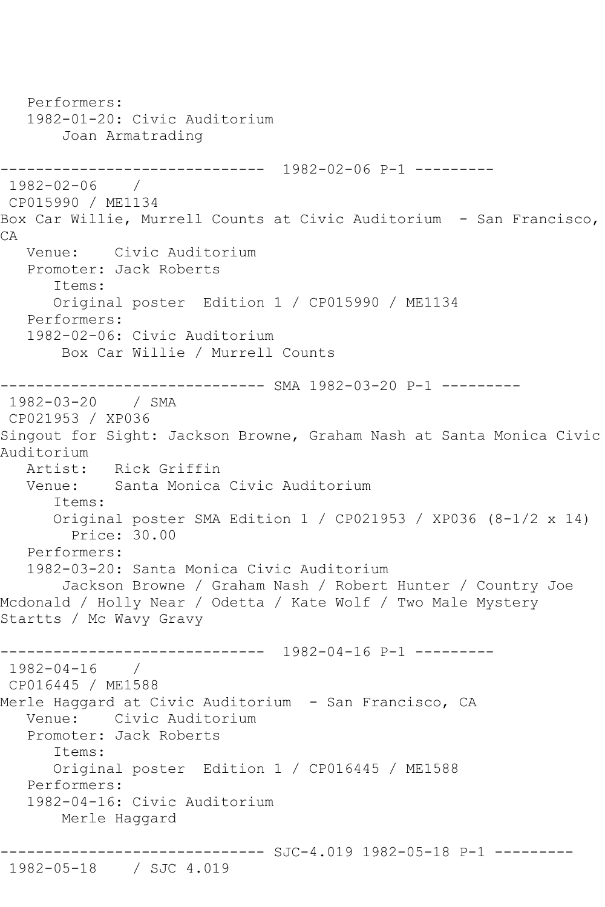```
   Performers:
   1982-01-20: Civic Auditorium
       Joan Armatrading

------------------------------  1982-02-06 P-1 ---------
 1982-02-06    /
 CP015990 / ME1134
Box Car Willie, Murrell Counts at Civic Auditorium  - San Francisco,
CA
   Venue:    Civic Auditorium
   Promoter: Jack Roberts
      Items:
      Original poster  Edition 1 / CP015990 / ME1134
   Performers:
   1982-02-06: Civic Auditorium
       Box Car Willie / Murrell Counts

------------------------------ SMA 1982-03-20 P-1 ---------
 1982-03-20    / SMA
 CP021953 / XP036
Singout for Sight: Jackson Browne, Graham Nash at Santa Monica Civic
Auditorium
   Artist:   Rick Griffin
   Venue:    Santa Monica Civic Auditorium
      Items:
      Original poster SMA Edition 1 / CP021953 / XP036 (8-1/2 x 14)
        Price: 30.00
   Performers:
   1982-03-20: Santa Monica Civic Auditorium
       Jackson Browne / Graham Nash / Robert Hunter / Country Joe
Mcdonald / Holly Near / Odetta / Kate Wolf / Two Male Mystery
Startts / Mc Wavy Gravy

------------------------------  1982-04-16 P-1 ---------
 1982-04-16    /
 CP016445 / ME1588
Merle Haggard at Civic Auditorium  - San Francisco, CA
   Venue:    Civic Auditorium
   Promoter: Jack Roberts
      Items:
      Original poster  Edition 1 / CP016445 / ME1588
   Performers:
   1982-04-16: Civic Auditorium
       Merle Haggard

------------------------------ SJC-4.019 1982-05-18 P-1 ---------
 1982-05-18    / SJC 4.019
```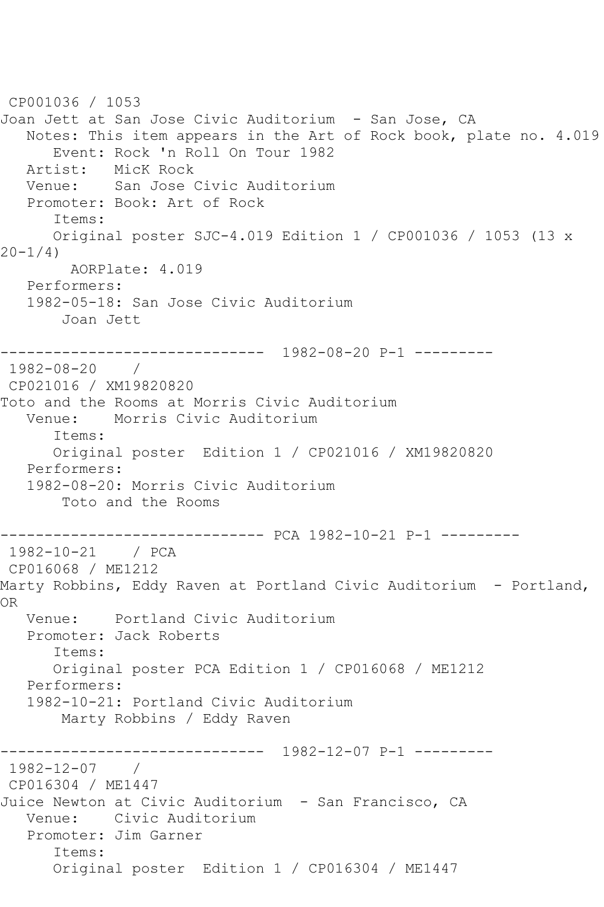CP001036 / 1053
Joan Jett at San Jose Civic Auditorium - San Jose, CA
   Notes: This item appears in the Art of Rock book, plate no. 4.019
      Event: Rock 'n Roll On Tour 1982
   Artist: MicK Rock
   Venue: San Jose Civic Auditorium
   Promoter: Book: Art of Rock
      Items:
      Original poster SJC-4.019 Edition 1 / CP001036 / 1053 (13 x 20-1/4)
        AORPlate: 4.019
   Performers:
   1982-05-18: San Jose Civic Auditorium
       Joan Jett

------------------------------ 1982-08-20 P-1 ---------
1982-08-20 /
CP021016 / XM19820820
Toto and the Rooms at Morris Civic Auditorium
   Venue: Morris Civic Auditorium
      Items:
      Original poster Edition 1 / CP021016 / XM19820820
   Performers:
   1982-08-20: Morris Civic Auditorium
       Toto and the Rooms

------------------------------ PCA 1982-10-21 P-1 ---------
1982-10-21 / PCA
CP016068 / ME1212
Marty Robbins, Eddy Raven at Portland Civic Auditorium - Portland, OR
   Venue: Portland Civic Auditorium
   Promoter: Jack Roberts
      Items:
      Original poster PCA Edition 1 / CP016068 / ME1212
   Performers:
   1982-10-21: Portland Civic Auditorium
       Marty Robbins / Eddy Raven

------------------------------ 1982-12-07 P-1 ---------
1982-12-07 /
CP016304 / ME1447
Juice Newton at Civic Auditorium - San Francisco, CA
   Venue: Civic Auditorium
   Promoter: Jim Garner
      Items:
      Original poster Edition 1 / CP016304 / ME1447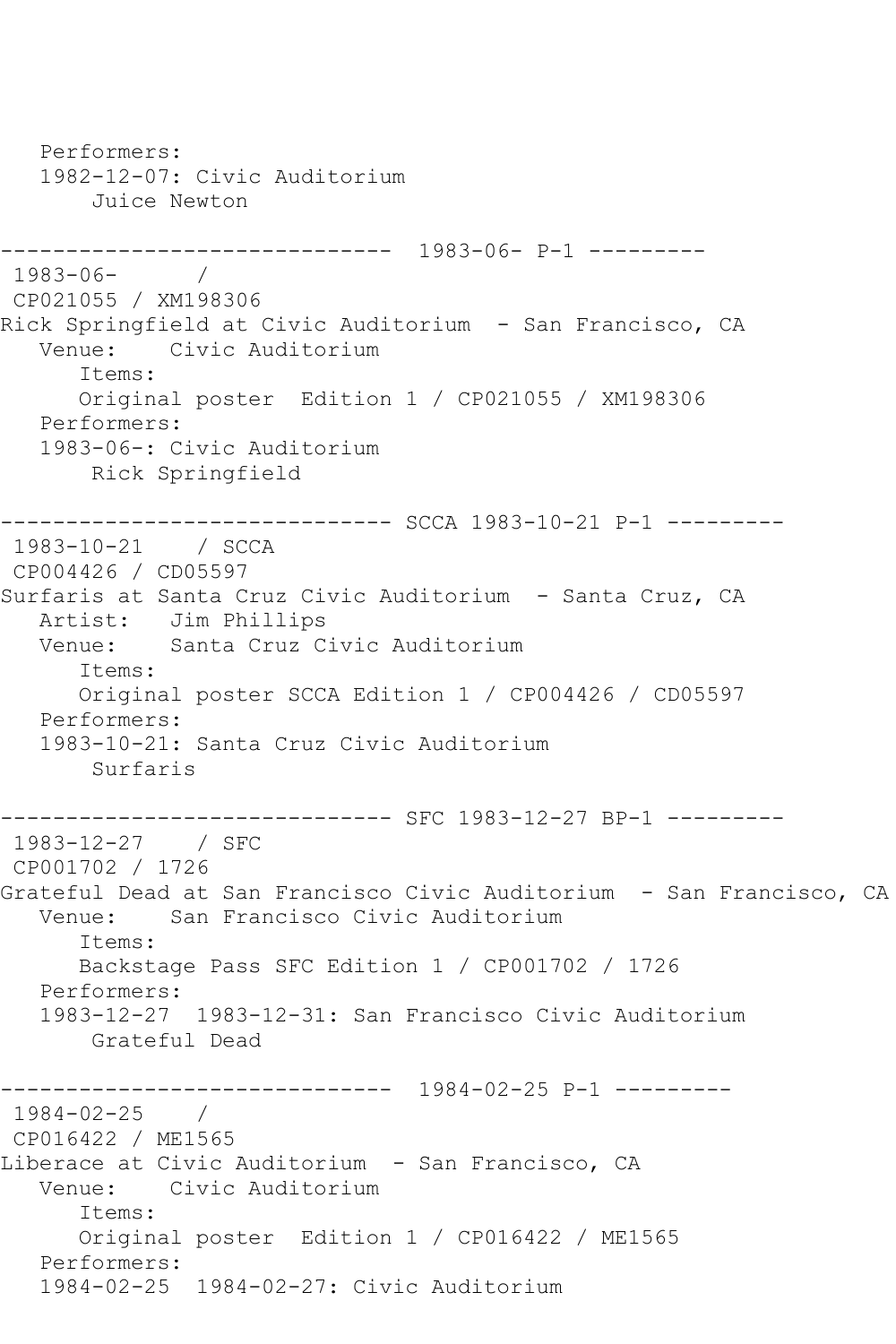```
   Performers:
   1982-12-07: Civic Auditorium
       Juice Newton

------------------------------  1983-06- P-1 ---------
 1983-06-      /
 CP021055 / XM198306
Rick Springfield at Civic Auditorium  - San Francisco, CA
   Venue:    Civic Auditorium
      Items:
      Original poster  Edition 1 / CP021055 / XM198306
   Performers:
   1983-06-: Civic Auditorium
       Rick Springfield

------------------------------ SCCA 1983-10-21 P-1 ---------
 1983-10-21    / SCCA
 CP004426 / CD05597
Surfaris at Santa Cruz Civic Auditorium  - Santa Cruz, CA
   Artist:   Jim Phillips
   Venue:    Santa Cruz Civic Auditorium
      Items:
      Original poster SCCA Edition 1 / CP004426 / CD05597
   Performers:
   1983-10-21: Santa Cruz Civic Auditorium
       Surfaris

------------------------------ SFC 1983-12-27 BP-1 ---------
 1983-12-27    / SFC
 CP001702 / 1726
Grateful Dead at San Francisco Civic Auditorium  - San Francisco, CA
   Venue:    San Francisco Civic Auditorium
      Items:
      Backstage Pass SFC Edition 1 / CP001702 / 1726
   Performers:
   1983-12-27  1983-12-31: San Francisco Civic Auditorium
       Grateful Dead

------------------------------  1984-02-25 P-1 ---------
 1984-02-25    /
 CP016422 / ME1565
Liberace at Civic Auditorium  - San Francisco, CA
   Venue:    Civic Auditorium
      Items:
      Original poster  Edition 1 / CP016422 / ME1565
   Performers:
   1984-02-25  1984-02-27: Civic Auditorium
```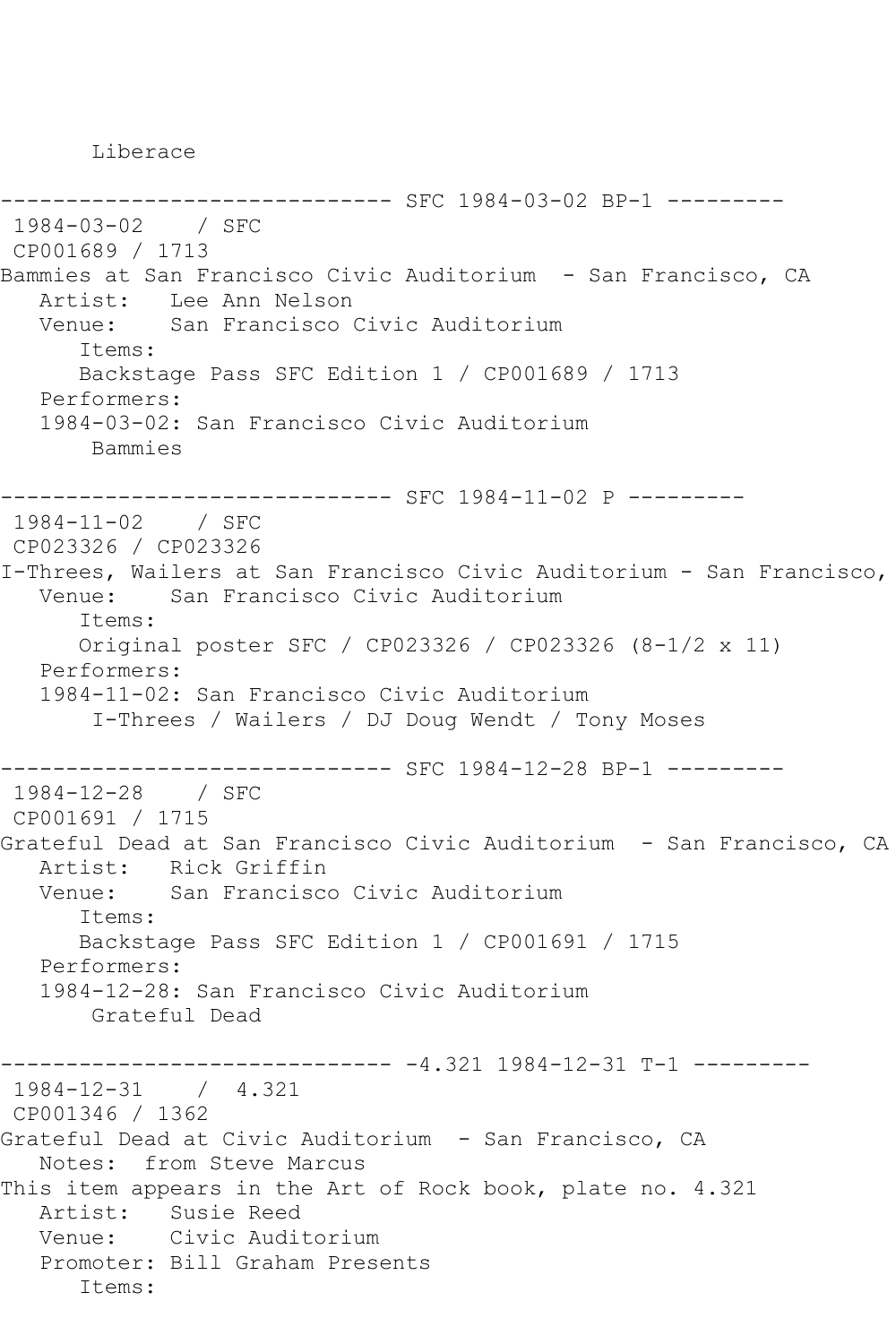```
       Liberace

------------------------------ SFC 1984-03-02 BP-1 ---------
 1984-03-02    / SFC
 CP001689 / 1713
Bammies at San Francisco Civic Auditorium  - San Francisco, CA
   Artist:   Lee Ann Nelson
   Venue:    San Francisco Civic Auditorium
      Items:
      Backstage Pass SFC Edition 1 / CP001689 / 1713
   Performers:
   1984-03-02: San Francisco Civic Auditorium
       Bammies

------------------------------ SFC 1984-11-02 P ---------
 1984-11-02    / SFC
 CP023326 / CP023326
I-Threes, Wailers at San Francisco Civic Auditorium - San Francisco,
   Venue:    San Francisco Civic Auditorium
      Items:
      Original poster SFC / CP023326 / CP023326 (8-1/2 x 11)
   Performers:
   1984-11-02: San Francisco Civic Auditorium
       I-Threes / Wailers / DJ Doug Wendt / Tony Moses

------------------------------ SFC 1984-12-28 BP-1 ---------
 1984-12-28    / SFC
 CP001691 / 1715
Grateful Dead at San Francisco Civic Auditorium  - San Francisco, CA
   Artist:   Rick Griffin
   Venue:    San Francisco Civic Auditorium
      Items:
      Backstage Pass SFC Edition 1 / CP001691 / 1715
   Performers:
   1984-12-28: San Francisco Civic Auditorium
       Grateful Dead

------------------------------ -4.321 1984-12-31 T-1 ---------
 1984-12-31    /  4.321
 CP001346 / 1362
Grateful Dead at Civic Auditorium  - San Francisco, CA
   Notes:  from Steve Marcus
This item appears in the Art of Rock book, plate no. 4.321
   Artist:   Susie Reed
   Venue:    Civic Auditorium
   Promoter: Bill Graham Presents
      Items:
```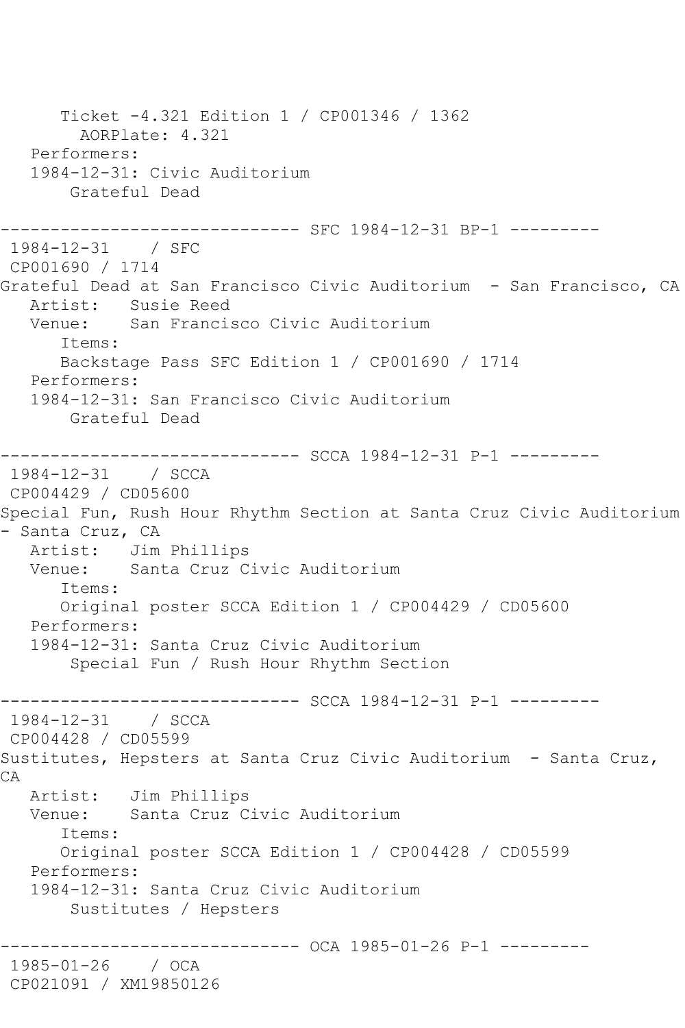```
      Ticket -4.321 Edition 1 / CP001346 / 1362
        AORPlate: 4.321
   Performers:
   1984-12-31: Civic Auditorium
       Grateful Dead

------------------------------ SFC 1984-12-31 BP-1 ---------
 1984-12-31    / SFC
 CP001690 / 1714
Grateful Dead at San Francisco Civic Auditorium  - San Francisco, CA
   Artist:   Susie Reed
   Venue:    San Francisco Civic Auditorium
      Items:
      Backstage Pass SFC Edition 1 / CP001690 / 1714
   Performers:
   1984-12-31: San Francisco Civic Auditorium
       Grateful Dead

------------------------------ SCCA 1984-12-31 P-1 ---------
 1984-12-31    / SCCA
 CP004429 / CD05600
Special Fun, Rush Hour Rhythm Section at Santa Cruz Civic Auditorium
- Santa Cruz, CA
   Artist:   Jim Phillips
   Venue:    Santa Cruz Civic Auditorium
      Items:
      Original poster SCCA Edition 1 / CP004429 / CD05600
   Performers:
   1984-12-31: Santa Cruz Civic Auditorium
       Special Fun / Rush Hour Rhythm Section

------------------------------ SCCA 1984-12-31 P-1 ---------
 1984-12-31    / SCCA
 CP004428 / CD05599
Sustitutes, Hepsters at Santa Cruz Civic Auditorium  - Santa Cruz,
CA
   Artist:   Jim Phillips
   Venue:    Santa Cruz Civic Auditorium
      Items:
      Original poster SCCA Edition 1 / CP004428 / CD05599
   Performers:
   1984-12-31: Santa Cruz Civic Auditorium
       Sustitutes / Hepsters

------------------------------ OCA 1985-01-26 P-1 ---------
 1985-01-26    / OCA
 CP021091 / XM19850126
```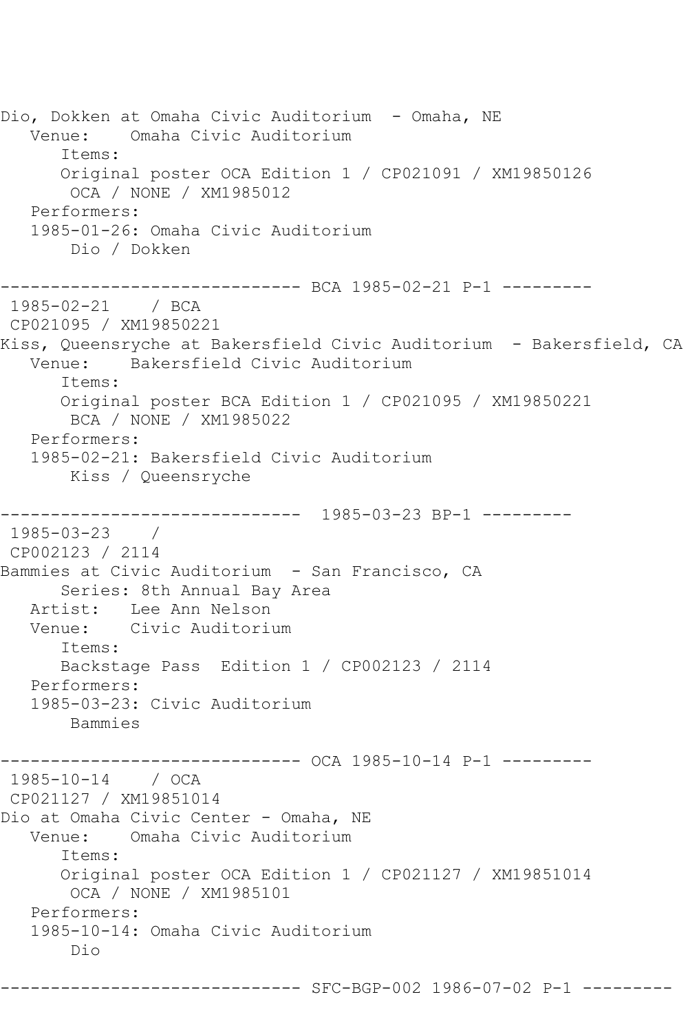```
Dio, Dokken at Omaha Civic Auditorium  - Omaha, NE
   Venue:    Omaha Civic Auditorium
      Items:
      Original poster OCA Edition 1 / CP021091 / XM19850126
       OCA / NONE / XM1985012
   Performers:
   1985-01-26: Omaha Civic Auditorium
       Dio / Dokken

------------------------------ BCA 1985-02-21 P-1 ---------
 1985-02-21    / BCA
 CP021095 / XM19850221
Kiss, Queensryche at Bakersfield Civic Auditorium  - Bakersfield, CA
   Venue:    Bakersfield Civic Auditorium
      Items:
      Original poster BCA Edition 1 / CP021095 / XM19850221
       BCA / NONE / XM1985022
   Performers:
   1985-02-21: Bakersfield Civic Auditorium
       Kiss / Queensryche

------------------------------  1985-03-23 BP-1 ---------
 1985-03-23    /
 CP002123 / 2114
Bammies at Civic Auditorium  - San Francisco, CA
      Series: 8th Annual Bay Area
   Artist:   Lee Ann Nelson
   Venue:    Civic Auditorium
      Items:
      Backstage Pass  Edition 1 / CP002123 / 2114
   Performers:
   1985-03-23: Civic Auditorium
       Bammies

------------------------------ OCA 1985-10-14 P-1 ---------
 1985-10-14    / OCA
 CP021127 / XM19851014
Dio at Omaha Civic Center - Omaha, NE
   Venue:    Omaha Civic Auditorium
      Items:
      Original poster OCA Edition 1 / CP021127 / XM19851014
       OCA / NONE / XM1985101
   Performers:
   1985-10-14: Omaha Civic Auditorium
       Dio

------------------------------ SFC-BGP-002 1986-07-02 P-1 ---------
```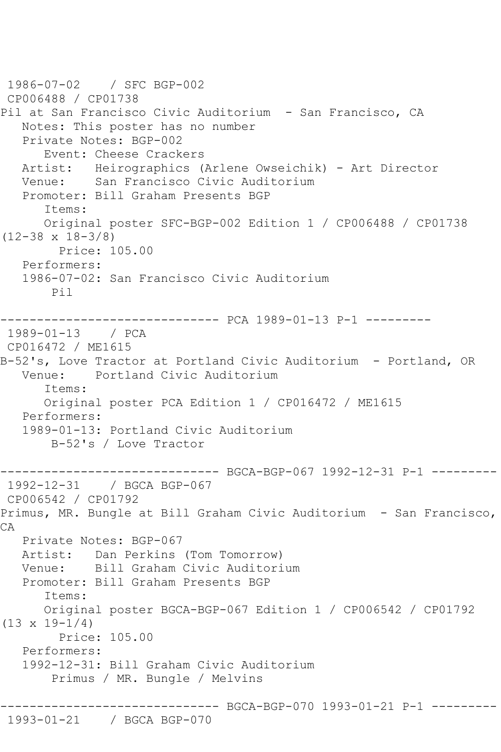```
1986-07-02    / SFC BGP-002
 CP006488 / CP01738
Pil at San Francisco Civic Auditorium  - San Francisco, CA
   Notes: This poster has no number
   Private Notes: BGP-002
      Event: Cheese Crackers
   Artist:   Heirographics (Arlene Owseichik) - Art Director
   Venue:    San Francisco Civic Auditorium
   Promoter: Bill Graham Presents BGP
      Items:
      Original poster SFC-BGP-002 Edition 1 / CP006488 / CP01738
(12-38 x 18-3/8)
        Price: 105.00
   Performers:
   1986-07-02: San Francisco Civic Auditorium
       Pil

------------------------------ PCA 1989-01-13 P-1 ---------
 1989-01-13    / PCA
 CP016472 / ME1615
B-52's, Love Tractor at Portland Civic Auditorium  - Portland, OR
   Venue:    Portland Civic Auditorium
      Items:
      Original poster PCA Edition 1 / CP016472 / ME1615
   Performers:
   1989-01-13: Portland Civic Auditorium
       B-52's / Love Tractor

------------------------------ BGCA-BGP-067 1992-12-31 P-1 ---------
 1992-12-31    / BGCA BGP-067
 CP006542 / CP01792
Primus, MR. Bungle at Bill Graham Civic Auditorium  - San Francisco,
CA
   Private Notes: BGP-067
   Artist:   Dan Perkins (Tom Tomorrow)
   Venue:    Bill Graham Civic Auditorium
   Promoter: Bill Graham Presents BGP
      Items:
      Original poster BGCA-BGP-067 Edition 1 / CP006542 / CP01792
(13 x 19-1/4)
        Price: 105.00
   Performers:
   1992-12-31: Bill Graham Civic Auditorium
       Primus / MR. Bungle / Melvins

------------------------------ BGCA-BGP-070 1993-01-21 P-1 ---------
 1993-01-21    / BGCA BGP-070
```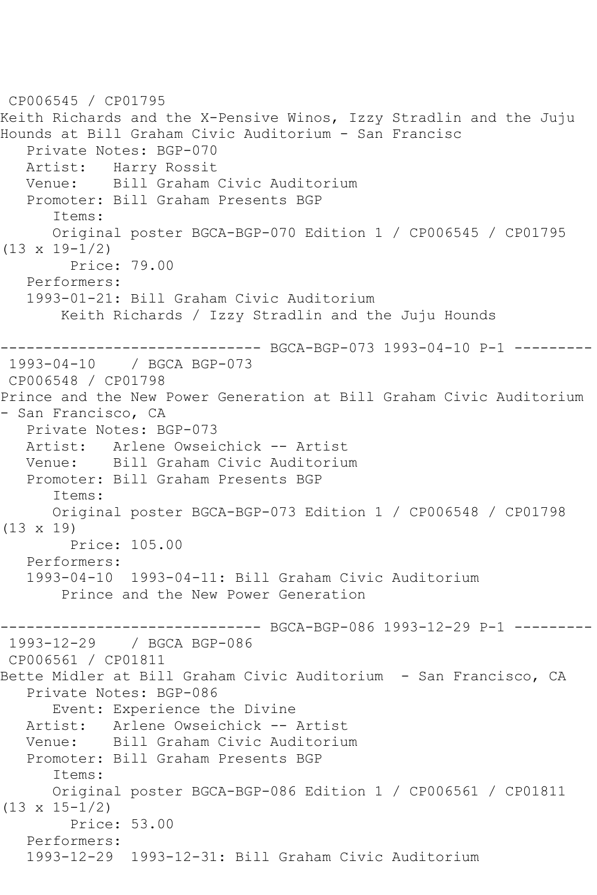CP006545 / CP01795
Keith Richards and the X-Pensive Winos, Izzy Stradlin and the Juju Hounds at Bill Graham Civic Auditorium - San Francisc
   Private Notes: BGP-070
   Artist:   Harry Rossit
   Venue:    Bill Graham Civic Auditorium
   Promoter: Bill Graham Presents BGP
      Items:
      Original poster BGCA-BGP-070 Edition 1 / CP006545 / CP01795 (13 x 19-1/2)
        Price: 79.00
   Performers:
   1993-01-21: Bill Graham Civic Auditorium
       Keith Richards / Izzy Stradlin and the Juju Hounds

------------------------------ BGCA-BGP-073 1993-04-10 P-1 ---------
1993-04-10    / BGCA BGP-073
CP006548 / CP01798
Prince and the New Power Generation at Bill Graham Civic Auditorium - San Francisco, CA
   Private Notes: BGP-073
   Artist:   Arlene Owseichick -- Artist
   Venue:    Bill Graham Civic Auditorium
   Promoter: Bill Graham Presents BGP
      Items:
      Original poster BGCA-BGP-073 Edition 1 / CP006548 / CP01798 (13 x 19)
        Price: 105.00
   Performers:
   1993-04-10  1993-04-11: Bill Graham Civic Auditorium
       Prince and the New Power Generation

------------------------------ BGCA-BGP-086 1993-12-29 P-1 ---------
1993-12-29    / BGCA BGP-086
CP006561 / CP01811
Bette Midler at Bill Graham Civic Auditorium  - San Francisco, CA
   Private Notes: BGP-086
      Event: Experience the Divine
   Artist:   Arlene Owseichick -- Artist
   Venue:    Bill Graham Civic Auditorium
   Promoter: Bill Graham Presents BGP
      Items:
      Original poster BGCA-BGP-086 Edition 1 / CP006561 / CP01811 (13 x 15-1/2)
        Price: 53.00
   Performers:
   1993-12-29  1993-12-31: Bill Graham Civic Auditorium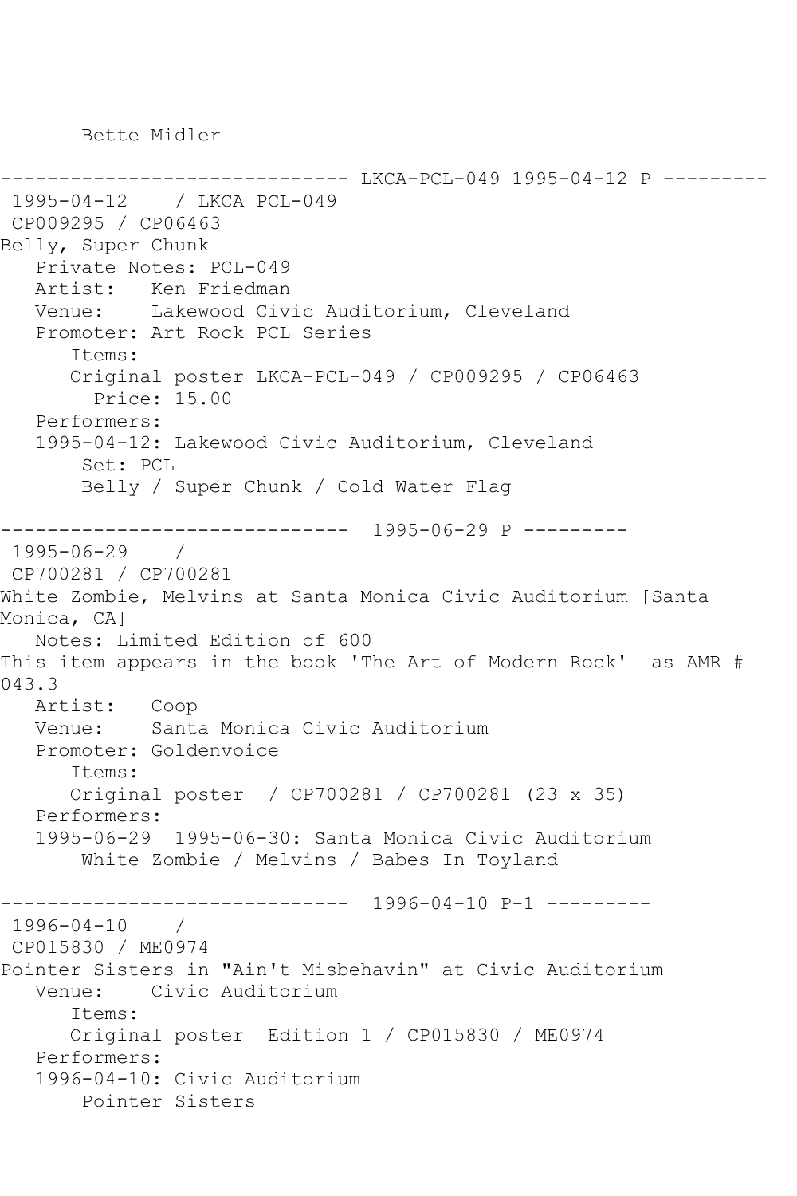Bette Midler

```
------------------------------ LKCA-PCL-049 1995-04-12 P ---------
 1995-04-12    / LKCA PCL-049
 CP009295 / CP06463
Belly, Super Chunk
   Private Notes: PCL-049
   Artist:   Ken Friedman
   Venue:    Lakewood Civic Auditorium, Cleveland
   Promoter: Art Rock PCL Series
      Items:
      Original poster LKCA-PCL-049 / CP009295 / CP06463
        Price: 15.00
   Performers:
   1995-04-12: Lakewood Civic Auditorium, Cleveland
       Set: PCL
       Belly / Super Chunk / Cold Water Flag

------------------------------  1995-06-29 P ---------
 1995-06-29    /
 CP700281 / CP700281
White Zombie, Melvins at Santa Monica Civic Auditorium [Santa
Monica, CA]
   Notes: Limited Edition of 600
This item appears in the book 'The Art of Modern Rock'  as AMR #
043.3
   Artist:   Coop
   Venue:    Santa Monica Civic Auditorium
   Promoter: Goldenvoice
      Items:
      Original poster  / CP700281 / CP700281 (23 x 35)
   Performers:
   1995-06-29  1995-06-30: Santa Monica Civic Auditorium
       White Zombie / Melvins / Babes In Toyland

------------------------------  1996-04-10 P-1 ---------
 1996-04-10    /
 CP015830 / ME0974
Pointer Sisters in "Ain't Misbehavin" at Civic Auditorium
   Venue:    Civic Auditorium
      Items:
      Original poster  Edition 1 / CP015830 / ME0974
   Performers:
   1996-04-10: Civic Auditorium
       Pointer Sisters
```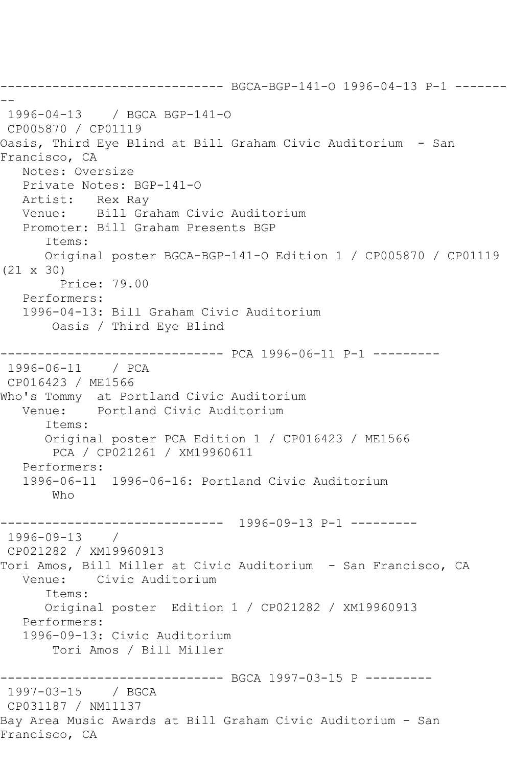------------------------------ BGCA-BGP-141-O 1996-04-13 P-1 ---------
--

1996-04-13 / BGCA BGP-141-O
CP005870 / CP01119
Oasis, Third Eye Blind at Bill Graham Civic Auditorium - San Francisco, CA
Notes: Oversize
Private Notes: BGP-141-O
Artist: Rex Ray
Venue: Bill Graham Civic Auditorium
Promoter: Bill Graham Presents BGP
Items:
Original poster BGCA-BGP-141-O Edition 1 / CP005870 / CP01119 (21 x 30)
Price: 79.00
Performers:
1996-04-13: Bill Graham Civic Auditorium
Oasis / Third Eye Blind

------------------------------ PCA 1996-06-11 P-1 ---------

1996-06-11 / PCA
CP016423 / ME1566
Who's Tommy at Portland Civic Auditorium
Venue: Portland Civic Auditorium
Items:
Original poster PCA Edition 1 / CP016423 / ME1566
PCA / CP021261 / XM19960611
Performers:
1996-06-11 1996-06-16: Portland Civic Auditorium
Who

------------------------------ 1996-09-13 P-1 ---------

1996-09-13 /
CP021282 / XM19960913
Tori Amos, Bill Miller at Civic Auditorium - San Francisco, CA
Venue: Civic Auditorium
Items:
Original poster Edition 1 / CP021282 / XM19960913
Performers:
1996-09-13: Civic Auditorium
Tori Amos / Bill Miller

------------------------------ BGCA 1997-03-15 P ---------

1997-03-15 / BGCA
CP031187 / NM11137
Bay Area Music Awards at Bill Graham Civic Auditorium - San Francisco, CA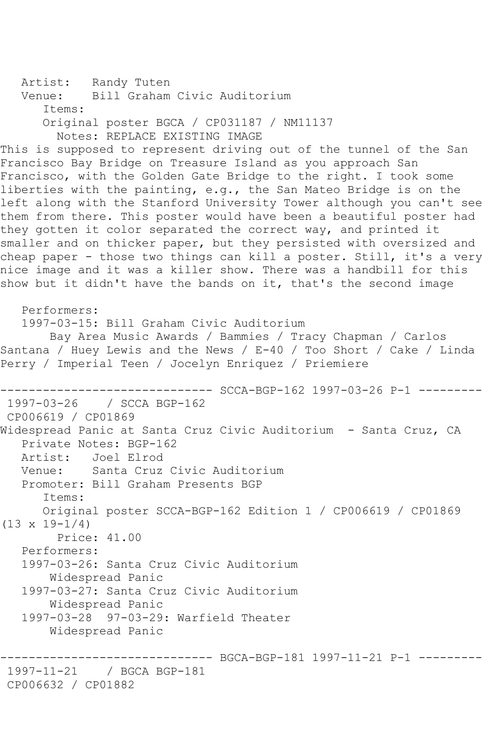Artist: Randy Tuten
Venue: Bill Graham Civic Auditorium
Items:
Original poster BGCA / CP031187 / NM11137
Notes: REPLACE EXISTING IMAGE
This is supposed to represent driving out of the tunnel of the San Francisco Bay Bridge on Treasure Island as you approach San Francisco, with the Golden Gate Bridge to the right. I took some liberties with the painting, e.g., the San Mateo Bridge is on the left along with the Stanford University Tower although you can't see them from there. This poster would have been a beautiful poster had they gotten it color separated the correct way, and printed it smaller and on thicker paper, but they persisted with oversized and cheap paper - those two things can kill a poster. Still, it's a very nice image and it was a killer show. There was a handbill for this show but it didn't have the bands on it, that's the second image

Performers:
1997-03-15: Bill Graham Civic Auditorium
Bay Area Music Awards / Bammies / Tracy Chapman / Carlos Santana / Huey Lewis and the News / E-40 / Too Short / Cake / Linda Perry / Imperial Teen / Jocelyn Enriquez / Priemiere

------------------------------ SCCA-BGP-162 1997-03-26 P-1 ---------

1997-03-26 / SCCA BGP-162
CP006619 / CP01869
Widespread Panic at Santa Cruz Civic Auditorium - Santa Cruz, CA
Private Notes: BGP-162
Artist: Joel Elrod
Venue: Santa Cruz Civic Auditorium
Promoter: Bill Graham Presents BGP
Items:
Original poster SCCA-BGP-162 Edition 1 / CP006619 / CP01869 (13 x 19-1/4)
Price: 41.00
Performers:
1997-03-26: Santa Cruz Civic Auditorium
Widespread Panic
1997-03-27: Santa Cruz Civic Auditorium
Widespread Panic
1997-03-28 97-03-29: Warfield Theater
Widespread Panic

------------------------------ BGCA-BGP-181 1997-11-21 P-1 ---------

1997-11-21 / BGCA BGP-181
CP006632 / CP01882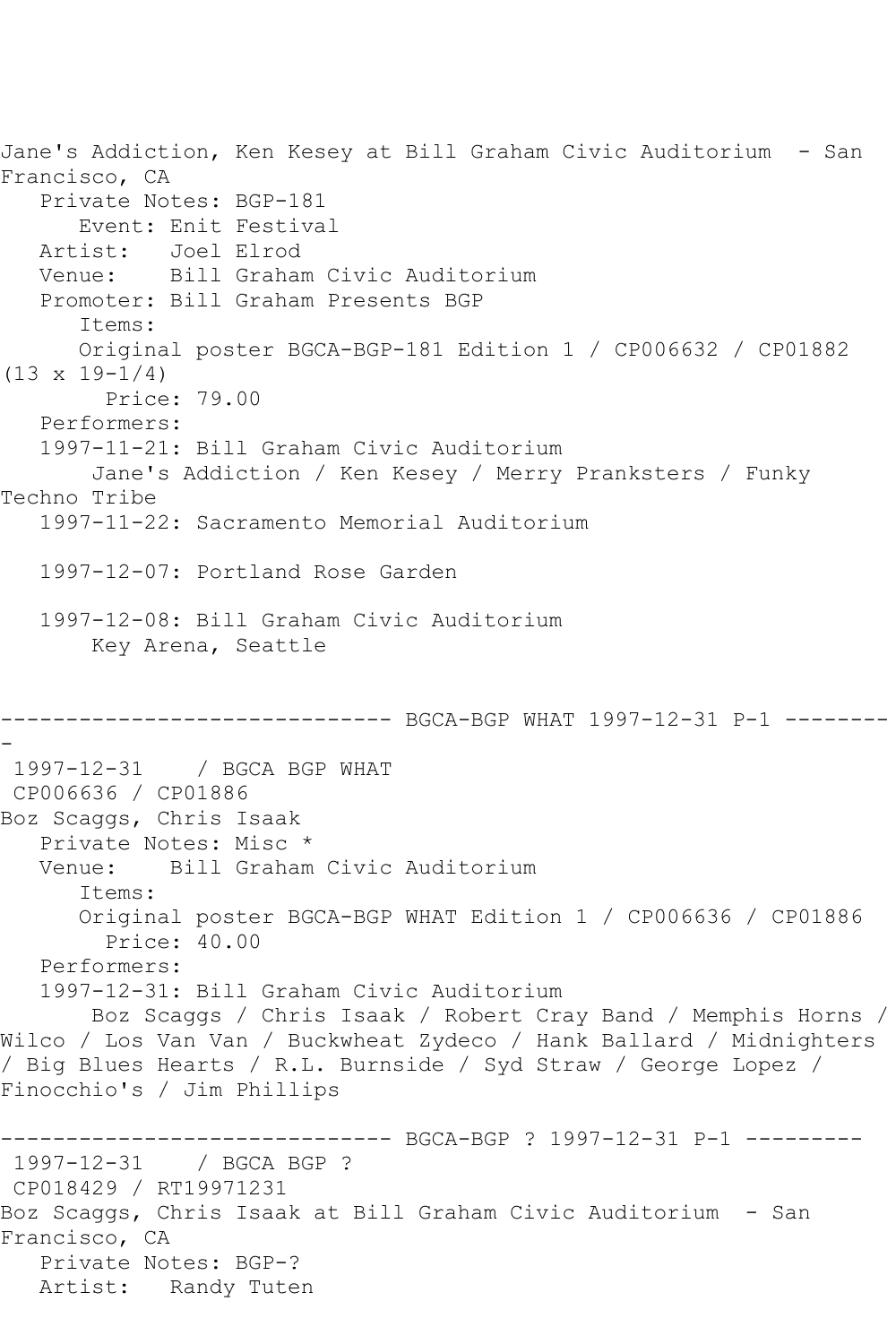Jane's Addiction, Ken Kesey at Bill Graham Civic Auditorium - San Francisco, CA

Private Notes: BGP-181

Event: Enit Festival

Artist: Joel Elrod

Venue: Bill Graham Civic Auditorium

Promoter: Bill Graham Presents BGP

Items:

Original poster BGCA-BGP-181 Edition 1 / CP006632 / CP01882 (13 x 19-1/4)

Price: 79.00

Performers:

1997-11-21: Bill Graham Civic Auditorium

Jane's Addiction / Ken Kesey / Merry Pranksters / Funky Techno Tribe

1997-11-22: Sacramento Memorial Auditorium

1997-12-07: Portland Rose Garden

1997-12-08: Bill Graham Civic Auditorium

Key Arena, Seattle

------------------------------ BGCA-BGP WHAT 1997-12-31 P-1 ---------

1997-12-31 / BGCA BGP WHAT

CP006636 / CP01886

Boz Scaggs, Chris Isaak

Private Notes: Misc *

Venue: Bill Graham Civic Auditorium

Items:

Original poster BGCA-BGP WHAT Edition 1 / CP006636 / CP01886

Price: 40.00

Performers:

1997-12-31: Bill Graham Civic Auditorium

Boz Scaggs / Chris Isaak / Robert Cray Band / Memphis Horns / Wilco / Los Van Van / Buckwheat Zydeco / Hank Ballard / Midnighters / Big Blues Hearts / R.L. Burnside / Syd Straw / George Lopez / Finocchio's / Jim Phillips

------------------------------ BGCA-BGP ? 1997-12-31 P-1 ---------

1997-12-31 / BGCA BGP ?

CP018429 / RT19971231

Boz Scaggs, Chris Isaak at Bill Graham Civic Auditorium - San Francisco, CA

Private Notes: BGP-?

Artist: Randy Tuten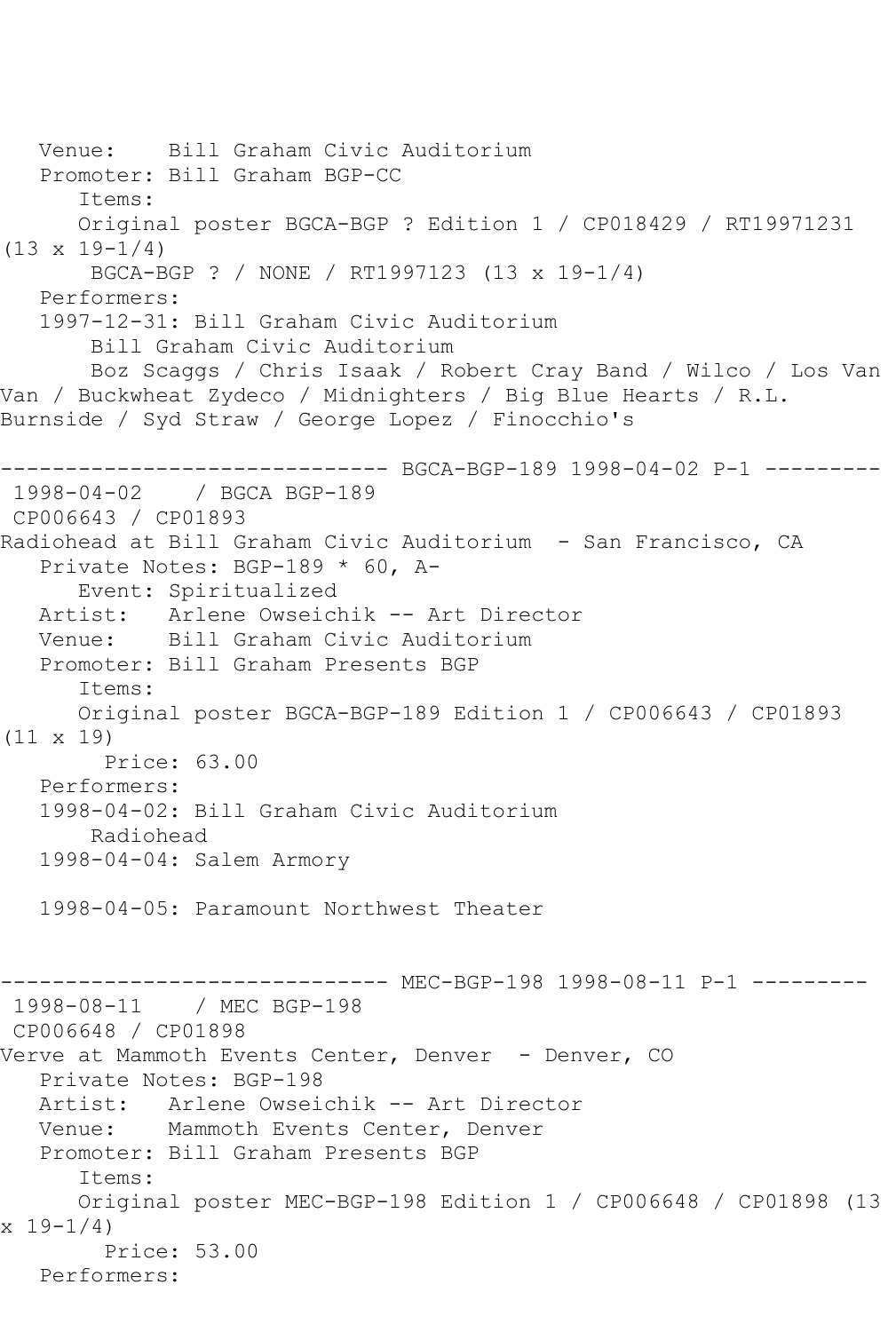```
   Venue:    Bill Graham Civic Auditorium
   Promoter: Bill Graham BGP-CC
      Items:
      Original poster BGCA-BGP ? Edition 1 / CP018429 / RT19971231
(13 x 19-1/4)
       BGCA-BGP ? / NONE / RT1997123 (13 x 19-1/4)
   Performers:
   1997-12-31: Bill Graham Civic Auditorium
       Bill Graham Civic Auditorium
       Boz Scaggs / Chris Isaak / Robert Cray Band / Wilco / Los Van
Van / Buckwheat Zydeco / Midnighters / Big Blue Hearts / R.L.
Burnside / Syd Straw / George Lopez / Finocchio's

------------------------------ BGCA-BGP-189 1998-04-02 P-1 ---------
 1998-04-02    / BGCA BGP-189
 CP006643 / CP01893
Radiohead at Bill Graham Civic Auditorium  - San Francisco, CA
   Private Notes: BGP-189 * 60, A-
      Event: Spiritualized
   Artist:   Arlene Owseichik -- Art Director
   Venue:    Bill Graham Civic Auditorium
   Promoter: Bill Graham Presents BGP
      Items:
      Original poster BGCA-BGP-189 Edition 1 / CP006643 / CP01893
(11 x 19)
        Price: 63.00
   Performers:
   1998-04-02: Bill Graham Civic Auditorium
       Radiohead
   1998-04-04: Salem Armory

   1998-04-05: Paramount Northwest Theater


------------------------------ MEC-BGP-198 1998-08-11 P-1 ---------
 1998-08-11    / MEC BGP-198
 CP006648 / CP01898
Verve at Mammoth Events Center, Denver  - Denver, CO
   Private Notes: BGP-198
   Artist:   Arlene Owseichik -- Art Director
   Venue:    Mammoth Events Center, Denver
   Promoter: Bill Graham Presents BGP
      Items:
      Original poster MEC-BGP-198 Edition 1 / CP006648 / CP01898 (13
x 19-1/4)
        Price: 53.00
   Performers:
```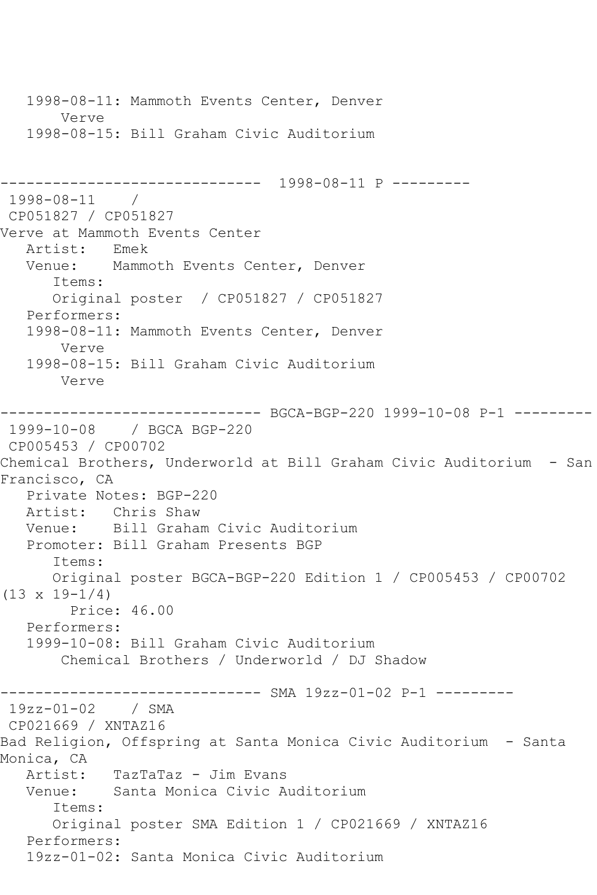```
   1998-08-11: Mammoth Events Center, Denver
       Verve
   1998-08-15: Bill Graham Civic Auditorium


------------------------------  1998-08-11 P ---------
 1998-08-11    /
 CP051827 / CP051827
Verve at Mammoth Events Center
   Artist:   Emek
   Venue:    Mammoth Events Center, Denver
      Items:
      Original poster  / CP051827 / CP051827
   Performers:
   1998-08-11: Mammoth Events Center, Denver
       Verve
   1998-08-15: Bill Graham Civic Auditorium
       Verve

------------------------------ BGCA-BGP-220 1999-10-08 P-1 ---------
 1999-10-08    / BGCA BGP-220
 CP005453 / CP00702
Chemical Brothers, Underworld at Bill Graham Civic Auditorium  - San
Francisco, CA
   Private Notes: BGP-220
   Artist:   Chris Shaw
   Venue:    Bill Graham Civic Auditorium
   Promoter: Bill Graham Presents BGP
      Items:
      Original poster BGCA-BGP-220 Edition 1 / CP005453 / CP00702
(13 x 19-1/4)
        Price: 46.00
   Performers:
   1999-10-08: Bill Graham Civic Auditorium
       Chemical Brothers / Underworld / DJ Shadow

------------------------------ SMA 19zz-01-02 P-1 ---------
 19zz-01-02    / SMA
 CP021669 / XNTAZ16
Bad Religion, Offspring at Santa Monica Civic Auditorium  - Santa
Monica, CA
   Artist:   TazTaTaz - Jim Evans
   Venue:    Santa Monica Civic Auditorium
      Items:
      Original poster SMA Edition 1 / CP021669 / XNTAZ16
   Performers:
   19zz-01-02: Santa Monica Civic Auditorium
```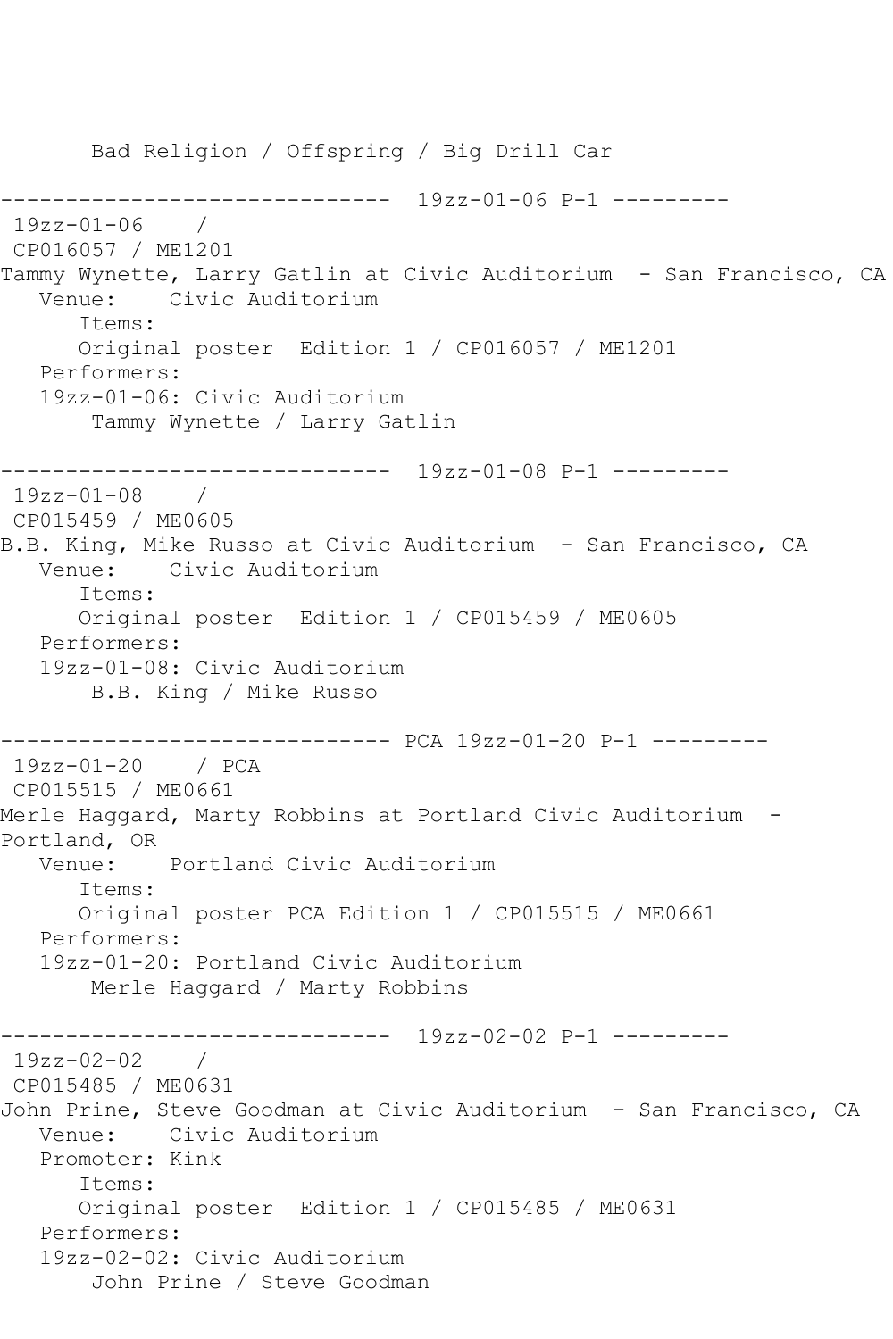Bad Religion / Offspring / Big Drill Car

------------------------------ 19zz-01-06 P-1 ---------

19zz-01-06 /

CP016057 / ME1201

Tammy Wynette, Larry Gatlin at Civic Auditorium - San Francisco, CA

Venue: Civic Auditorium

Items:

Original poster Edition 1 / CP016057 / ME1201

Performers:

19zz-01-06: Civic Auditorium

Tammy Wynette / Larry Gatlin

------------------------------ 19zz-01-08 P-1 ---------

19zz-01-08 /

CP015459 / ME0605

B.B. King, Mike Russo at Civic Auditorium - San Francisco, CA

Venue: Civic Auditorium

Items:

Original poster Edition 1 / CP015459 / ME0605

Performers:

19zz-01-08: Civic Auditorium

B.B. King / Mike Russo

------------------------------ PCA 19zz-01-20 P-1 ---------

19zz-01-20 / PCA

CP015515 / ME0661

Merle Haggard, Marty Robbins at Portland Civic Auditorium - Portland, OR

Venue: Portland Civic Auditorium

Items:

Original poster PCA Edition 1 / CP015515 / ME0661

Performers:

19zz-01-20: Portland Civic Auditorium

Merle Haggard / Marty Robbins

------------------------------ 19zz-02-02 P-1 ---------

19zz-02-02 /

CP015485 / ME0631

John Prine, Steve Goodman at Civic Auditorium - San Francisco, CA

Venue: Civic Auditorium

Promoter: Kink

Items:

Original poster Edition 1 / CP015485 / ME0631

Performers:

19zz-02-02: Civic Auditorium

John Prine / Steve Goodman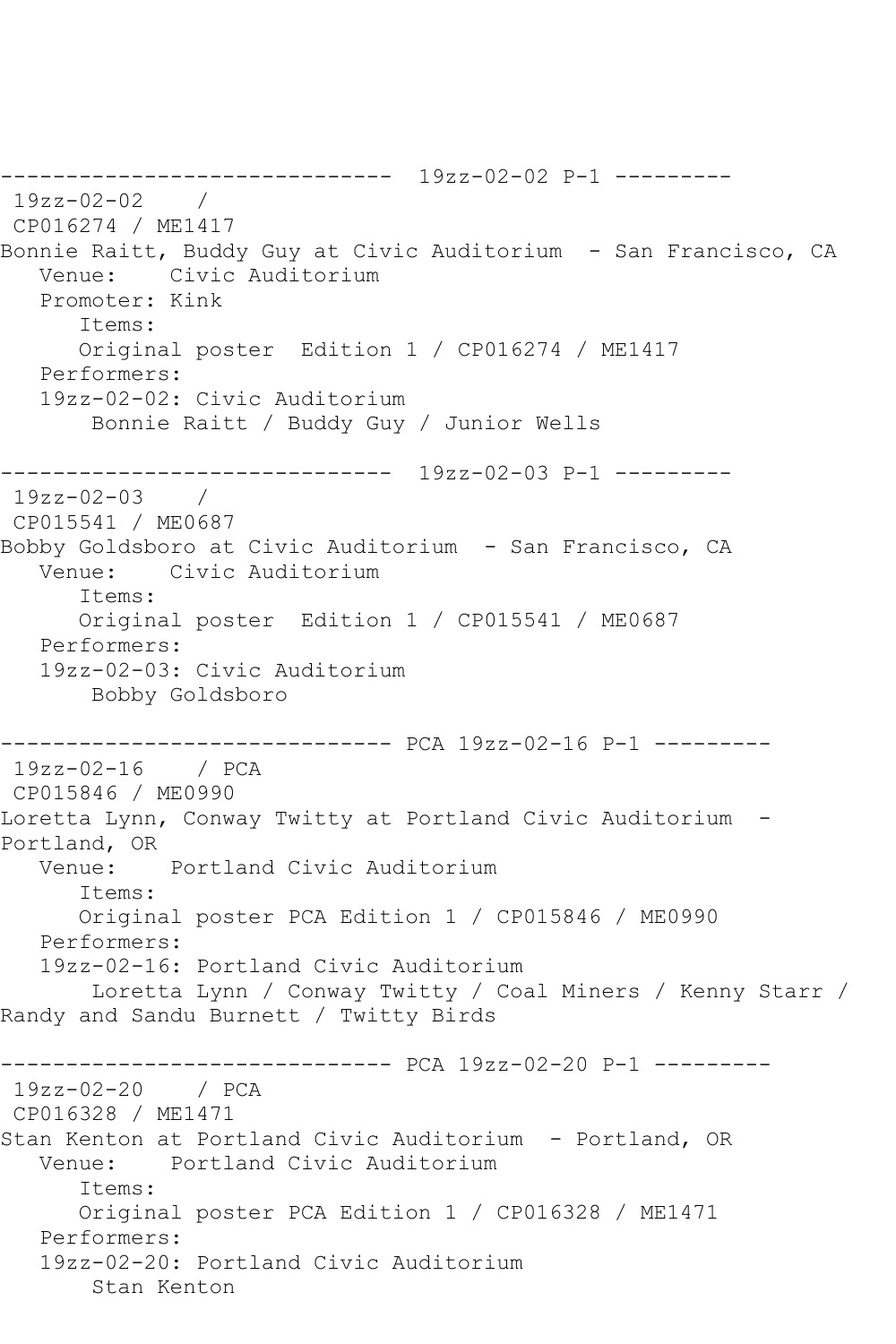```
------------------------------  19zz-02-02 P-1 ---------
 19zz-02-02    / 
 CP016274 / ME1417
Bonnie Raitt, Buddy Guy at Civic Auditorium  - San Francisco, CA
   Venue:    Civic Auditorium
   Promoter: Kink
      Items:
      Original poster  Edition 1 / CP016274 / ME1417
   Performers:
   19zz-02-02: Civic Auditorium
       Bonnie Raitt / Buddy Guy / Junior Wells

------------------------------  19zz-02-03 P-1 ---------
 19zz-02-03    / 
 CP015541 / ME0687
Bobby Goldsboro at Civic Auditorium  - San Francisco, CA
   Venue:    Civic Auditorium
      Items:
      Original poster  Edition 1 / CP015541 / ME0687
   Performers:
   19zz-02-03: Civic Auditorium
       Bobby Goldsboro

------------------------------ PCA 19zz-02-16 P-1 ---------
 19zz-02-16    / PCA
 CP015846 / ME0990
Loretta Lynn, Conway Twitty at Portland Civic Auditorium  - 
Portland, OR
   Venue:    Portland Civic Auditorium
      Items:
      Original poster PCA Edition 1 / CP015846 / ME0990
   Performers:
   19zz-02-16: Portland Civic Auditorium
       Loretta Lynn / Conway Twitty / Coal Miners / Kenny Starr / 
Randy and Sandu Burnett / Twitty Birds

------------------------------ PCA 19zz-02-20 P-1 ---------
 19zz-02-20    / PCA
 CP016328 / ME1471
Stan Kenton at Portland Civic Auditorium  - Portland, OR
   Venue:    Portland Civic Auditorium
      Items:
      Original poster PCA Edition 1 / CP016328 / ME1471
   Performers:
   19zz-02-20: Portland Civic Auditorium
       Stan Kenton
```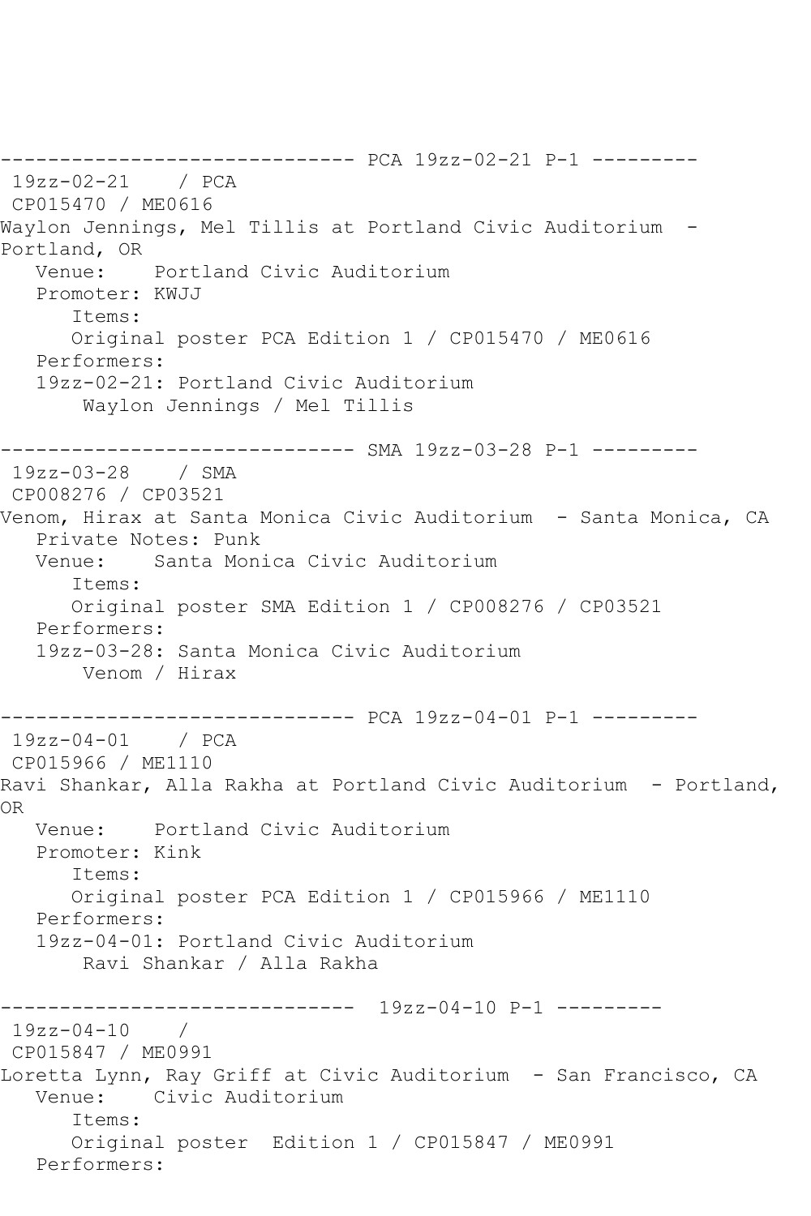```
------------------------------ PCA 19zz-02-21 P-1 ---------
 19zz-02-21    / PCA
 CP015470 / ME0616
Waylon Jennings, Mel Tillis at Portland Civic Auditorium  - 
Portland, OR
   Venue:    Portland Civic Auditorium
   Promoter: KWJJ
      Items:
      Original poster PCA Edition 1 / CP015470 / ME0616
   Performers:
   19zz-02-21: Portland Civic Auditorium
       Waylon Jennings / Mel Tillis

------------------------------ SMA 19zz-03-28 P-1 ---------
 19zz-03-28    / SMA
 CP008276 / CP03521
Venom, Hirax at Santa Monica Civic Auditorium  - Santa Monica, CA
   Private Notes: Punk
   Venue:    Santa Monica Civic Auditorium
      Items:
      Original poster SMA Edition 1 / CP008276 / CP03521
   Performers:
   19zz-03-28: Santa Monica Civic Auditorium
       Venom / Hirax

------------------------------ PCA 19zz-04-01 P-1 ---------
 19zz-04-01    / PCA
 CP015966 / ME1110
Ravi Shankar, Alla Rakha at Portland Civic Auditorium  - Portland, 
OR
   Venue:    Portland Civic Auditorium
   Promoter: Kink
      Items:
      Original poster PCA Edition 1 / CP015966 / ME1110
   Performers:
   19zz-04-01: Portland Civic Auditorium
       Ravi Shankar / Alla Rakha

------------------------------  19zz-04-10 P-1 ---------
 19zz-04-10    / 
 CP015847 / ME0991
Loretta Lynn, Ray Griff at Civic Auditorium  - San Francisco, CA
   Venue:    Civic Auditorium
      Items:
      Original poster  Edition 1 / CP015847 / ME0991
   Performers:
```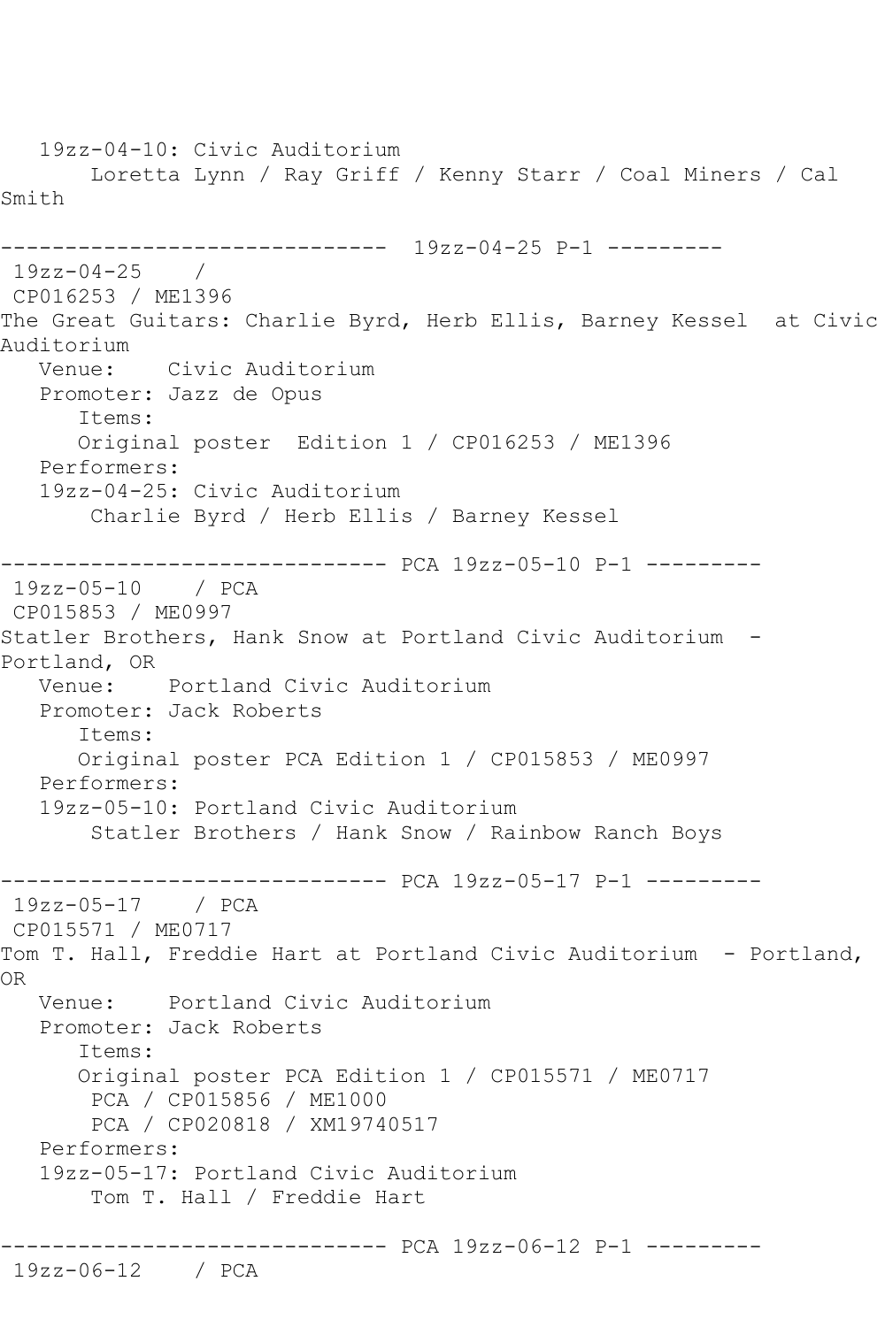```
   19zz-04-10: Civic Auditorium
       Loretta Lynn / Ray Griff / Kenny Starr / Coal Miners / Cal 
Smith

------------------------------  19zz-04-25 P-1 ---------
 19zz-04-25    / 
 CP016253 / ME1396
The Great Guitars: Charlie Byrd, Herb Ellis, Barney Kessel  at Civic 
Auditorium
   Venue:    Civic Auditorium
   Promoter: Jazz de Opus
      Items:
      Original poster  Edition 1 / CP016253 / ME1396
   Performers:
   19zz-04-25: Civic Auditorium
       Charlie Byrd / Herb Ellis / Barney Kessel

------------------------------ PCA 19zz-05-10 P-1 ---------
 19zz-05-10    / PCA
 CP015853 / ME0997
Statler Brothers, Hank Snow at Portland Civic Auditorium  - 
Portland, OR
   Venue:    Portland Civic Auditorium
   Promoter: Jack Roberts
      Items:
      Original poster PCA Edition 1 / CP015853 / ME0997
   Performers:
   19zz-05-10: Portland Civic Auditorium
       Statler Brothers / Hank Snow / Rainbow Ranch Boys

------------------------------ PCA 19zz-05-17 P-1 ---------
 19zz-05-17    / PCA
 CP015571 / ME0717
Tom T. Hall, Freddie Hart at Portland Civic Auditorium  - Portland, 
OR
   Venue:    Portland Civic Auditorium
   Promoter: Jack Roberts
      Items:
      Original poster PCA Edition 1 / CP015571 / ME0717
       PCA / CP015856 / ME1000
       PCA / CP020818 / XM19740517
   Performers:
   19zz-05-17: Portland Civic Auditorium
       Tom T. Hall / Freddie Hart

------------------------------ PCA 19zz-06-12 P-1 ---------
 19zz-06-12    / PCA
```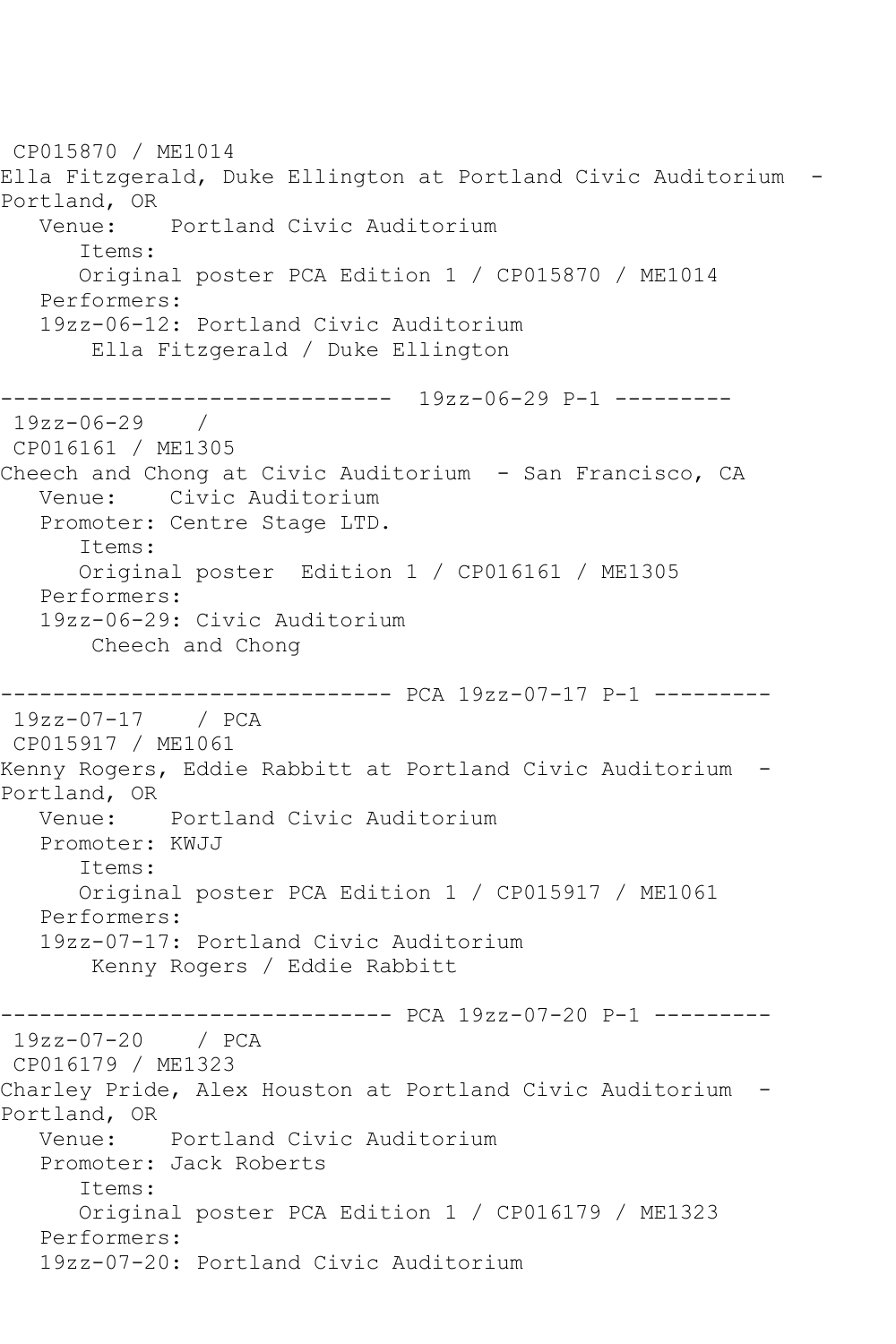CP015870 / ME1014
Ella Fitzgerald, Duke Ellington at Portland Civic Auditorium - Portland, OR
   Venue:    Portland Civic Auditorium
      Items:
      Original poster PCA Edition 1 / CP015870 / ME1014
   Performers:
   19zz-06-12: Portland Civic Auditorium
       Ella Fitzgerald / Duke Ellington

------------------------------ 19zz-06-29 P-1 ---------
19zz-06-29    /
CP016161 / ME1305
Cheech and Chong at Civic Auditorium - San Francisco, CA
   Venue:    Civic Auditorium
   Promoter: Centre Stage LTD.
      Items:
      Original poster  Edition 1 / CP016161 / ME1305
   Performers:
   19zz-06-29: Civic Auditorium
       Cheech and Chong

------------------------------ PCA 19zz-07-17 P-1 ---------
19zz-07-17    / PCA
CP015917 / ME1061
Kenny Rogers, Eddie Rabbitt at Portland Civic Auditorium - Portland, OR
   Venue:    Portland Civic Auditorium
   Promoter: KWJJ
      Items:
      Original poster PCA Edition 1 / CP015917 / ME1061
   Performers:
   19zz-07-17: Portland Civic Auditorium
       Kenny Rogers / Eddie Rabbitt

------------------------------ PCA 19zz-07-20 P-1 ---------
19zz-07-20    / PCA
CP016179 / ME1323
Charley Pride, Alex Houston at Portland Civic Auditorium - Portland, OR
   Venue:    Portland Civic Auditorium
   Promoter: Jack Roberts
      Items:
      Original poster PCA Edition 1 / CP016179 / ME1323
   Performers:
   19zz-07-20: Portland Civic Auditorium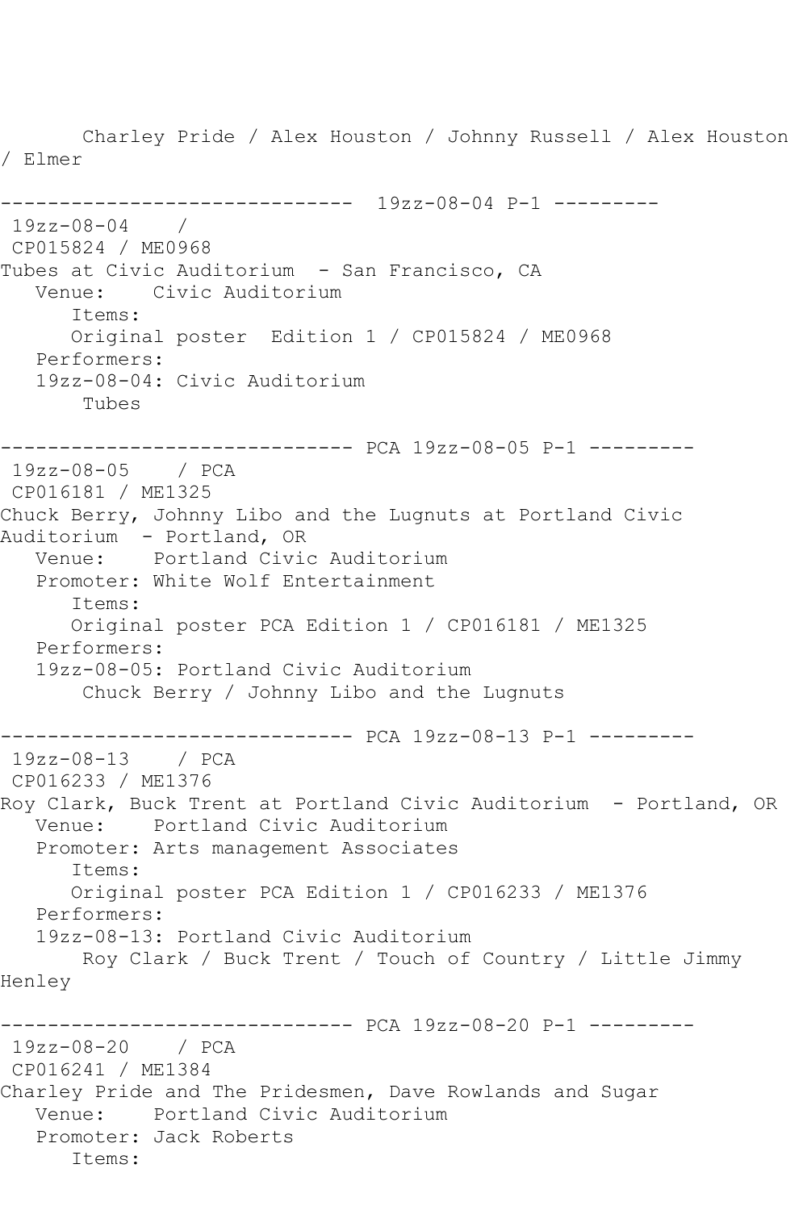Charley Pride / Alex Houston / Johnny Russell / Alex Houston / Elmer

------------------------------ 19zz-08-04 P-1 ---------

19zz-08-04 /
CP015824 / ME0968
Tubes at Civic Auditorium - San Francisco, CA
Venue: Civic Auditorium
Items:
Original poster Edition 1 / CP015824 / ME0968
Performers:
19zz-08-04: Civic Auditorium
Tubes

------------------------------ PCA 19zz-08-05 P-1 ---------

19zz-08-05 / PCA
CP016181 / ME1325
Chuck Berry, Johnny Libo and the Lugnuts at Portland Civic Auditorium - Portland, OR
Venue: Portland Civic Auditorium
Promoter: White Wolf Entertainment
Items:
Original poster PCA Edition 1 / CP016181 / ME1325
Performers:
19zz-08-05: Portland Civic Auditorium
Chuck Berry / Johnny Libo and the Lugnuts

------------------------------ PCA 19zz-08-13 P-1 ---------

19zz-08-13 / PCA
CP016233 / ME1376
Roy Clark, Buck Trent at Portland Civic Auditorium - Portland, OR
Venue: Portland Civic Auditorium
Promoter: Arts management Associates
Items:
Original poster PCA Edition 1 / CP016233 / ME1376
Performers:
19zz-08-13: Portland Civic Auditorium
Roy Clark / Buck Trent / Touch of Country / Little Jimmy Henley

------------------------------ PCA 19zz-08-20 P-1 ---------

19zz-08-20 / PCA
CP016241 / ME1384
Charley Pride and The Pridesmen, Dave Rowlands and Sugar
Venue: Portland Civic Auditorium
Promoter: Jack Roberts
Items: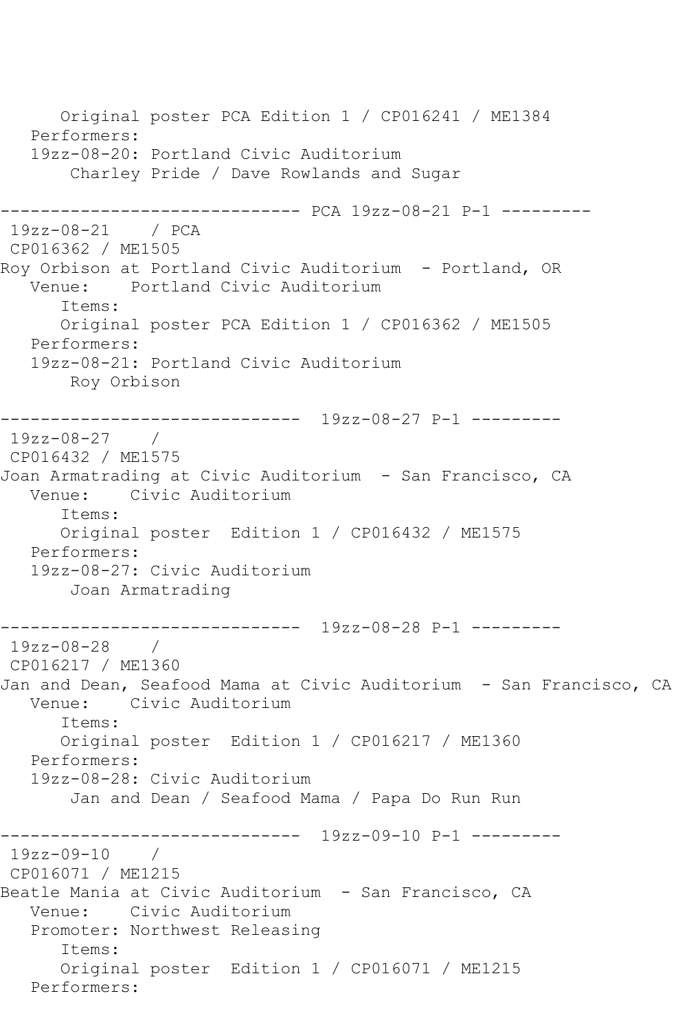```
      Original poster PCA Edition 1 / CP016241 / ME1384
   Performers:
   19zz-08-20: Portland Civic Auditorium
       Charley Pride / Dave Rowlands and Sugar

------------------------------ PCA 19zz-08-21 P-1 ---------
 19zz-08-21    / PCA
 CP016362 / ME1505
Roy Orbison at Portland Civic Auditorium  - Portland, OR
   Venue:    Portland Civic Auditorium
      Items:
      Original poster PCA Edition 1 / CP016362 / ME1505
   Performers:
   19zz-08-21: Portland Civic Auditorium
       Roy Orbison

------------------------------  19zz-08-27 P-1 ---------
 19zz-08-27    /
 CP016432 / ME1575
Joan Armatrading at Civic Auditorium  - San Francisco, CA
   Venue:    Civic Auditorium
      Items:
      Original poster  Edition 1 / CP016432 / ME1575
   Performers:
   19zz-08-27: Civic Auditorium
       Joan Armatrading

------------------------------  19zz-08-28 P-1 ---------
 19zz-08-28    /
 CP016217 / ME1360
Jan and Dean, Seafood Mama at Civic Auditorium  - San Francisco, CA
   Venue:    Civic Auditorium
      Items:
      Original poster  Edition 1 / CP016217 / ME1360
   Performers:
   19zz-08-28: Civic Auditorium
       Jan and Dean / Seafood Mama / Papa Do Run Run

------------------------------  19zz-09-10 P-1 ---------
 19zz-09-10    /
 CP016071 / ME1215
Beatle Mania at Civic Auditorium  - San Francisco, CA
   Venue:    Civic Auditorium
   Promoter: Northwest Releasing
      Items:
      Original poster  Edition 1 / CP016071 / ME1215
   Performers:
```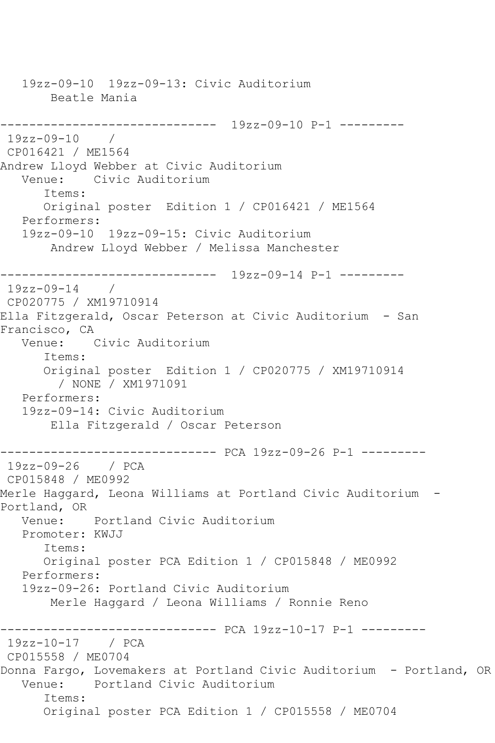19zz-09-10  19zz-09-13: Civic Auditorium
    Beatle Mania

------------------------------  19zz-09-10 P-1 ---------

19zz-09-10    /
CP016421 / ME1564
Andrew Lloyd Webber at Civic Auditorium
   Venue:    Civic Auditorium
      Items:
      Original poster  Edition 1 / CP016421 / ME1564
   Performers:
   19zz-09-10  19zz-09-15: Civic Auditorium
       Andrew Lloyd Webber / Melissa Manchester

------------------------------  19zz-09-14 P-1 ---------

19zz-09-14    /
CP020775 / XM19710914
Ella Fitzgerald, Oscar Peterson at Civic Auditorium  - San Francisco, CA
   Venue:    Civic Auditorium
      Items:
      Original poster  Edition 1 / CP020775 / XM19710914 / NONE / XM1971091
   Performers:
   19zz-09-14: Civic Auditorium
       Ella Fitzgerald / Oscar Peterson

------------------------------ PCA 19zz-09-26 P-1 ---------

19zz-09-26    / PCA
CP015848 / ME0992
Merle Haggard, Leona Williams at Portland Civic Auditorium  - Portland, OR
   Venue:    Portland Civic Auditorium
   Promoter: KWJJ
      Items:
      Original poster PCA Edition 1 / CP015848 / ME0992
   Performers:
   19zz-09-26: Portland Civic Auditorium
       Merle Haggard / Leona Williams / Ronnie Reno

------------------------------ PCA 19zz-10-17 P-1 ---------

19zz-10-17    / PCA
CP015558 / ME0704
Donna Fargo, Lovemakers at Portland Civic Auditorium  - Portland, OR
   Venue:    Portland Civic Auditorium
      Items:
      Original poster PCA Edition 1 / CP015558 / ME0704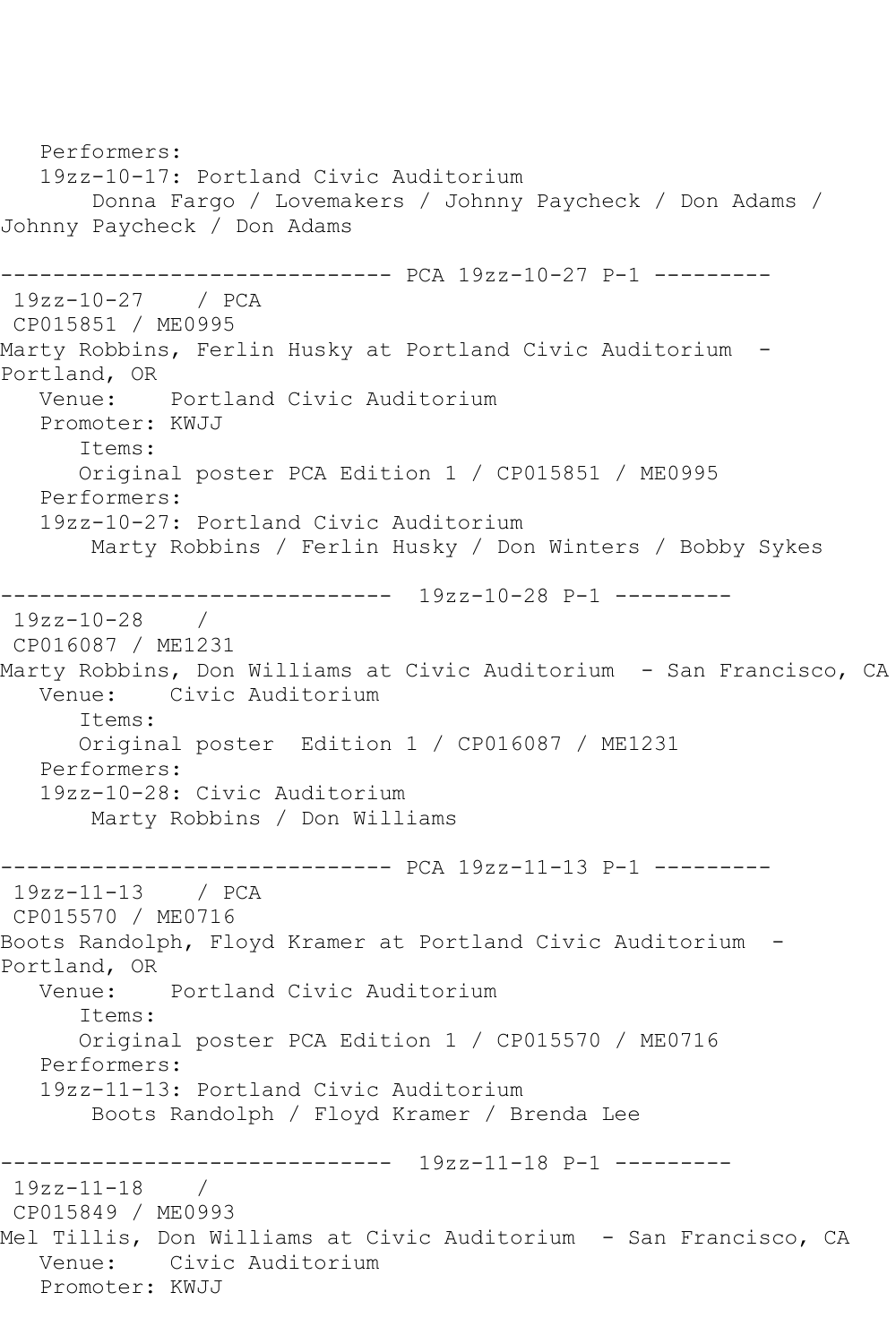```
   Performers:
   19zz-10-17: Portland Civic Auditorium
       Donna Fargo / Lovemakers / Johnny Paycheck / Don Adams / 
Johnny Paycheck / Don Adams

------------------------------ PCA 19zz-10-27 P-1 ---------
 19zz-10-27    / PCA
 CP015851 / ME0995
Marty Robbins, Ferlin Husky at Portland Civic Auditorium  - 
Portland, OR
   Venue:    Portland Civic Auditorium
   Promoter: KWJJ
      Items:
      Original poster PCA Edition 1 / CP015851 / ME0995
   Performers:
   19zz-10-27: Portland Civic Auditorium
       Marty Robbins / Ferlin Husky / Don Winters / Bobby Sykes

------------------------------  19zz-10-28 P-1 ---------
 19zz-10-28    / 
 CP016087 / ME1231
Marty Robbins, Don Williams at Civic Auditorium  - San Francisco, CA
   Venue:    Civic Auditorium
      Items:
      Original poster  Edition 1 / CP016087 / ME1231
   Performers:
   19zz-10-28: Civic Auditorium
       Marty Robbins / Don Williams

------------------------------ PCA 19zz-11-13 P-1 ---------
 19zz-11-13    / PCA
 CP015570 / ME0716
Boots Randolph, Floyd Kramer at Portland Civic Auditorium  - 
Portland, OR
   Venue:    Portland Civic Auditorium
      Items:
      Original poster PCA Edition 1 / CP015570 / ME0716
   Performers:
   19zz-11-13: Portland Civic Auditorium
       Boots Randolph / Floyd Kramer / Brenda Lee

------------------------------  19zz-11-18 P-1 ---------
 19zz-11-18    / 
 CP015849 / ME0993
Mel Tillis, Don Williams at Civic Auditorium  - San Francisco, CA
   Venue:    Civic Auditorium
   Promoter: KWJJ
```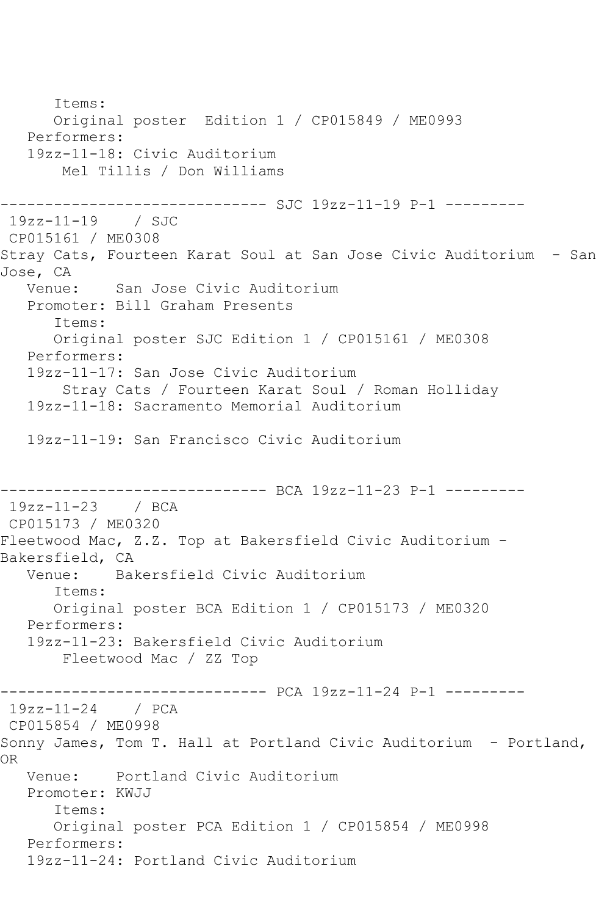Items:
      Original poster  Edition 1 / CP015849 / ME0993
   Performers:
   19zz-11-18: Civic Auditorium
       Mel Tillis / Don Williams

------------------------------ SJC 19zz-11-19 P-1 ---------
 19zz-11-19    / SJC
 CP015161 / ME0308
Stray Cats, Fourteen Karat Soul at San Jose Civic Auditorium  - San Jose, CA
   Venue:    San Jose Civic Auditorium
   Promoter: Bill Graham Presents
      Items:
      Original poster SJC Edition 1 / CP015161 / ME0308
   Performers:
   19zz-11-17: San Jose Civic Auditorium
       Stray Cats / Fourteen Karat Soul / Roman Holliday
   19zz-11-18: Sacramento Memorial Auditorium

   19zz-11-19: San Francisco Civic Auditorium

------------------------------ BCA 19zz-11-23 P-1 ---------
 19zz-11-23    / BCA
 CP015173 / ME0320
Fleetwood Mac, Z.Z. Top at Bakersfield Civic Auditorium - Bakersfield, CA
   Venue:    Bakersfield Civic Auditorium
      Items:
      Original poster BCA Edition 1 / CP015173 / ME0320
   Performers:
   19zz-11-23: Bakersfield Civic Auditorium
       Fleetwood Mac / ZZ Top

------------------------------ PCA 19zz-11-24 P-1 ---------
 19zz-11-24    / PCA
 CP015854 / ME0998
Sonny James, Tom T. Hall at Portland Civic Auditorium  - Portland, OR
   Venue:    Portland Civic Auditorium
   Promoter: KWJJ
      Items:
      Original poster PCA Edition 1 / CP015854 / ME0998
   Performers:
   19zz-11-24: Portland Civic Auditorium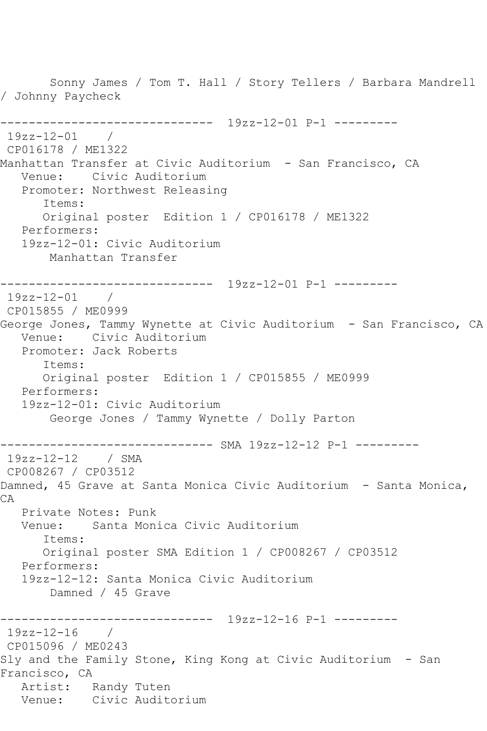Sonny James / Tom T. Hall / Story Tellers / Barbara Mandrell / Johnny Paycheck

------------------------------ 19zz-12-01 P-1 ---------

19zz-12-01 /

CP016178 / ME1322

Manhattan Transfer at Civic Auditorium - San Francisco, CA

Venue: Civic Auditorium

Promoter: Northwest Releasing

Items:

Original poster Edition 1 / CP016178 / ME1322

Performers:

19zz-12-01: Civic Auditorium

Manhattan Transfer

------------------------------ 19zz-12-01 P-1 ---------

19zz-12-01 /

CP015855 / ME0999

George Jones, Tammy Wynette at Civic Auditorium - San Francisco, CA

Venue: Civic Auditorium

Promoter: Jack Roberts

Items:

Original poster Edition 1 / CP015855 / ME0999

Performers:

19zz-12-01: Civic Auditorium

George Jones / Tammy Wynette / Dolly Parton

------------------------------ SMA 19zz-12-12 P-1 ---------

19zz-12-12 / SMA

CP008267 / CP03512

Damned, 45 Grave at Santa Monica Civic Auditorium - Santa Monica, CA

Private Notes: Punk

Venue: Santa Monica Civic Auditorium

Items:

Original poster SMA Edition 1 / CP008267 / CP03512

Performers:

19zz-12-12: Santa Monica Civic Auditorium

Damned / 45 Grave

------------------------------ 19zz-12-16 P-1 ---------

19zz-12-16 /

CP015096 / ME0243

Sly and the Family Stone, King Kong at Civic Auditorium - San Francisco, CA

Artist: Randy Tuten

Venue: Civic Auditorium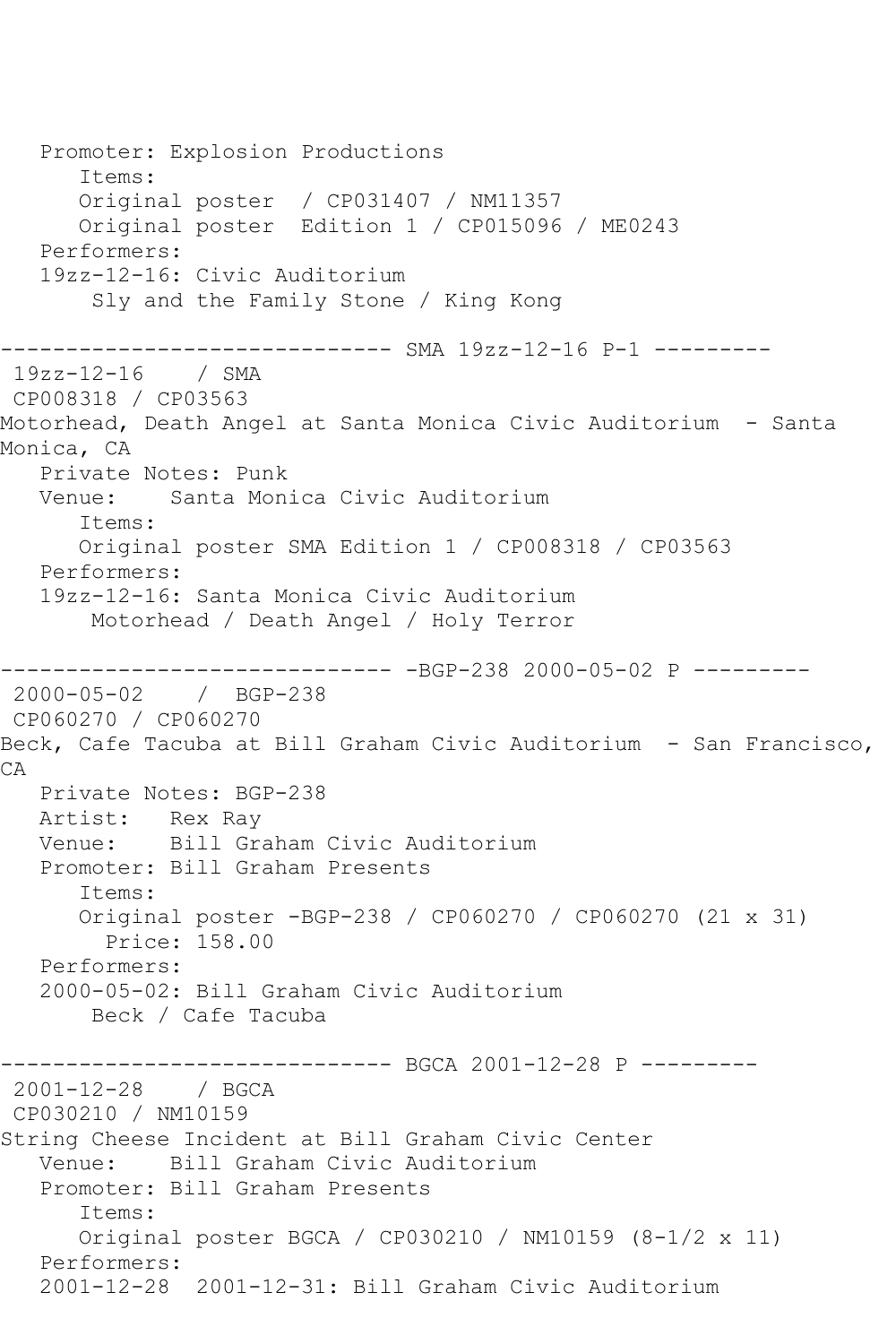```
   Promoter: Explosion Productions
      Items:
      Original poster  / CP031407 / NM11357
      Original poster  Edition 1 / CP015096 / ME0243
   Performers:
   19zz-12-16: Civic Auditorium
       Sly and the Family Stone / King Kong

------------------------------ SMA 19zz-12-16 P-1 ---------
 19zz-12-16    / SMA
 CP008318 / CP03563
Motorhead, Death Angel at Santa Monica Civic Auditorium  - Santa
Monica, CA
   Private Notes: Punk
   Venue:    Santa Monica Civic Auditorium
      Items:
      Original poster SMA Edition 1 / CP008318 / CP03563
   Performers:
   19zz-12-16: Santa Monica Civic Auditorium
       Motorhead / Death Angel / Holy Terror

------------------------------ -BGP-238 2000-05-02 P ---------
 2000-05-02    /  BGP-238
 CP060270 / CP060270
Beck, Cafe Tacuba at Bill Graham Civic Auditorium  - San Francisco,
CA
   Private Notes: BGP-238
   Artist:   Rex Ray
   Venue:    Bill Graham Civic Auditorium
   Promoter: Bill Graham Presents
      Items:
      Original poster -BGP-238 / CP060270 / CP060270 (21 x 31)
        Price: 158.00
   Performers:
   2000-05-02: Bill Graham Civic Auditorium
       Beck / Cafe Tacuba

------------------------------ BGCA 2001-12-28 P ---------
 2001-12-28    / BGCA
 CP030210 / NM10159
String Cheese Incident at Bill Graham Civic Center
   Venue:    Bill Graham Civic Auditorium
   Promoter: Bill Graham Presents
      Items:
      Original poster BGCA / CP030210 / NM10159 (8-1/2 x 11)
   Performers:
   2001-12-28  2001-12-31: Bill Graham Civic Auditorium
```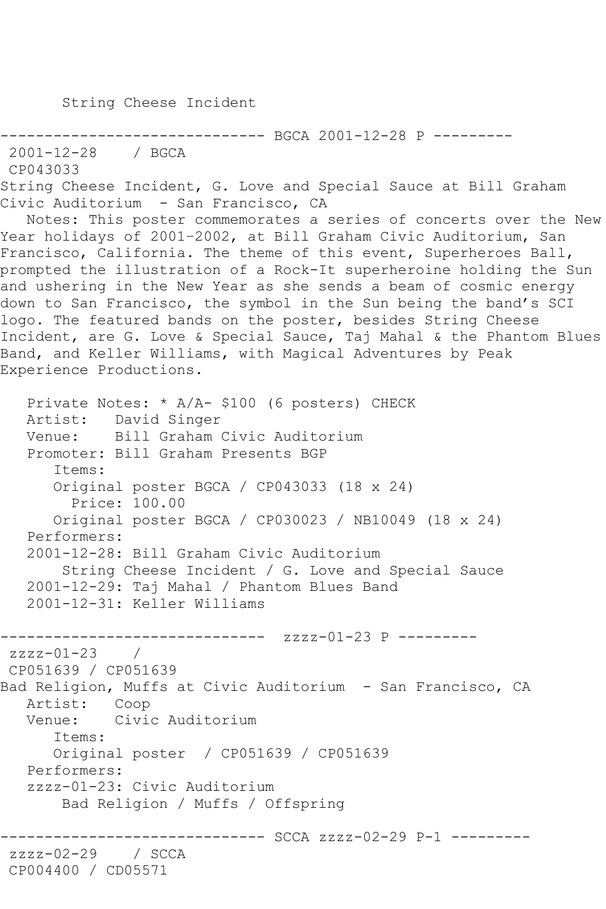String Cheese Incident

------------------------------ BGCA 2001-12-28 P ---------

2001-12-28 / BGCA

CP043033

String Cheese Incident, G. Love and Special Sauce at Bill Graham Civic Auditorium - San Francisco, CA

Notes: This poster commemorates a series of concerts over the New Year holidays of 2001-2002, at Bill Graham Civic Auditorium, San Francisco, California. The theme of this event, Superheroes Ball, prompted the illustration of a Rock-It superheroine holding the Sun and ushering in the New Year as she sends a beam of cosmic energy down to San Francisco, the symbol in the Sun being the band's SCI logo. The featured bands on the poster, besides String Cheese Incident, are G. Love & Special Sauce, Taj Mahal & the Phantom Blues Band, and Keller Williams, with Magical Adventures by Peak Experience Productions.

Private Notes: * A/A- $100 (6 posters) CHECK

Artist: David Singer

Venue: Bill Graham Civic Auditorium

Promoter: Bill Graham Presents BGP

Items:

Original poster BGCA / CP043033 (18 x 24)

Price: 100.00

Original poster BGCA / CP030023 / NB10049 (18 x 24)

Performers:

2001-12-28: Bill Graham Civic Auditorium

String Cheese Incident / G. Love and Special Sauce

2001-12-29: Taj Mahal / Phantom Blues Band

2001-12-31: Keller Williams

------------------------------ zzzz-01-23 P ---------

zzzz-01-23 /

CP051639 / CP051639

Bad Religion, Muffs at Civic Auditorium - San Francisco, CA

Artist: Coop

Venue: Civic Auditorium

Items:

Original poster / CP051639 / CP051639

Performers:

zzzz-01-23: Civic Auditorium

Bad Religion / Muffs / Offspring

------------------------------ SCCA zzzz-02-29 P-1 ---------

zzzz-02-29 / SCCA

CP004400 / CD05571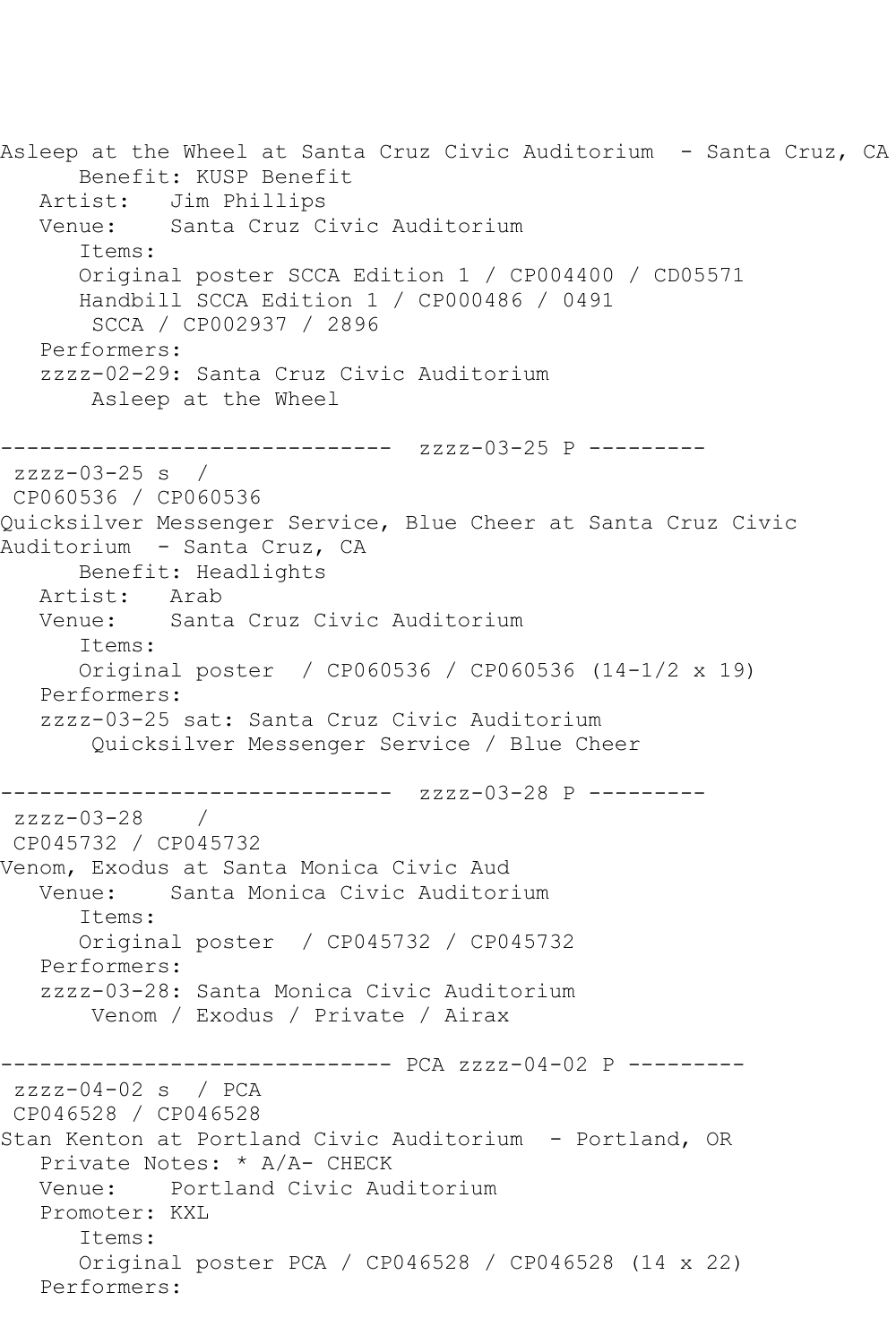Asleep at the Wheel at Santa Cruz Civic Auditorium - Santa Cruz, CA
      Benefit: KUSP Benefit
   Artist:   Jim Phillips
   Venue:    Santa Cruz Civic Auditorium
      Items:
      Original poster SCCA Edition 1 / CP004400 / CD05571
      Handbill SCCA Edition 1 / CP000486 / 0491
       SCCA / CP002937 / 2896
   Performers:
   zzzz-02-29: Santa Cruz Civic Auditorium
       Asleep at the Wheel

------------------------------ zzzz-03-25 P ---------
 zzzz-03-25 s  /
 CP060536 / CP060536
Quicksilver Messenger Service, Blue Cheer at Santa Cruz Civic Auditorium - Santa Cruz, CA
      Benefit: Headlights
   Artist:   Arab
   Venue:    Santa Cruz Civic Auditorium
      Items:
      Original poster  / CP060536 / CP060536 (14-1/2 x 19)
   Performers:
   zzzz-03-25 sat: Santa Cruz Civic Auditorium
       Quicksilver Messenger Service / Blue Cheer

------------------------------ zzzz-03-28 P ---------
 zzzz-03-28    /
 CP045732 / CP045732
Venom, Exodus at Santa Monica Civic Aud
   Venue:    Santa Monica Civic Auditorium
      Items:
      Original poster  / CP045732 / CP045732
   Performers:
   zzzz-03-28: Santa Monica Civic Auditorium
       Venom / Exodus / Private / Airax

------------------------------ PCA zzzz-04-02 P ---------
 zzzz-04-02 s  / PCA
 CP046528 / CP046528
Stan Kenton at Portland Civic Auditorium - Portland, OR
   Private Notes: * A/A- CHECK
   Venue:    Portland Civic Auditorium
   Promoter: KXL
      Items:
      Original poster PCA / CP046528 / CP046528 (14 x 22)
   Performers: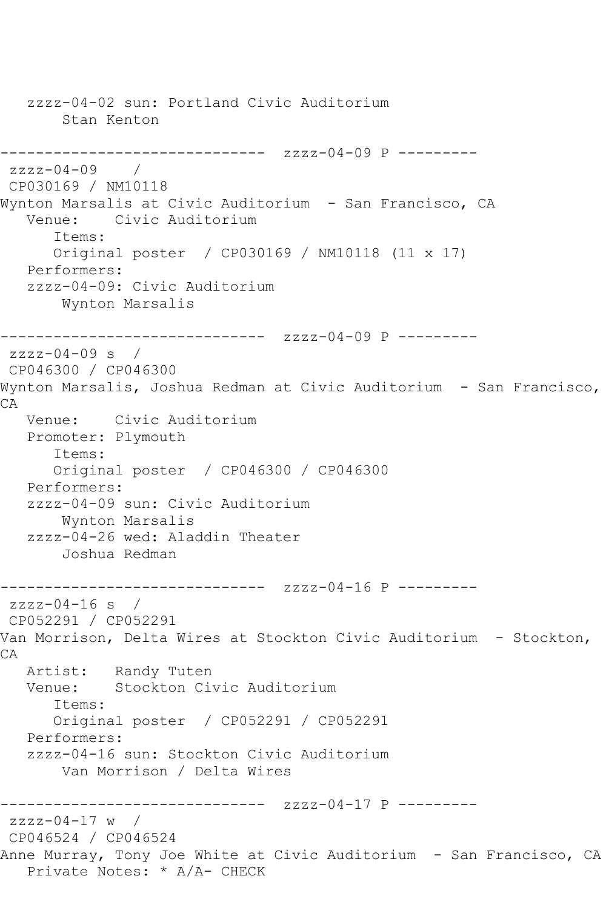```
   zzzz-04-02 sun: Portland Civic Auditorium
       Stan Kenton

------------------------------  zzzz-04-09 P ---------
 zzzz-04-09    /
 CP030169 / NM10118
Wynton Marsalis at Civic Auditorium  - San Francisco, CA
   Venue:    Civic Auditorium
      Items:
      Original poster  / CP030169 / NM10118 (11 x 17)
   Performers:
   zzzz-04-09: Civic Auditorium
       Wynton Marsalis

------------------------------  zzzz-04-09 P ---------
 zzzz-04-09 s  /
 CP046300 / CP046300
Wynton Marsalis, Joshua Redman at Civic Auditorium  - San Francisco,
CA
   Venue:    Civic Auditorium
   Promoter: Plymouth
      Items:
      Original poster  / CP046300 / CP046300
   Performers:
   zzzz-04-09 sun: Civic Auditorium
       Wynton Marsalis
   zzzz-04-26 wed: Aladdin Theater
       Joshua Redman

------------------------------  zzzz-04-16 P ---------
 zzzz-04-16 s  /
 CP052291 / CP052291
Van Morrison, Delta Wires at Stockton Civic Auditorium  - Stockton,
CA
   Artist:   Randy Tuten
   Venue:    Stockton Civic Auditorium
      Items:
      Original poster  / CP052291 / CP052291
   Performers:
   zzzz-04-16 sun: Stockton Civic Auditorium
       Van Morrison / Delta Wires

------------------------------  zzzz-04-17 P ---------
 zzzz-04-17 w  /
 CP046524 / CP046524
Anne Murray, Tony Joe White at Civic Auditorium  - San Francisco, CA
   Private Notes: * A/A- CHECK
```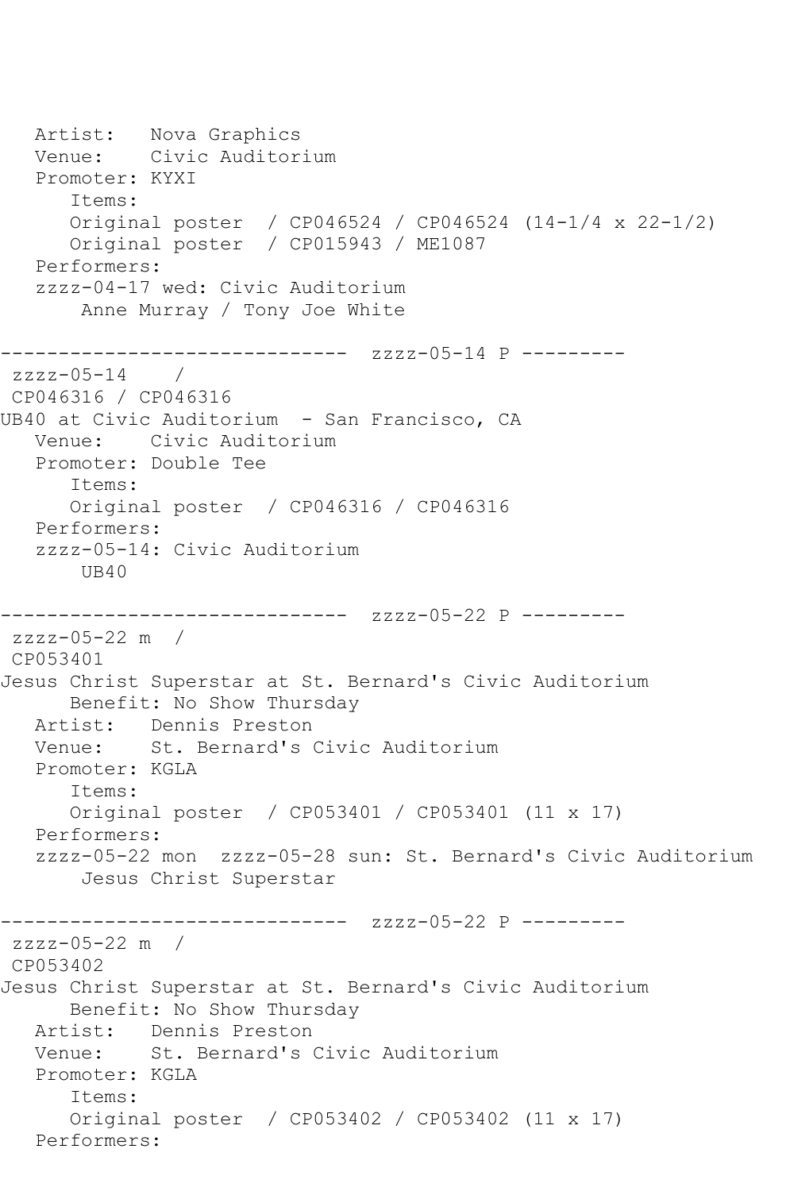```
   Artist:   Nova Graphics
   Venue:    Civic Auditorium
   Promoter: KYXI
      Items:
      Original poster  / CP046524 / CP046524 (14-1/4 x 22-1/2)
      Original poster  / CP015943 / ME1087
   Performers:
   zzzz-04-17 wed: Civic Auditorium
       Anne Murray / Tony Joe White

------------------------------  zzzz-05-14 P ---------
 zzzz-05-14    /
 CP046316 / CP046316
UB40 at Civic Auditorium  - San Francisco, CA
   Venue:    Civic Auditorium
   Promoter: Double Tee
      Items:
      Original poster  / CP046316 / CP046316
   Performers:
   zzzz-05-14: Civic Auditorium
       UB40

------------------------------  zzzz-05-22 P ---------
 zzzz-05-22 m  /
 CP053401
Jesus Christ Superstar at St. Bernard's Civic Auditorium
      Benefit: No Show Thursday
   Artist:   Dennis Preston
   Venue:    St. Bernard's Civic Auditorium
   Promoter: KGLA
      Items:
      Original poster  / CP053401 / CP053401 (11 x 17)
   Performers:
   zzzz-05-22 mon  zzzz-05-28 sun: St. Bernard's Civic Auditorium
       Jesus Christ Superstar

------------------------------  zzzz-05-22 P ---------
 zzzz-05-22 m  /
 CP053402
Jesus Christ Superstar at St. Bernard's Civic Auditorium
      Benefit: No Show Thursday
   Artist:   Dennis Preston
   Venue:    St. Bernard's Civic Auditorium
   Promoter: KGLA
      Items:
      Original poster  / CP053402 / CP053402 (11 x 17)
   Performers:
```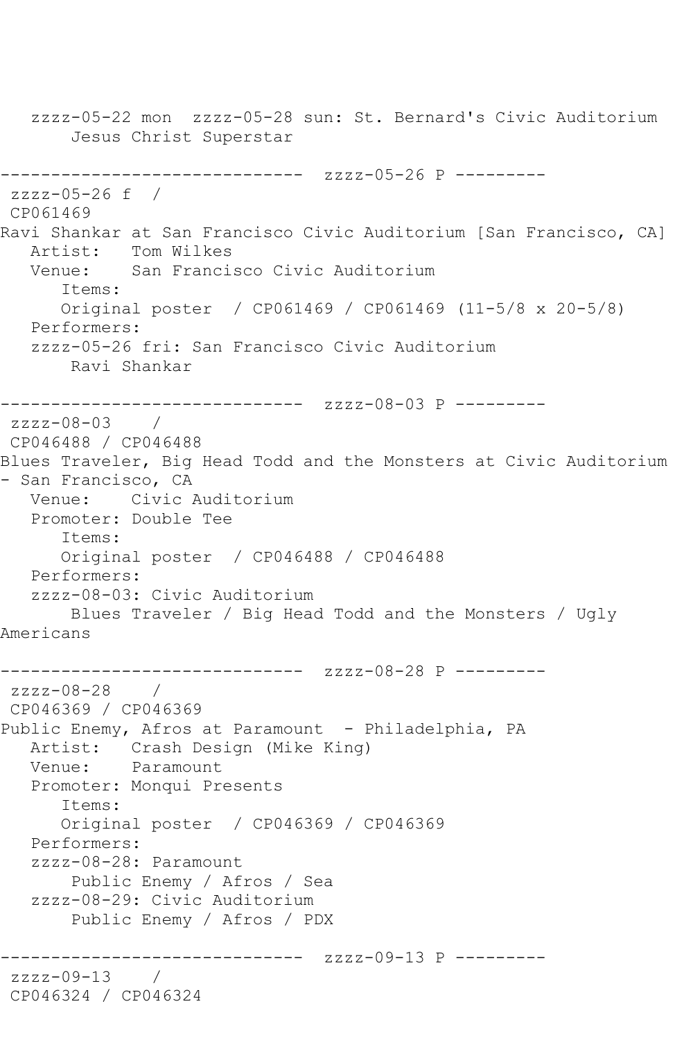```
   zzzz-05-22 mon  zzzz-05-28 sun: St. Bernard's Civic Auditorium
       Jesus Christ Superstar

------------------------------  zzzz-05-26 P ---------
 zzzz-05-26 f  /
 CP061469
Ravi Shankar at San Francisco Civic Auditorium [San Francisco, CA]
   Artist:   Tom Wilkes
   Venue:    San Francisco Civic Auditorium
      Items:
      Original poster  / CP061469 / CP061469 (11-5/8 x 20-5/8)
   Performers:
   zzzz-05-26 fri: San Francisco Civic Auditorium
       Ravi Shankar

------------------------------  zzzz-08-03 P ---------
 zzzz-08-03    /
 CP046488 / CP046488
Blues Traveler, Big Head Todd and the Monsters at Civic Auditorium
- San Francisco, CA
   Venue:    Civic Auditorium
   Promoter: Double Tee
      Items:
      Original poster  / CP046488 / CP046488
   Performers:
   zzzz-08-03: Civic Auditorium
       Blues Traveler / Big Head Todd and the Monsters / Ugly
Americans

------------------------------  zzzz-08-28 P ---------
 zzzz-08-28    /
 CP046369 / CP046369
Public Enemy, Afros at Paramount  - Philadelphia, PA
   Artist:   Crash Design (Mike King)
   Venue:    Paramount
   Promoter: Monqui Presents
      Items:
      Original poster  / CP046369 / CP046369
   Performers:
   zzzz-08-28: Paramount
       Public Enemy / Afros / Sea
   zzzz-08-29: Civic Auditorium
       Public Enemy / Afros / PDX

------------------------------  zzzz-09-13 P ---------
 zzzz-09-13    /
 CP046324 / CP046324
```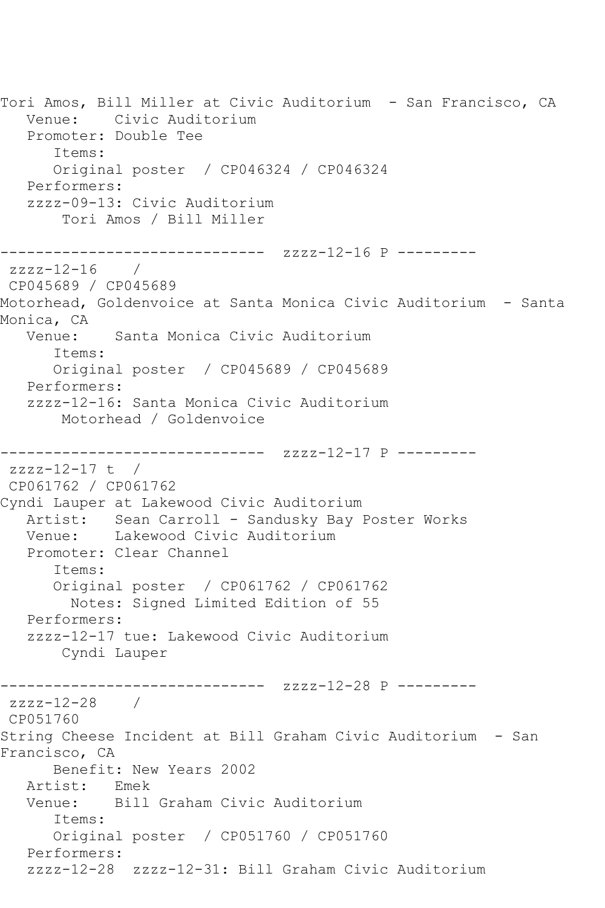```
Tori Amos, Bill Miller at Civic Auditorium  - San Francisco, CA
   Venue:    Civic Auditorium
   Promoter: Double Tee
      Items:
      Original poster  / CP046324 / CP046324
   Performers:
   zzzz-09-13: Civic Auditorium
       Tori Amos / Bill Miller

------------------------------  zzzz-12-16 P ---------
 zzzz-12-16    /
 CP045689 / CP045689
Motorhead, Goldenvoice at Santa Monica Civic Auditorium  - Santa 
Monica, CA
   Venue:    Santa Monica Civic Auditorium
      Items:
      Original poster  / CP045689 / CP045689
   Performers:
   zzzz-12-16: Santa Monica Civic Auditorium
       Motorhead / Goldenvoice

------------------------------  zzzz-12-17 P ---------
 zzzz-12-17 t  /
 CP061762 / CP061762
Cyndi Lauper at Lakewood Civic Auditorium
   Artist:   Sean Carroll - Sandusky Bay Poster Works
   Venue:    Lakewood Civic Auditorium
   Promoter: Clear Channel
      Items:
      Original poster  / CP061762 / CP061762
        Notes: Signed Limited Edition of 55
   Performers:
   zzzz-12-17 tue: Lakewood Civic Auditorium
       Cyndi Lauper

------------------------------  zzzz-12-28 P ---------
 zzzz-12-28    /
 CP051760
String Cheese Incident at Bill Graham Civic Auditorium  - San 
Francisco, CA
      Benefit: New Years 2002
   Artist:   Emek
   Venue:    Bill Graham Civic Auditorium
      Items:
      Original poster  / CP051760 / CP051760
   Performers:
   zzzz-12-28  zzzz-12-31: Bill Graham Civic Auditorium
```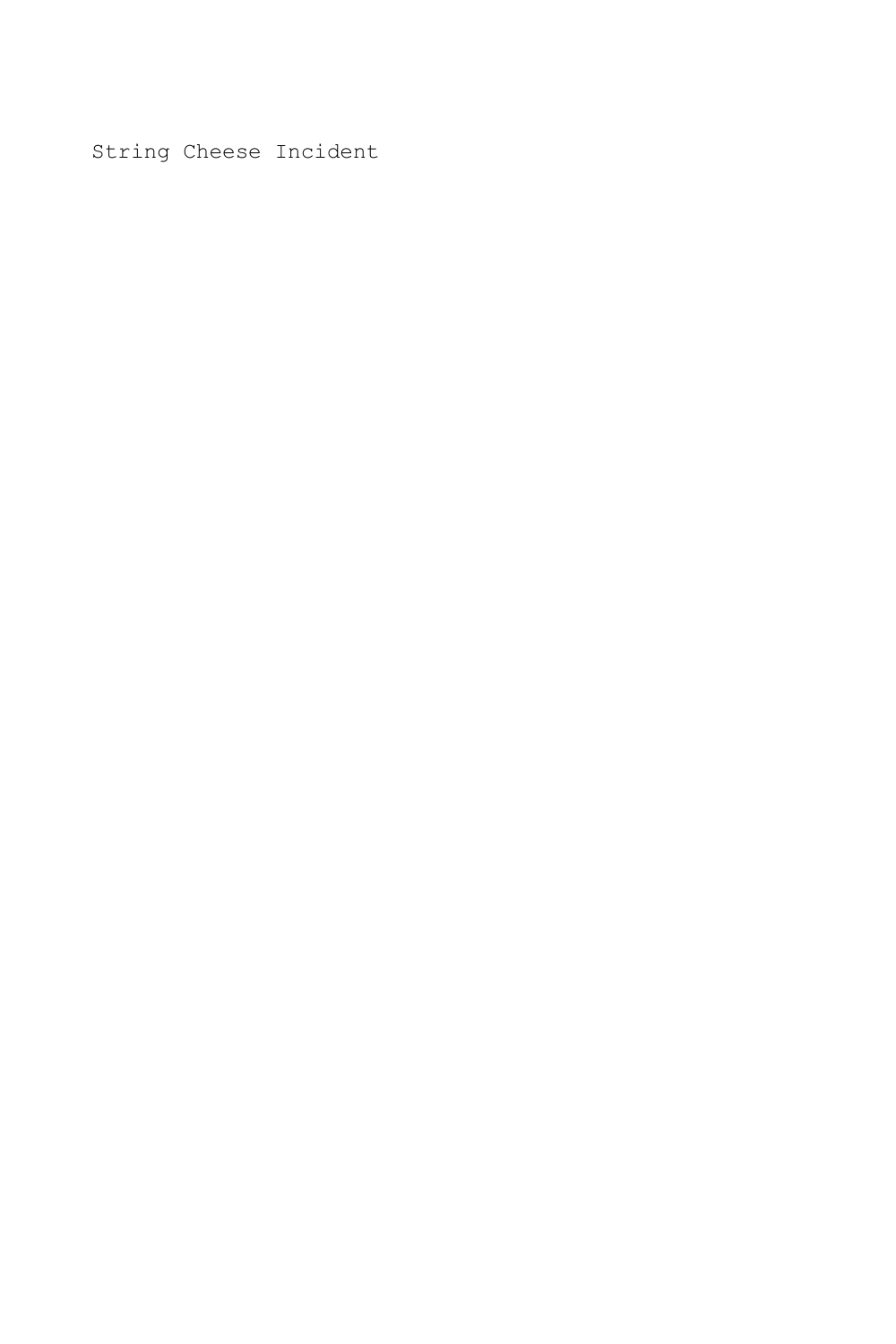String Cheese Incident